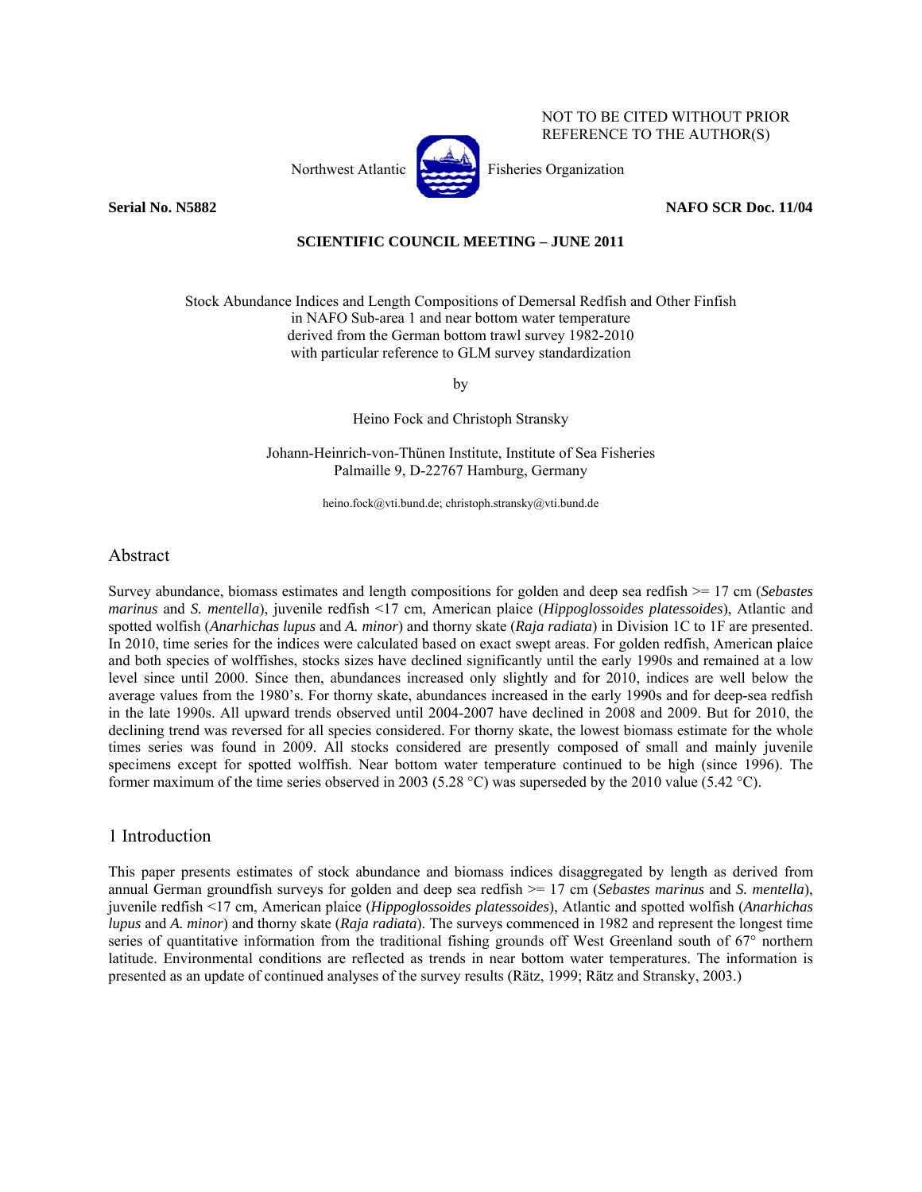NOT TO BE CITED WITHOUT PRIOR REFERENCE TO THE AUTHOR(S)

Northwest Atlantic Fisheries Organization

**Serial No. N5882** **NAFO SCR Doc. 11/04**

**SCIENTIFIC COUNCIL MEETING – JUNE 2011**

# Stock Abundance Indices and Length Compositions of Demersal Redfish and Other Finfish in NAFO Sub-area 1 and near bottom water temperature derived from the German bottom trawl survey 1982-2010 with particular reference to GLM survey standardization

by

Heino Fock and Christoph Stransky

Johann-Heinrich-von-Thünen Institute, Institute of Sea Fisheries
Palmaille 9, D-22767 Hamburg, Germany

heino.fock@vti.bund.de; christoph.stransky@vti.bund.de

## Abstract

Survey abundance, biomass estimates and length compositions for golden and deep sea redfish >= 17 cm (*Sebastes marinus* and *S. mentella*), juvenile redfish <17 cm, American plaice (*Hippoglossoides platessoides*), Atlantic and spotted wolfish (*Anarhichas lupus* and *A. minor*) and thorny skate (*Raja radiata*) in Division 1C to 1F are presented. In 2010, time series for the indices were calculated based on exact swept areas. For golden redfish, American plaice and both species of wolffishes, stocks sizes have declined significantly until the early 1990s and remained at a low level since until 2000. Since then, abundances increased only slightly and for 2010, indices are well below the average values from the 1980's. For thorny skate, abundances increased in the early 1990s and for deep-sea redfish in the late 1990s. All upward trends observed until 2004-2007 have declined in 2008 and 2009. But for 2010, the declining trend was reversed for all species considered. For thorny skate, the lowest biomass estimate for the whole times series was found in 2009. All stocks considered are presently composed of small and mainly juvenile specimens except for spotted wolffish. Near bottom water temperature continued to be high (since 1996). The former maximum of the time series observed in 2003 (5.28 °C) was superseded by the 2010 value (5.42 °C).

## 1 Introduction

This paper presents estimates of stock abundance and biomass indices disaggregated by length as derived from annual German groundfish surveys for golden and deep sea redfish >= 17 cm (*Sebastes marinus* and *S. mentella*), juvenile redfish <17 cm, American plaice (*Hippoglossoides platessoides*), Atlantic and spotted wolfish (*Anarhichas lupus* and *A. minor*) and thorny skate (*Raja radiata*). The surveys commenced in 1982 and represent the longest time series of quantitative information from the traditional fishing grounds off West Greenland south of 67° northern latitude. Environmental conditions are reflected as trends in near bottom water temperatures. The information is presented as an update of continued analyses of the survey results (Rätz, 1999; Rätz and Stransky, 2003.)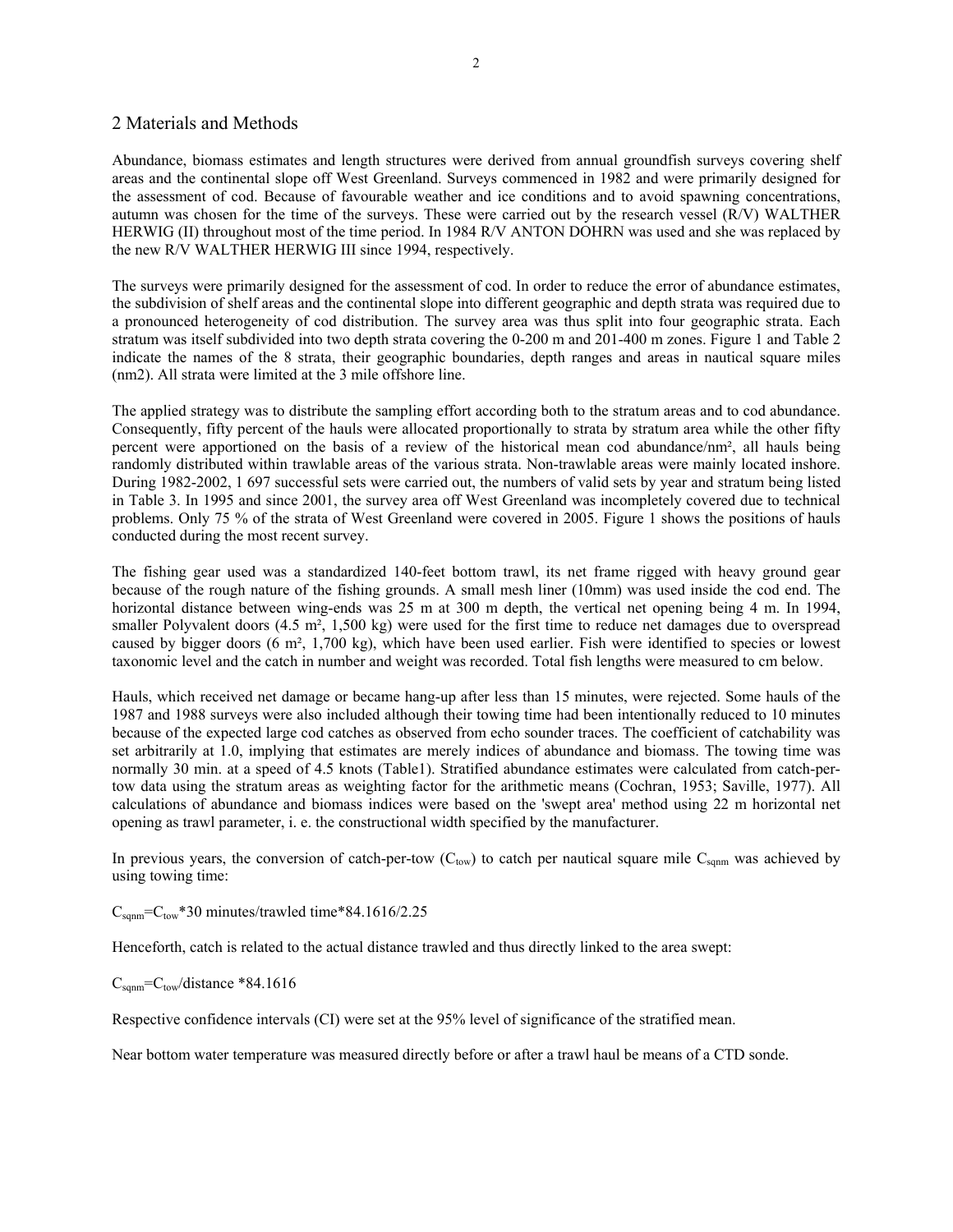## 2 Materials and Methods

Abundance, biomass estimates and length structures were derived from annual groundfish surveys covering shelf areas and the continental slope off West Greenland. Surveys commenced in 1982 and were primarily designed for the assessment of cod. Because of favourable weather and ice conditions and to avoid spawning concentrations, autumn was chosen for the time of the surveys. These were carried out by the research vessel (R/V) WALTHER HERWIG (II) throughout most of the time period. In 1984 R/V ANTON DOHRN was used and she was replaced by the new R/V WALTHER HERWIG III since 1994, respectively.

The surveys were primarily designed for the assessment of cod. In order to reduce the error of abundance estimates, the subdivision of shelf areas and the continental slope into different geographic and depth strata was required due to a pronounced heterogeneity of cod distribution. The survey area was thus split into four geographic strata. Each stratum was itself subdivided into two depth strata covering the 0-200 m and 201-400 m zones. Figure 1 and Table 2 indicate the names of the 8 strata, their geographic boundaries, depth ranges and areas in nautical square miles (nm2). All strata were limited at the 3 mile offshore line.

The applied strategy was to distribute the sampling effort according both to the stratum areas and to cod abundance. Consequently, fifty percent of the hauls were allocated proportionally to strata by stratum area while the other fifty percent were apportioned on the basis of a review of the historical mean cod abundance/nm², all hauls being randomly distributed within trawlable areas of the various strata. Non-trawlable areas were mainly located inshore. During 1982-2002, 1 697 successful sets were carried out, the numbers of valid sets by year and stratum being listed in Table 3. In 1995 and since 2001, the survey area off West Greenland was incompletely covered due to technical problems. Only 75 % of the strata of West Greenland were covered in 2005. Figure 1 shows the positions of hauls conducted during the most recent survey.

The fishing gear used was a standardized 140-feet bottom trawl, its net frame rigged with heavy ground gear because of the rough nature of the fishing grounds. A small mesh liner (10mm) was used inside the cod end. The horizontal distance between wing-ends was 25 m at 300 m depth, the vertical net opening being 4 m. In 1994, smaller Polyvalent doors (4.5 m², 1,500 kg) were used for the first time to reduce net damages due to overspread caused by bigger doors (6 m², 1,700 kg), which have been used earlier. Fish were identified to species or lowest taxonomic level and the catch in number and weight was recorded. Total fish lengths were measured to cm below.

Hauls, which received net damage or became hang-up after less than 15 minutes, were rejected. Some hauls of the 1987 and 1988 surveys were also included although their towing time had been intentionally reduced to 10 minutes because of the expected large cod catches as observed from echo sounder traces. The coefficient of catchability was set arbitrarily at 1.0, implying that estimates are merely indices of abundance and biomass. The towing time was normally 30 min. at a speed of 4.5 knots (Table1). Stratified abundance estimates were calculated from catch-per-tow data using the stratum areas as weighting factor for the arithmetic means (Cochran, 1953; Saville, 1977). All calculations of abundance and biomass indices were based on the 'swept area' method using 22 m horizontal net opening as trawl parameter, i. e. the constructional width specified by the manufacturer.

In previous years, the conversion of catch-per-tow ($C_{tow}$) to catch per nautical square mile $C_{sqnm}$ was achieved by using towing time:

$$C_{sqnm}=C_{tow}*30 \text{ minutes/trawled time}*84.1616/2.25$$

Henceforth, catch is related to the actual distance trawled and thus directly linked to the area swept:

$$C_{sqnm}=C_{tow}/\text{distance} *84.1616$$

Respective confidence intervals (CI) were set at the 95% level of significance of the stratified mean.

Near bottom water temperature was measured directly before or after a trawl haul be means of a CTD sonde.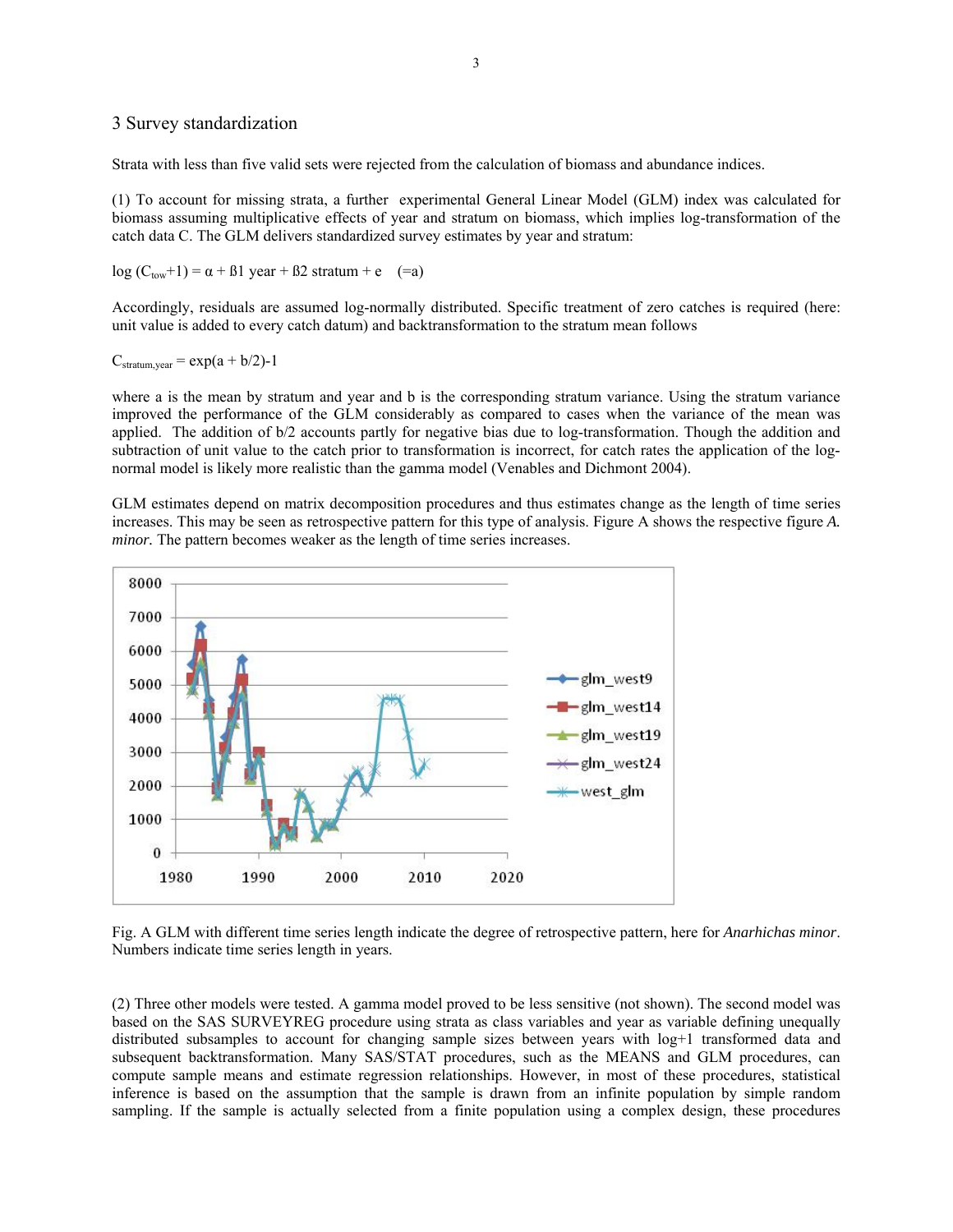## 3 Survey standardization

Strata with less than five valid sets were rejected from the calculation of biomass and abundance indices.

(1) To account for missing strata, a further experimental General Linear Model (GLM) index was calculated for biomass assuming multiplicative effects of year and stratum on biomass, which implies log-transformation of the catch data C. The GLM delivers standardized survey estimates by year and stratum:

$$\log(C_{tow}+1) = \alpha + \beta 1 \text{ year} + \beta 2 \text{ stratum} + e \quad (=a)$$

Accordingly, residuals are assumed log-normally distributed. Specific treatment of zero catches is required (here: unit value is added to every catch datum) and backtransformation to the stratum mean follows

$$C_{stratum,year} = \exp(a + b/2)-1$$

where a is the mean by stratum and year and b is the corresponding stratum variance. Using the stratum variance improved the performance of the GLM considerably as compared to cases when the variance of the mean was applied. The addition of b/2 accounts partly for negative bias due to log-transformation. Though the addition and subtraction of unit value to the catch prior to transformation is incorrect, for catch rates the application of the log-normal model is likely more realistic than the gamma model (Venables and Dichmont 2004).

GLM estimates depend on matrix decomposition procedures and thus estimates change as the length of time series increases. This may be seen as retrospective pattern for this type of analysis. Figure A shows the respective figure *A. minor.* The pattern becomes weaker as the length of time series increases.

Fig. A GLM with different time series length indicate the degree of retrospective pattern, here for *Anarhichas minor*. Numbers indicate time series length in years.

(2) Three other models were tested. A gamma model proved to be less sensitive (not shown). The second model was based on the SAS SURVEYREG procedure using strata as class variables and year as variable defining unequally distributed subsamples to account for changing sample sizes between years with log+1 transformed data and subsequent backtransformation. Many SAS/STAT procedures, such as the MEANS and GLM procedures, can compute sample means and estimate regression relationships. However, in most of these procedures, statistical inference is based on the assumption that the sample is drawn from an infinite population by simple random sampling. If the sample is actually selected from a finite population using a complex design, these procedures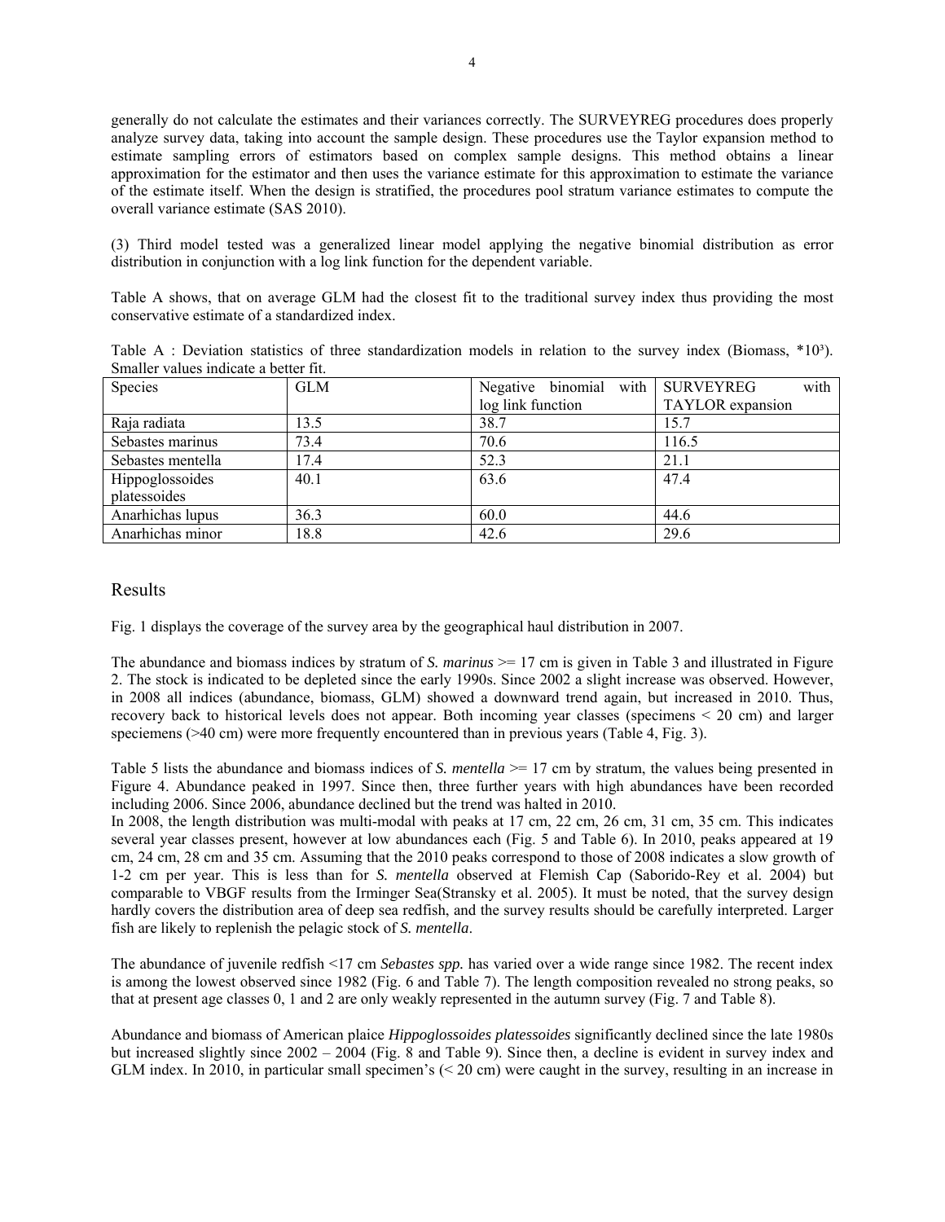generally do not calculate the estimates and their variances correctly. The SURVEYREG procedures does properly analyze survey data, taking into account the sample design. These procedures use the Taylor expansion method to estimate sampling errors of estimators based on complex sample designs. This method obtains a linear approximation for the estimator and then uses the variance estimate for this approximation to estimate the variance of the estimate itself. When the design is stratified, the procedures pool stratum variance estimates to compute the overall variance estimate (SAS 2010).

(3) Third model tested was a generalized linear model applying the negative binomial distribution as error distribution in conjunction with a log link function for the dependent variable.

Table A shows, that on average GLM had the closest fit to the traditional survey index thus providing the most conservative estimate of a standardized index.

Table A : Deviation statistics of three standardization models in relation to the survey index (Biomass, $*10^3$). Smaller values indicate a better fit.

| Species | GLM | Negative binomial with log link function | SURVEYREG with TAYLOR expansion |
|---|---|---|---|
| Raja radiata | 13.5 | 38.7 | 15.7 |
| Sebastes marinus | 73.4 | 70.6 | 116.5 |
| Sebastes mentella | 17.4 | 52.3 | 21.1 |
| Hippoglossoides platessoides | 40.1 | 63.6 | 47.4 |
| Anarhichas lupus | 36.3 | 60.0 | 44.6 |
| Anarhichas minor | 18.8 | 42.6 | 29.6 |

## Results

Fig. 1 displays the coverage of the survey area by the geographical haul distribution in 2007.

The abundance and biomass indices by stratum of *S. marinus* >= 17 cm is given in Table 3 and illustrated in Figure 2. The stock is indicated to be depleted since the early 1990s. Since 2002 a slight increase was observed. However, in 2008 all indices (abundance, biomass, GLM) showed a downward trend again, but increased in 2010. Thus, recovery back to historical levels does not appear. Both incoming year classes (specimens < 20 cm) and larger speciemens (>40 cm) were more frequently encountered than in previous years (Table 4, Fig. 3).

Table 5 lists the abundance and biomass indices of *S. mentella* >= 17 cm by stratum, the values being presented in Figure 4. Abundance peaked in 1997. Since then, three further years with high abundances have been recorded including 2006. Since 2006, abundance declined but the trend was halted in 2010.
In 2008, the length distribution was multi-modal with peaks at 17 cm, 22 cm, 26 cm, 31 cm, 35 cm. This indicates several year classes present, however at low abundances each (Fig. 5 and Table 6). In 2010, peaks appeared at 19 cm, 24 cm, 28 cm and 35 cm. Assuming that the 2010 peaks correspond to those of 2008 indicates a slow growth of 1-2 cm per year. This is less than for *S. mentella* observed at Flemish Cap (Saborido-Rey et al. 2004) but comparable to VBGF results from the Irminger Sea(Stransky et al. 2005). It must be noted, that the survey design hardly covers the distribution area of deep sea redfish, and the survey results should be carefully interpreted. Larger fish are likely to replenish the pelagic stock of *S. mentella*.

The abundance of juvenile redfish <17 cm *Sebastes spp.* has varied over a wide range since 1982. The recent index is among the lowest observed since 1982 (Fig. 6 and Table 7). The length composition revealed no strong peaks, so that at present age classes 0, 1 and 2 are only weakly represented in the autumn survey (Fig. 7 and Table 8).

Abundance and biomass of American plaice *Hippoglossoides platessoides* significantly declined since the late 1980s but increased slightly since 2002 – 2004 (Fig. 8 and Table 9). Since then, a decline is evident in survey index and GLM index. In 2010, in particular small specimen's (< 20 cm) were caught in the survey, resulting in an increase in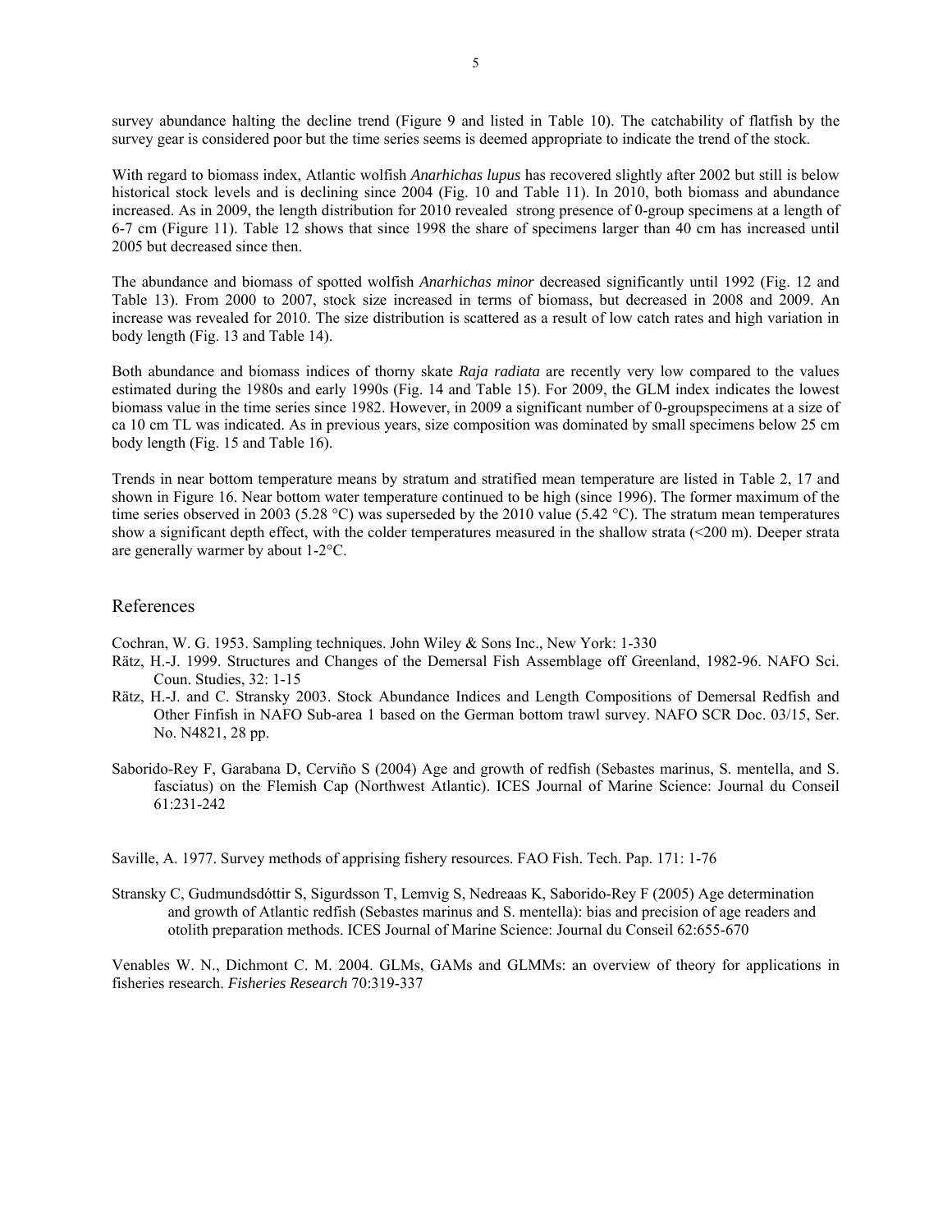survey abundance halting the decline trend (Figure 9 and listed in Table 10). The catchability of flatfish by the survey gear is considered poor but the time series seems is deemed appropriate to indicate the trend of the stock.

With regard to biomass index, Atlantic wolfish *Anarhichas lupus* has recovered slightly after 2002 but still is below historical stock levels and is declining since 2004 (Fig. 10 and Table 11). In 2010, both biomass and abundance increased. As in 2009, the length distribution for 2010 revealed strong presence of 0-group specimens at a length of 6-7 cm (Figure 11). Table 12 shows that since 1998 the share of specimens larger than 40 cm has increased until 2005 but decreased since then.

The abundance and biomass of spotted wolfish *Anarhichas minor* decreased significantly until 1992 (Fig. 12 and Table 13). From 2000 to 2007, stock size increased in terms of biomass, but decreased in 2008 and 2009. An increase was revealed for 2010. The size distribution is scattered as a result of low catch rates and high variation in body length (Fig. 13 and Table 14).

Both abundance and biomass indices of thorny skate *Raja radiata* are recently very low compared to the values estimated during the 1980s and early 1990s (Fig. 14 and Table 15). For 2009, the GLM index indicates the lowest biomass value in the time series since 1982. However, in 2009 a significant number of 0-groupspecimens at a size of ca 10 cm TL was indicated. As in previous years, size composition was dominated by small specimens below 25 cm body length (Fig. 15 and Table 16).

Trends in near bottom temperature means by stratum and stratified mean temperature are listed in Table 2, 17 and shown in Figure 16. Near bottom water temperature continued to be high (since 1996). The former maximum of the time series observed in 2003 (5.28 °C) was superseded by the 2010 value (5.42 °C). The stratum mean temperatures show a significant depth effect, with the colder temperatures measured in the shallow strata (<200 m). Deeper strata are generally warmer by about 1-2°C.

## References

Cochran, W. G. 1953. Sampling techniques. John Wiley & Sons Inc., New York: 1-330

Rätz, H.-J. 1999. Structures and Changes of the Demersal Fish Assemblage off Greenland, 1982-96. NAFO Sci. Coun. Studies, 32: 1-15

Rätz, H.-J. and C. Stransky 2003. Stock Abundance Indices and Length Compositions of Demersal Redfish and Other Finfish in NAFO Sub-area 1 based on the German bottom trawl survey. NAFO SCR Doc. 03/15, Ser. No. N4821, 28 pp.

Saborido-Rey F, Garabana D, Cerviño S (2004) Age and growth of redfish (Sebastes marinus, S. mentella, and S. fasciatus) on the Flemish Cap (Northwest Atlantic). ICES Journal of Marine Science: Journal du Conseil 61:231-242

Saville, A. 1977. Survey methods of apprising fishery resources. FAO Fish. Tech. Pap. 171: 1-76

Stransky C, Gudmundsdóttir S, Sigurdsson T, Lemvig S, Nedreaas K, Saborido-Rey F (2005) Age determination and growth of Atlantic redfish (Sebastes marinus and S. mentella): bias and precision of age readers and otolith preparation methods. ICES Journal of Marine Science: Journal du Conseil 62:655-670

Venables W. N., Dichmont C. M. 2004. GLMs, GAMs and GLMMs: an overview of theory for applications in fisheries research. *Fisheries Research* 70:319-337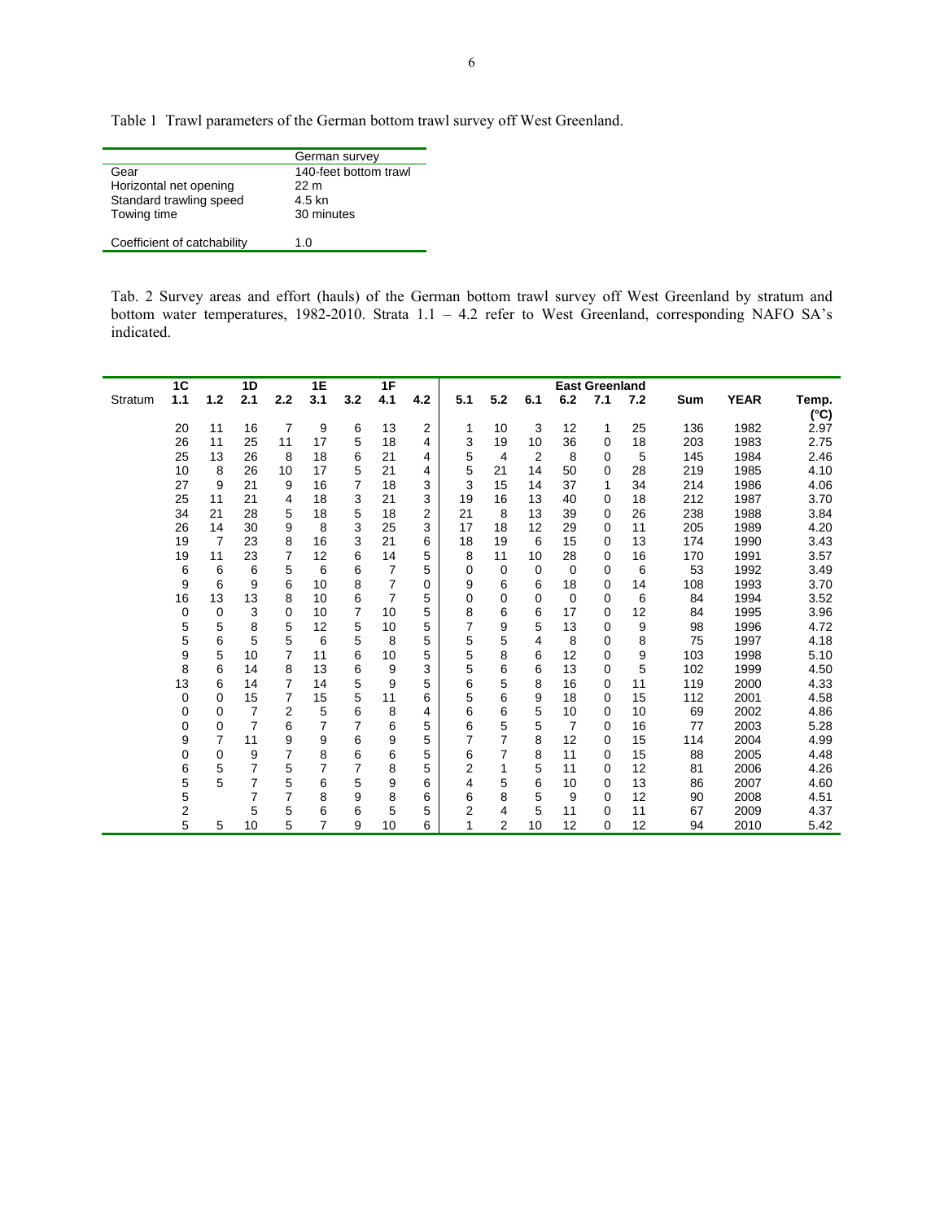Table 1 Trawl parameters of the German bottom trawl survey off West Greenland.

| | German survey |
|---|---|
| Gear | 140-feet bottom trawl |
| Horizontal net opening | 22 m |
| Standard trawling speed | 4.5 kn |
| Towing time | 30 minutes |
| Coefficient of catchability | 1.0 |

Tab. 2 Survey areas and effort (hauls) of the German bottom trawl survey off West Greenland by stratum and bottom water temperatures, 1982-2010. Strata 1.1 – 4.2 refer to West Greenland, corresponding NAFO SA's indicated.

| | 1C | | 1D | | 1E | | 1F | | East Greenland | | | | | | | | |
|---|---|---|---|---|---|---|---|---|---|---|---|---|---|---|---|---|---|
| Stratum | 1.1 | 1.2 | 2.1 | 2.2 | 3.1 | 3.2 | 4.1 | 4.2 | 5.1 | 5.2 | 6.1 | 6.2 | 7.1 | 7.2 | Sum | YEAR | Temp. (°C) |
| | 20 | 11 | 16 | 7 | 9 | 6 | 13 | 2 | 1 | 10 | 3 | 12 | 1 | 25 | 136 | 1982 | 2.97 |
| | 26 | 11 | 25 | 11 | 17 | 5 | 18 | 4 | 3 | 19 | 10 | 36 | 0 | 18 | 203 | 1983 | 2.75 |
| | 25 | 13 | 26 | 8 | 18 | 6 | 21 | 4 | 5 | 4 | 2 | 8 | 0 | 5 | 145 | 1984 | 2.46 |
| | 10 | 8 | 26 | 10 | 17 | 5 | 21 | 4 | 5 | 21 | 14 | 50 | 0 | 28 | 219 | 1985 | 4.10 |
| | 27 | 9 | 21 | 9 | 16 | 7 | 18 | 3 | 3 | 15 | 14 | 37 | 1 | 34 | 214 | 1986 | 4.06 |
| | 25 | 11 | 21 | 4 | 18 | 3 | 21 | 3 | 19 | 16 | 13 | 40 | 0 | 18 | 212 | 1987 | 3.70 |
| | 34 | 21 | 28 | 5 | 18 | 5 | 18 | 2 | 21 | 8 | 13 | 39 | 0 | 26 | 238 | 1988 | 3.84 |
| | 26 | 14 | 30 | 9 | 8 | 3 | 25 | 3 | 17 | 18 | 12 | 29 | 0 | 11 | 205 | 1989 | 4.20 |
| | 19 | 7 | 23 | 8 | 16 | 3 | 21 | 6 | 18 | 19 | 6 | 15 | 0 | 13 | 174 | 1990 | 3.43 |
| | 19 | 11 | 23 | 7 | 12 | 6 | 14 | 5 | 8 | 11 | 10 | 28 | 0 | 16 | 170 | 1991 | 3.57 |
| | 6 | 6 | 6 | 5 | 6 | 6 | 7 | 5 | 0 | 0 | 0 | 0 | 0 | 6 | 53 | 1992 | 3.49 |
| | 9 | 6 | 9 | 6 | 10 | 8 | 7 | 0 | 9 | 6 | 6 | 18 | 0 | 14 | 108 | 1993 | 3.70 |
| | 16 | 13 | 13 | 8 | 10 | 6 | 7 | 5 | 0 | 0 | 0 | 0 | 0 | 6 | 84 | 1994 | 3.52 |
| | 0 | 0 | 3 | 0 | 10 | 7 | 10 | 5 | 8 | 6 | 6 | 17 | 0 | 12 | 84 | 1995 | 3.96 |
| | 5 | 5 | 8 | 5 | 12 | 5 | 10 | 5 | 7 | 9 | 5 | 13 | 0 | 9 | 98 | 1996 | 4.72 |
| | 5 | 6 | 5 | 5 | 6 | 5 | 8 | 5 | 5 | 5 | 4 | 8 | 0 | 8 | 75 | 1997 | 4.18 |
| | 9 | 5 | 10 | 7 | 11 | 6 | 10 | 5 | 5 | 8 | 6 | 12 | 0 | 9 | 103 | 1998 | 5.10 |
| | 8 | 6 | 14 | 8 | 13 | 6 | 9 | 3 | 5 | 6 | 6 | 13 | 0 | 5 | 102 | 1999 | 4.50 |
| | 13 | 6 | 14 | 7 | 14 | 5 | 9 | 5 | 6 | 5 | 8 | 16 | 0 | 11 | 119 | 2000 | 4.33 |
| | 0 | 0 | 15 | 7 | 15 | 5 | 11 | 6 | 5 | 6 | 9 | 18 | 0 | 15 | 112 | 2001 | 4.58 |
| | 0 | 0 | 7 | 2 | 5 | 6 | 8 | 4 | 6 | 6 | 5 | 10 | 0 | 10 | 69 | 2002 | 4.86 |
| | 0 | 0 | 7 | 6 | 7 | 7 | 6 | 5 | 6 | 5 | 5 | 7 | 0 | 16 | 77 | 2003 | 5.28 |
| | 9 | 7 | 11 | 9 | 9 | 6 | 9 | 5 | 7 | 7 | 8 | 12 | 0 | 15 | 114 | 2004 | 4.99 |
| | 0 | 0 | 9 | 7 | 8 | 6 | 6 | 5 | 6 | 7 | 8 | 11 | 0 | 15 | 88 | 2005 | 4.48 |
| | 6 | 5 | 7 | 5 | 7 | 7 | 8 | 5 | 2 | 1 | 5 | 11 | 0 | 12 | 81 | 2006 | 4.26 |
| | 5 | 5 | 7 | 5 | 6 | 5 | 9 | 6 | 4 | 5 | 6 | 10 | 0 | 13 | 86 | 2007 | 4.60 |
| | 5 | | 7 | 7 | 8 | 9 | 8 | 6 | 6 | 8 | 5 | 9 | 0 | 12 | 90 | 2008 | 4.51 |
| | 2 | | 5 | 5 | 6 | 6 | 5 | 5 | 2 | 4 | 5 | 11 | 0 | 11 | 67 | 2009 | 4.37 |
| | 5 | 5 | 10 | 5 | 7 | 9 | 10 | 6 | 1 | 2 | 10 | 12 | 0 | 12 | 94 | 2010 | 5.42 |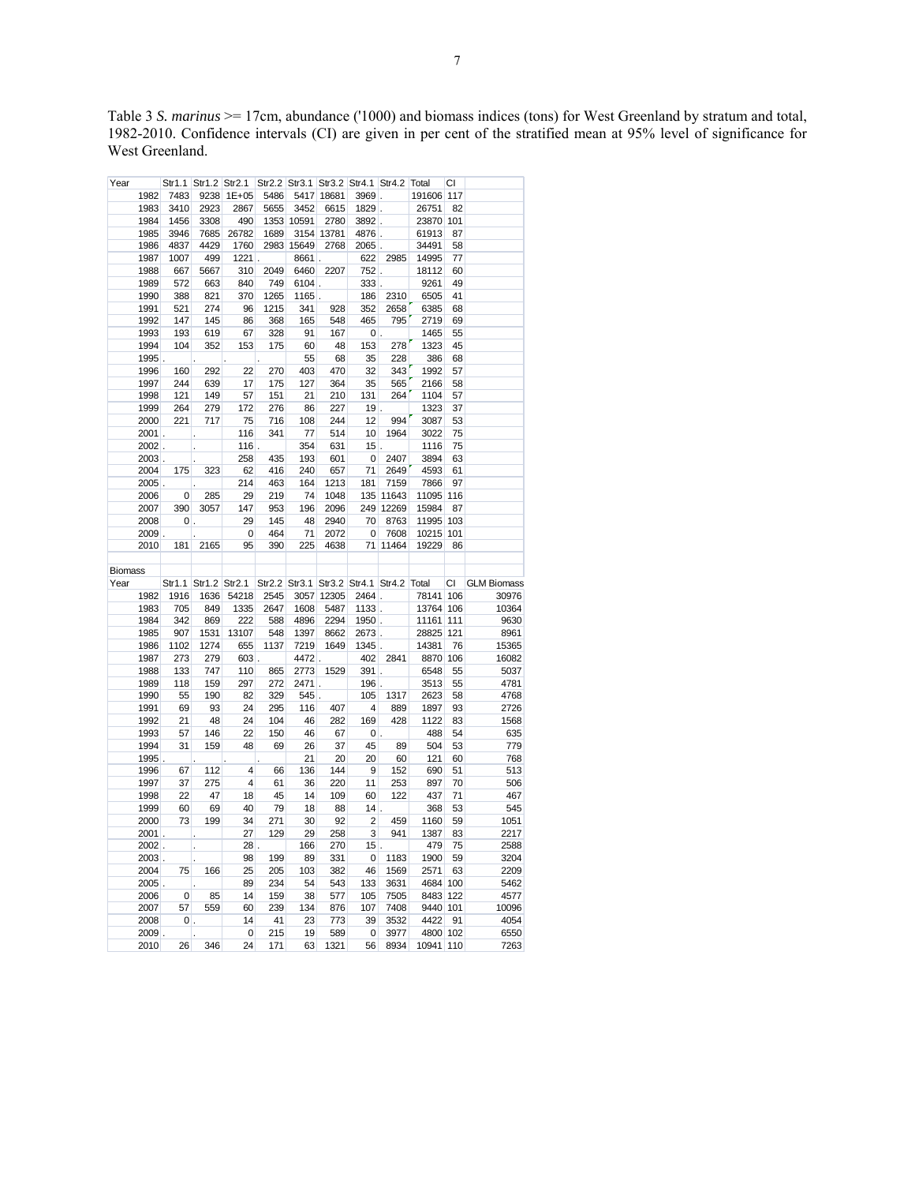Table 3 *S. marinus* >= 17cm, abundance ('1000) and biomass indices (tons) for West Greenland by stratum and total, 1982-2010. Confidence intervals (CI) are given in per cent of the stratified mean at 95% level of significance for West Greenland.

| Year | Str1.1 | Str1.2 | Str2.1 | Str2.2 | Str3.1 | Str3.2 | Str4.1 | Str4.2 | Total | CI |
|---|---|---|---|---|---|---|---|---|---|---|
| 1982 | 7483 | 9238 | 1E+05 | 5486 | 5417 | 18681 | 3969 | . | 191606 | 117 |
| 1983 | 3410 | 2923 | 2867 | 5655 | 3452 | 6615 | 1829 | . | 26751 | 82 |
| 1984 | 1456 | 3308 | 490 | 1353 | 10591 | 2780 | 3892 | . | 23870 | 101 |
| 1985 | 3946 | 7685 | 26782 | 1689 | 3154 | 13781 | 4876 | . | 61913 | 87 |
| 1986 | 4837 | 4429 | 1760 | 2983 | 15649 | 2768 | 2065 | . | 34491 | 58 |
| 1987 | 1007 | 499 | 1221 | . | 8661 | . | 622 | 2985 | 14995 | 77 |
| 1988 | 667 | 5667 | 310 | 2049 | 6460 | 2207 | 752 | . | 18112 | 60 |
| 1989 | 572 | 663 | 840 | 749 | 6104 | . | 333 | . | 9261 | 49 |
| 1990 | 388 | 821 | 370 | 1265 | 1165 | . | 186 | 2310 | 6505 | 41 |
| 1991 | 521 | 274 | 96 | 1215 | 341 | 928 | 352 | 2658 | 6385 | 68 |
| 1992 | 147 | 145 | 86 | 368 | 165 | 548 | 465 | 795 | 2719 | 69 |
| 1993 | 193 | 619 | 67 | 328 | 91 | 167 | 0 | . | 1465 | 55 |
| 1994 | 104 | 352 | 153 | 175 | 60 | 48 | 153 | 278 | 1323 | 45 |
| 1995 | . | . | . | . | 55 | 68 | 35 | 228 | 386 | 68 |
| 1996 | 160 | 292 | 22 | 270 | 403 | 470 | 32 | 343 | 1992 | 57 |
| 1997 | 244 | 639 | 17 | 175 | 127 | 364 | 35 | 565 | 2166 | 58 |
| 1998 | 121 | 149 | 57 | 151 | 21 | 210 | 131 | 264 | 1104 | 57 |
| 1999 | 264 | 279 | 172 | 276 | 86 | 227 | 19 | . | 1323 | 37 |
| 2000 | 221 | 717 | 75 | 716 | 108 | 244 | 12 | 994 | 3087 | 53 |
| 2001 | . | . | 116 | 341 | 77 | 514 | 10 | 1964 | 3022 | 75 |
| 2002 | . | . | 116 | . | 354 | 631 | 15 | . | 1116 | 75 |
| 2003 | . | . | 258 | 435 | 193 | 601 | 0 | 2407 | 3894 | 63 |
| 2004 | 175 | 323 | 62 | 416 | 240 | 657 | 71 | 2649 | 4593 | 61 |
| 2005 | . | . | 214 | 463 | 164 | 1213 | 181 | 7159 | 7866 | 97 |
| 2006 | 0 | 285 | 29 | 219 | 74 | 1048 | 135 | 11643 | 11095 | 116 |
| 2007 | 390 | 3057 | 147 | 953 | 196 | 2096 | 249 | 12269 | 15984 | 87 |
| 2008 | 0 | . | 29 | 145 | 48 | 2940 | 70 | 8763 | 11995 | 103 |
| 2009 | . | . | 0 | 464 | 71 | 2072 | 0 | 7608 | 10215 | 101 |
| 2010 | 181 | 2165 | 95 | 390 | 225 | 4638 | 71 | 11464 | 19229 | 86 |

Biomass

| Year | Str1.1 | Str1.2 | Str2.1 | Str2.2 | Str3.1 | Str3.2 | Str4.1 | Str4.2 | Total | CI | GLM Biomass |
|---|---|---|---|---|---|---|---|---|---|---|---|
| 1982 | 1916 | 1636 | 54218 | 2545 | 3057 | 12305 | 2464 | . | 78141 | 106 | 30976 |
| 1983 | 705 | 849 | 1335 | 2647 | 1608 | 5487 | 1133 | . | 13764 | 106 | 10364 |
| 1984 | 342 | 869 | 222 | 588 | 4896 | 2294 | 1950 | . | 11161 | 111 | 9630 |
| 1985 | 907 | 1531 | 13107 | 548 | 1397 | 8662 | 2673 | . | 28825 | 121 | 8961 |
| 1986 | 1102 | 1274 | 655 | 1137 | 7219 | 1649 | 1345 | . | 14381 | 76 | 15365 |
| 1987 | 273 | 279 | 603 | . | 4472 | . | 402 | 2841 | 8870 | 106 | 16082 |
| 1988 | 133 | 747 | 110 | 865 | 2773 | 1529 | 391 | . | 6548 | 55 | 5037 |
| 1989 | 118 | 159 | 297 | 272 | 2471 | . | 196 | . | 3513 | 55 | 4781 |
| 1990 | 55 | 190 | 82 | 329 | 545 | . | 105 | 1317 | 2623 | 58 | 4768 |
| 1991 | 69 | 93 | 24 | 295 | 116 | 407 | 4 | 889 | 1897 | 93 | 2726 |
| 1992 | 21 | 48 | 24 | 104 | 46 | 282 | 169 | 428 | 1122 | 83 | 1568 |
| 1993 | 57 | 146 | 22 | 150 | 46 | 67 | 0 | . | 488 | 54 | 635 |
| 1994 | 31 | 159 | 48 | 69 | 26 | 37 | 45 | 89 | 504 | 53 | 779 |
| 1995 | . | . | . | . | 21 | 20 | 20 | 60 | 121 | 60 | 768 |
| 1996 | 67 | 112 | 4 | 66 | 136 | 144 | 9 | 152 | 690 | 51 | 513 |
| 1997 | 37 | 275 | 4 | 61 | 36 | 220 | 11 | 253 | 897 | 70 | 506 |
| 1998 | 22 | 47 | 18 | 45 | 14 | 109 | 60 | 122 | 437 | 71 | 467 |
| 1999 | 60 | 69 | 40 | 79 | 18 | 88 | 14 | . | 368 | 53 | 545 |
| 2000 | 73 | 199 | 34 | 271 | 30 | 92 | 2 | 459 | 1160 | 59 | 1051 |
| 2001 | . | . | 27 | 129 | 29 | 258 | 3 | 941 | 1387 | 83 | 2217 |
| 2002 | . | . | 28 | . | 166 | 270 | 15 | . | 479 | 75 | 2588 |
| 2003 | . | . | 98 | 199 | 89 | 331 | 0 | 1183 | 1900 | 59 | 3204 |
| 2004 | 75 | 166 | 25 | 205 | 103 | 382 | 46 | 1569 | 2571 | 63 | 2209 |
| 2005 | . | . | 89 | 234 | 54 | 543 | 133 | 3631 | 4684 | 100 | 5462 |
| 2006 | 0 | 85 | 14 | 159 | 38 | 577 | 105 | 7505 | 8483 | 122 | 4577 |
| 2007 | 57 | 559 | 60 | 239 | 134 | 876 | 107 | 7408 | 9440 | 101 | 10096 |
| 2008 | 0 | . | 14 | 41 | 23 | 773 | 39 | 3532 | 4422 | 91 | 4054 |
| 2009 | . | . | 0 | 215 | 19 | 589 | 0 | 3977 | 4800 | 102 | 6550 |
| 2010 | 26 | 346 | 24 | 171 | 63 | 1321 | 56 | 8934 | 10941 | 110 | 7263 |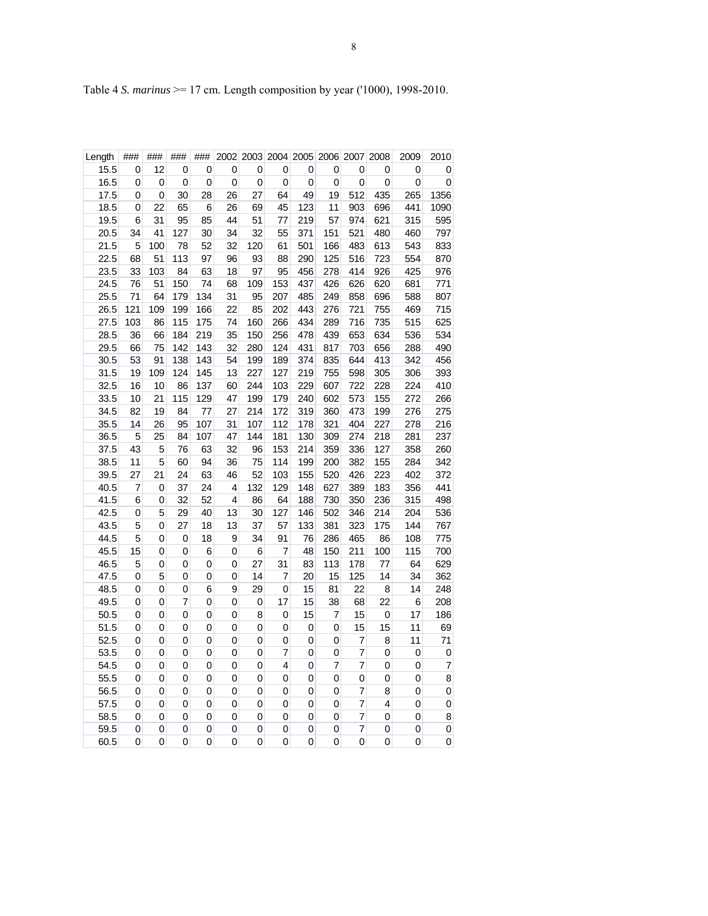Table 4 *S. marinus* >= 17 cm. Length composition by year ('1000), 1998-2010.

| Length | ### | ### | ### | ### | 2002 | 2003 | 2004 | 2005 | 2006 | 2007 | 2008 | 2009 | 2010 |
|---|---|---|---|---|---|---|---|---|---|---|---|---|---|
| 15.5 | 0 | 12 | 0 | 0 | 0 | 0 | 0 | 0 | 0 | 0 | 0 | 0 | 0 |
| 16.5 | 0 | 0 | 0 | 0 | 0 | 0 | 0 | 0 | 0 | 0 | 0 | 0 | 0 |
| 17.5 | 0 | 0 | 30 | 28 | 26 | 27 | 64 | 49 | 19 | 512 | 435 | 265 | 1356 |
| 18.5 | 0 | 22 | 65 | 6 | 26 | 69 | 45 | 123 | 11 | 903 | 696 | 441 | 1090 |
| 19.5 | 6 | 31 | 95 | 85 | 44 | 51 | 77 | 219 | 57 | 974 | 621 | 315 | 595 |
| 20.5 | 34 | 41 | 127 | 30 | 34 | 32 | 55 | 371 | 151 | 521 | 480 | 460 | 797 |
| 21.5 | 5 | 100 | 78 | 52 | 32 | 120 | 61 | 501 | 166 | 483 | 613 | 543 | 833 |
| 22.5 | 68 | 51 | 113 | 97 | 96 | 93 | 88 | 290 | 125 | 516 | 723 | 554 | 870 |
| 23.5 | 33 | 103 | 84 | 63 | 18 | 97 | 95 | 456 | 278 | 414 | 926 | 425 | 976 |
| 24.5 | 76 | 51 | 150 | 74 | 68 | 109 | 153 | 437 | 426 | 626 | 620 | 681 | 771 |
| 25.5 | 71 | 64 | 179 | 134 | 31 | 95 | 207 | 485 | 249 | 858 | 696 | 588 | 807 |
| 26.5 | 121 | 109 | 199 | 166 | 22 | 85 | 202 | 443 | 276 | 721 | 755 | 469 | 715 |
| 27.5 | 103 | 86 | 115 | 175 | 74 | 160 | 266 | 434 | 289 | 716 | 735 | 515 | 625 |
| 28.5 | 36 | 66 | 184 | 219 | 35 | 150 | 256 | 478 | 439 | 653 | 634 | 536 | 534 |
| 29.5 | 66 | 75 | 142 | 143 | 32 | 280 | 124 | 431 | 817 | 703 | 656 | 288 | 490 |
| 30.5 | 53 | 91 | 138 | 143 | 54 | 199 | 189 | 374 | 835 | 644 | 413 | 342 | 456 |
| 31.5 | 19 | 109 | 124 | 145 | 13 | 227 | 127 | 219 | 755 | 598 | 305 | 306 | 393 |
| 32.5 | 16 | 10 | 86 | 137 | 60 | 244 | 103 | 229 | 607 | 722 | 228 | 224 | 410 |
| 33.5 | 10 | 21 | 115 | 129 | 47 | 199 | 179 | 240 | 602 | 573 | 155 | 272 | 266 |
| 34.5 | 82 | 19 | 84 | 77 | 27 | 214 | 172 | 319 | 360 | 473 | 199 | 276 | 275 |
| 35.5 | 14 | 26 | 95 | 107 | 31 | 107 | 112 | 178 | 321 | 404 | 227 | 278 | 216 |
| 36.5 | 5 | 25 | 84 | 107 | 47 | 144 | 181 | 130 | 309 | 274 | 218 | 281 | 237 |
| 37.5 | 43 | 5 | 76 | 63 | 32 | 96 | 153 | 214 | 359 | 336 | 127 | 358 | 260 |
| 38.5 | 11 | 5 | 60 | 94 | 36 | 75 | 114 | 199 | 200 | 382 | 155 | 284 | 342 |
| 39.5 | 27 | 21 | 24 | 63 | 46 | 52 | 103 | 155 | 520 | 426 | 223 | 402 | 372 |
| 40.5 | 7 | 0 | 37 | 24 | 4 | 132 | 129 | 148 | 627 | 389 | 183 | 356 | 441 |
| 41.5 | 6 | 0 | 32 | 52 | 4 | 86 | 64 | 188 | 730 | 350 | 236 | 315 | 498 |
| 42.5 | 0 | 5 | 29 | 40 | 13 | 30 | 127 | 146 | 502 | 346 | 214 | 204 | 536 |
| 43.5 | 5 | 0 | 27 | 18 | 13 | 37 | 57 | 133 | 381 | 323 | 175 | 144 | 767 |
| 44.5 | 5 | 0 | 0 | 18 | 9 | 34 | 91 | 76 | 286 | 465 | 86 | 108 | 775 |
| 45.5 | 15 | 0 | 0 | 6 | 0 | 6 | 7 | 48 | 150 | 211 | 100 | 115 | 700 |
| 46.5 | 5 | 0 | 0 | 0 | 0 | 27 | 31 | 83 | 113 | 178 | 77 | 64 | 629 |
| 47.5 | 0 | 5 | 0 | 0 | 0 | 14 | 7 | 20 | 15 | 125 | 14 | 34 | 362 |
| 48.5 | 0 | 0 | 0 | 6 | 9 | 29 | 0 | 15 | 81 | 22 | 8 | 14 | 248 |
| 49.5 | 0 | 0 | 7 | 0 | 0 | 0 | 17 | 15 | 38 | 68 | 22 | 6 | 208 |
| 50.5 | 0 | 0 | 0 | 0 | 0 | 8 | 0 | 15 | 7 | 15 | 0 | 17 | 186 |
| 51.5 | 0 | 0 | 0 | 0 | 0 | 0 | 0 | 0 | 0 | 15 | 15 | 11 | 69 |
| 52.5 | 0 | 0 | 0 | 0 | 0 | 0 | 0 | 0 | 0 | 7 | 8 | 11 | 71 |
| 53.5 | 0 | 0 | 0 | 0 | 0 | 0 | 7 | 0 | 0 | 7 | 0 | 0 | 0 |
| 54.5 | 0 | 0 | 0 | 0 | 0 | 0 | 4 | 0 | 7 | 7 | 0 | 0 | 7 |
| 55.5 | 0 | 0 | 0 | 0 | 0 | 0 | 0 | 0 | 0 | 0 | 0 | 0 | 8 |
| 56.5 | 0 | 0 | 0 | 0 | 0 | 0 | 0 | 0 | 0 | 7 | 8 | 0 | 0 |
| 57.5 | 0 | 0 | 0 | 0 | 0 | 0 | 0 | 0 | 0 | 7 | 4 | 0 | 0 |
| 58.5 | 0 | 0 | 0 | 0 | 0 | 0 | 0 | 0 | 0 | 7 | 0 | 0 | 8 |
| 59.5 | 0 | 0 | 0 | 0 | 0 | 0 | 0 | 0 | 0 | 7 | 0 | 0 | 0 |
| 60.5 | 0 | 0 | 0 | 0 | 0 | 0 | 0 | 0 | 0 | 0 | 0 | 0 | 0 |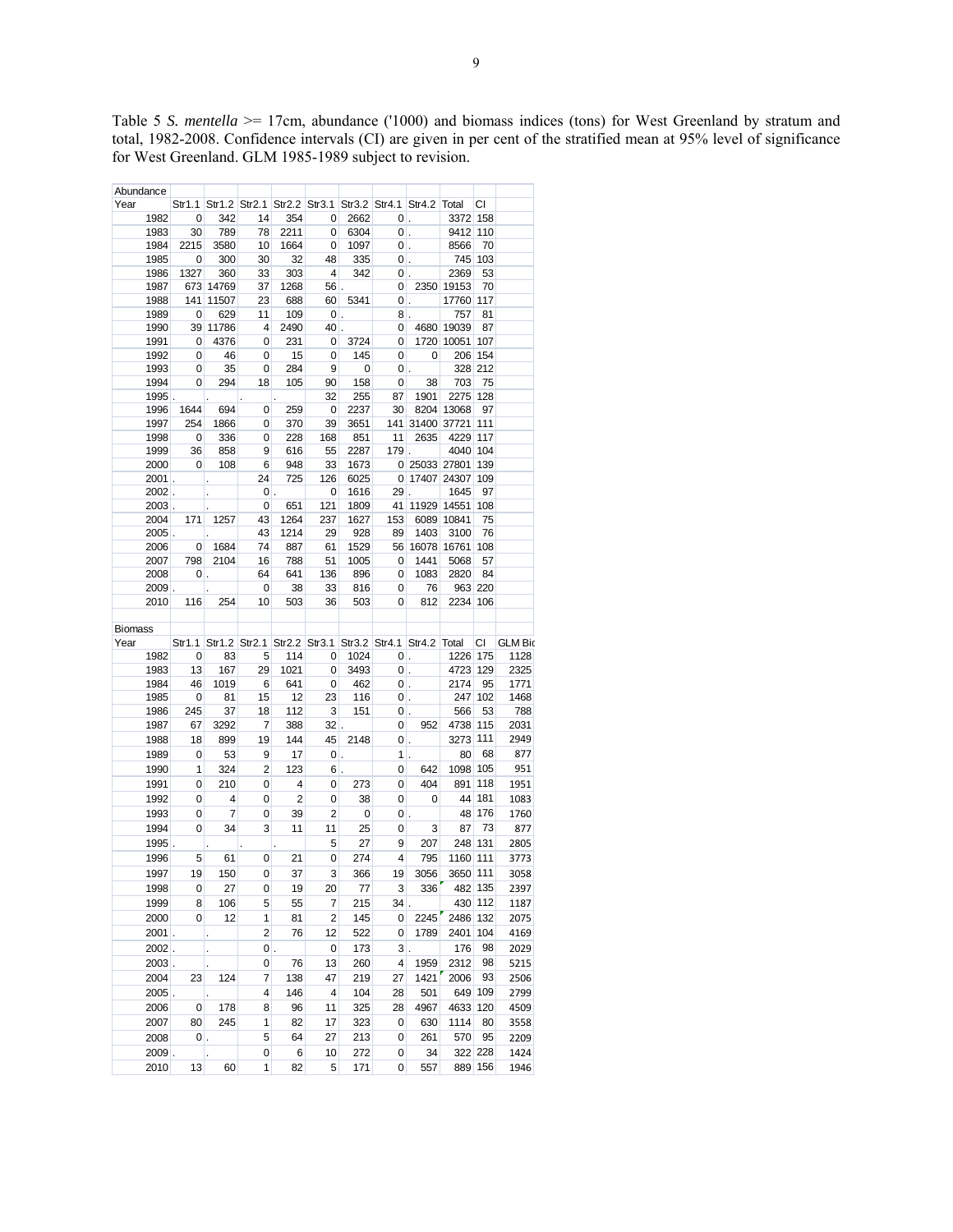Table 5 *S. mentella* >= 17cm, abundance ('1000) and biomass indices (tons) for West Greenland by stratum and total, 1982-2008. Confidence intervals (CI) are given in per cent of the stratified mean at 95% level of significance for West Greenland. GLM 1985-1989 subject to revision.

**Abundance**

| Year | Str1.1 | Str1.2 | Str2.1 | Str2.2 | Str3.1 | Str3.2 | Str4.1 | Str4.2 | Total | CI |
|---|---|---|---|---|---|---|---|---|---|---|
| 1982 | 0 | 342 | 14 | 354 | 0 | 2662 | 0 | . | 3372 | 158 |
| 1983 | 30 | 789 | 78 | 2211 | 0 | 6304 | 0 | . | 9412 | 110 |
| 1984 | 2215 | 3580 | 10 | 1664 | 0 | 1097 | 0 | . | 8566 | 70 |
| 1985 | 0 | 300 | 30 | 32 | 48 | 335 | 0 | . | 745 | 103 |
| 1986 | 1327 | 360 | 33 | 303 | 4 | 342 | 0 | . | 2369 | 53 |
| 1987 | 673 | 14769 | 37 | 1268 | 56 | . | 0 | 2350 | 19153 | 70 |
| 1988 | 141 | 11507 | 23 | 688 | 60 | 5341 | 0 | . | 17760 | 117 |
| 1989 | 0 | 629 | 11 | 109 | 0 | . | 8 | . | 757 | 81 |
| 1990 | 39 | 11786 | 4 | 2490 | 40 | . | 0 | 4680 | 19039 | 87 |
| 1991 | 0 | 4376 | 0 | 231 | 0 | 3724 | 0 | 1720 | 10051 | 107 |
| 1992 | 0 | 46 | 0 | 15 | 0 | 145 | 0 | 0 | 206 | 154 |
| 1993 | 0 | 35 | 0 | 284 | 9 | 0 | 0 | . | 328 | 212 |
| 1994 | 0 | 294 | 18 | 105 | 90 | 158 | 0 | 38 | 703 | 75 |
| 1995 | . | . | . | . | 32 | 255 | 87 | 1901 | 2275 | 128 |
| 1996 | 1644 | 694 | 0 | 259 | 0 | 2237 | 30 | 8204 | 13068 | 97 |
| 1997 | 254 | 1866 | 0 | 370 | 39 | 3651 | 141 | 31400 | 37721 | 111 |
| 1998 | 0 | 336 | 0 | 228 | 168 | 851 | 11 | 2635 | 4229 | 117 |
| 1999 | 36 | 858 | 9 | 616 | 55 | 2287 | 179 | . | 4040 | 104 |
| 2000 | 0 | 108 | 6 | 948 | 33 | 1673 | 0 | 25033 | 27801 | 139 |
| 2001 | . | . | 24 | 725 | 126 | 6025 | 0 | 17407 | 24307 | 109 |
| 2002 | . | . | 0 | . | 0 | 1616 | 29 | . | 1645 | 97 |
| 2003 | . | . | 0 | 651 | 121 | 1809 | 41 | 11929 | 14551 | 108 |
| 2004 | 171 | 1257 | 43 | 1264 | 237 | 1627 | 153 | 6089 | 10841 | 75 |
| 2005 | . | . | 43 | 1214 | 29 | 928 | 89 | 1403 | 3100 | 76 |
| 2006 | 0 | 1684 | 74 | 887 | 61 | 1529 | 56 | 16078 | 16761 | 108 |
| 2007 | 798 | 2104 | 16 | 788 | 51 | 1005 | 0 | 1441 | 5068 | 57 |
| 2008 | 0 | . | 64 | 641 | 136 | 896 | 0 | 1083 | 2820 | 84 |
| 2009 | . | . | 0 | 38 | 33 | 816 | 0 | 76 | 963 | 220 |
| 2010 | 116 | 254 | 10 | 503 | 36 | 503 | 0 | 812 | 2234 | 106 |

**Biomass**

| Year | Str1.1 | Str1.2 | Str2.1 | Str2.2 | Str3.1 | Str3.2 | Str4.1 | Str4.2 | Total | CI | GLM Bio |
|---|---|---|---|---|---|---|---|---|---|---|---|
| 1982 | 0 | 83 | 5 | 114 | 0 | 1024 | 0 | . | 1226 | 175 | 1128 |
| 1983 | 13 | 167 | 29 | 1021 | 0 | 3493 | 0 | . | 4723 | 129 | 2325 |
| 1984 | 46 | 1019 | 6 | 641 | 0 | 462 | 0 | . | 2174 | 95 | 1771 |
| 1985 | 0 | 81 | 15 | 12 | 23 | 116 | 0 | . | 247 | 102 | 1468 |
| 1986 | 245 | 37 | 18 | 112 | 3 | 151 | 0 | . | 566 | 53 | 788 |
| 1987 | 67 | 3292 | 7 | 388 | 32 | . | 0 | 952 | 4738 | 115 | 2031 |
| 1988 | 18 | 899 | 19 | 144 | 45 | 2148 | 0 | . | 3273 | 111 | 2949 |
| 1989 | 0 | 53 | 9 | 17 | 0 | . | 1 | . | 80 | 68 | 877 |
| 1990 | 1 | 324 | 2 | 123 | 6 | . | 0 | 642 | 1098 | 105 | 951 |
| 1991 | 0 | 210 | 0 | 4 | 0 | 273 | 0 | 404 | 891 | 118 | 1951 |
| 1992 | 0 | 4 | 0 | 2 | 0 | 38 | 0 | 0 | 44 | 181 | 1083 |
| 1993 | 0 | 7 | 0 | 39 | 2 | 0 | 0 | . | 48 | 176 | 1760 |
| 1994 | 0 | 34 | 3 | 11 | 11 | 25 | 0 | 3 | 87 | 73 | 877 |
| 1995 | . | . | . | . | 5 | 27 | 9 | 207 | 248 | 131 | 2805 |
| 1996 | 5 | 61 | 0 | 21 | 0 | 274 | 4 | 795 | 1160 | 111 | 3773 |
| 1997 | 19 | 150 | 0 | 37 | 3 | 366 | 19 | 3056 | 3650 | 111 | 3058 |
| 1998 | 0 | 27 | 0 | 19 | 20 | 77 | 3 | 336 | 482 | 135 | 2397 |
| 1999 | 8 | 106 | 5 | 55 | 7 | 215 | 34 | . | 430 | 112 | 1187 |
| 2000 | 0 | 12 | 1 | 81 | 2 | 145 | 0 | 2245 | 2486 | 132 | 2075 |
| 2001 | . | . | 2 | 76 | 12 | 522 | 0 | 1789 | 2401 | 104 | 4169 |
| 2002 | . | . | 0 | . | 0 | 173 | 3 | . | 176 | 98 | 2029 |
| 2003 | . | . | 0 | 76 | 13 | 260 | 4 | 1959 | 2312 | 98 | 5215 |
| 2004 | 23 | 124 | 7 | 138 | 47 | 219 | 27 | 1421 | 2006 | 93 | 2506 |
| 2005 | . | . | 4 | 146 | 4 | 104 | 28 | 501 | 649 | 109 | 2799 |
| 2006 | 0 | 178 | 8 | 96 | 11 | 325 | 28 | 4967 | 4633 | 120 | 4509 |
| 2007 | 80 | 245 | 1 | 82 | 17 | 323 | 0 | 630 | 1114 | 80 | 3558 |
| 2008 | 0 | . | 5 | 64 | 27 | 213 | 0 | 261 | 570 | 95 | 2209 |
| 2009 | . | . | 0 | 6 | 10 | 272 | 0 | 34 | 322 | 228 | 1424 |
| 2010 | 13 | 60 | 1 | 82 | 5 | 171 | 0 | 557 | 889 | 156 | 1946 |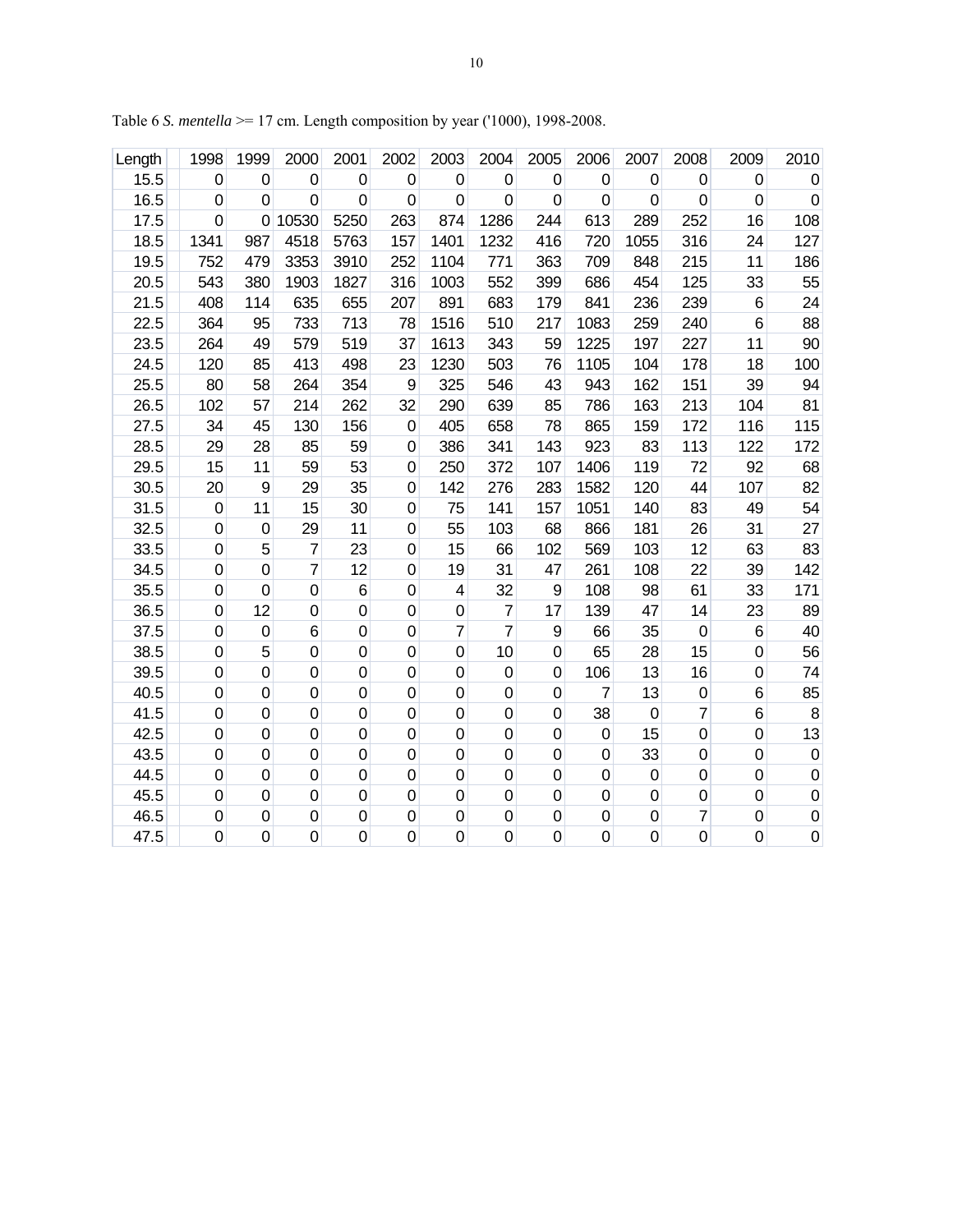Table 6 *S. mentella* >= 17 cm. Length composition by year ('1000), 1998-2008.

| Length | 1998 | 1999 | 2000 | 2001 | 2002 | 2003 | 2004 | 2005 | 2006 | 2007 | 2008 | 2009 | 2010 |
|---|---|---|---|---|---|---|---|---|---|---|---|---|---|
| 15.5 | 0 | 0 | 0 | 0 | 0 | 0 | 0 | 0 | 0 | 0 | 0 | 0 | 0 |
| 16.5 | 0 | 0 | 0 | 0 | 0 | 0 | 0 | 0 | 0 | 0 | 0 | 0 | 0 |
| 17.5 | 0 | 0 | 10530 | 5250 | 263 | 874 | 1286 | 244 | 613 | 289 | 252 | 16 | 108 |
| 18.5 | 1341 | 987 | 4518 | 5763 | 157 | 1401 | 1232 | 416 | 720 | 1055 | 316 | 24 | 127 |
| 19.5 | 752 | 479 | 3353 | 3910 | 252 | 1104 | 771 | 363 | 709 | 848 | 215 | 11 | 186 |
| 20.5 | 543 | 380 | 1903 | 1827 | 316 | 1003 | 552 | 399 | 686 | 454 | 125 | 33 | 55 |
| 21.5 | 408 | 114 | 635 | 655 | 207 | 891 | 683 | 179 | 841 | 236 | 239 | 6 | 24 |
| 22.5 | 364 | 95 | 733 | 713 | 78 | 1516 | 510 | 217 | 1083 | 259 | 240 | 6 | 88 |
| 23.5 | 264 | 49 | 579 | 519 | 37 | 1613 | 343 | 59 | 1225 | 197 | 227 | 11 | 90 |
| 24.5 | 120 | 85 | 413 | 498 | 23 | 1230 | 503 | 76 | 1105 | 104 | 178 | 18 | 100 |
| 25.5 | 80 | 58 | 264 | 354 | 9 | 325 | 546 | 43 | 943 | 162 | 151 | 39 | 94 |
| 26.5 | 102 | 57 | 214 | 262 | 32 | 290 | 639 | 85 | 786 | 163 | 213 | 104 | 81 |
| 27.5 | 34 | 45 | 130 | 156 | 0 | 405 | 658 | 78 | 865 | 159 | 172 | 116 | 115 |
| 28.5 | 29 | 28 | 85 | 59 | 0 | 386 | 341 | 143 | 923 | 83 | 113 | 122 | 172 |
| 29.5 | 15 | 11 | 59 | 53 | 0 | 250 | 372 | 107 | 1406 | 119 | 72 | 92 | 68 |
| 30.5 | 20 | 9 | 29 | 35 | 0 | 142 | 276 | 283 | 1582 | 120 | 44 | 107 | 82 |
| 31.5 | 0 | 11 | 15 | 30 | 0 | 75 | 141 | 157 | 1051 | 140 | 83 | 49 | 54 |
| 32.5 | 0 | 0 | 29 | 11 | 0 | 55 | 103 | 68 | 866 | 181 | 26 | 31 | 27 |
| 33.5 | 0 | 5 | 7 | 23 | 0 | 15 | 66 | 102 | 569 | 103 | 12 | 63 | 83 |
| 34.5 | 0 | 0 | 7 | 12 | 0 | 19 | 31 | 47 | 261 | 108 | 22 | 39 | 142 |
| 35.5 | 0 | 0 | 0 | 6 | 0 | 4 | 32 | 9 | 108 | 98 | 61 | 33 | 171 |
| 36.5 | 0 | 12 | 0 | 0 | 0 | 0 | 7 | 17 | 139 | 47 | 14 | 23 | 89 |
| 37.5 | 0 | 0 | 6 | 0 | 0 | 7 | 7 | 9 | 66 | 35 | 0 | 6 | 40 |
| 38.5 | 0 | 5 | 0 | 0 | 0 | 0 | 10 | 0 | 65 | 28 | 15 | 0 | 56 |
| 39.5 | 0 | 0 | 0 | 0 | 0 | 0 | 0 | 0 | 106 | 13 | 16 | 0 | 74 |
| 40.5 | 0 | 0 | 0 | 0 | 0 | 0 | 0 | 0 | 7 | 13 | 0 | 6 | 85 |
| 41.5 | 0 | 0 | 0 | 0 | 0 | 0 | 0 | 0 | 38 | 0 | 7 | 6 | 8 |
| 42.5 | 0 | 0 | 0 | 0 | 0 | 0 | 0 | 0 | 0 | 15 | 0 | 0 | 13 |
| 43.5 | 0 | 0 | 0 | 0 | 0 | 0 | 0 | 0 | 0 | 33 | 0 | 0 | 0 |
| 44.5 | 0 | 0 | 0 | 0 | 0 | 0 | 0 | 0 | 0 | 0 | 0 | 0 | 0 |
| 45.5 | 0 | 0 | 0 | 0 | 0 | 0 | 0 | 0 | 0 | 0 | 0 | 0 | 0 |
| 46.5 | 0 | 0 | 0 | 0 | 0 | 0 | 0 | 0 | 0 | 0 | 7 | 0 | 0 |
| 47.5 | 0 | 0 | 0 | 0 | 0 | 0 | 0 | 0 | 0 | 0 | 0 | 0 | 0 |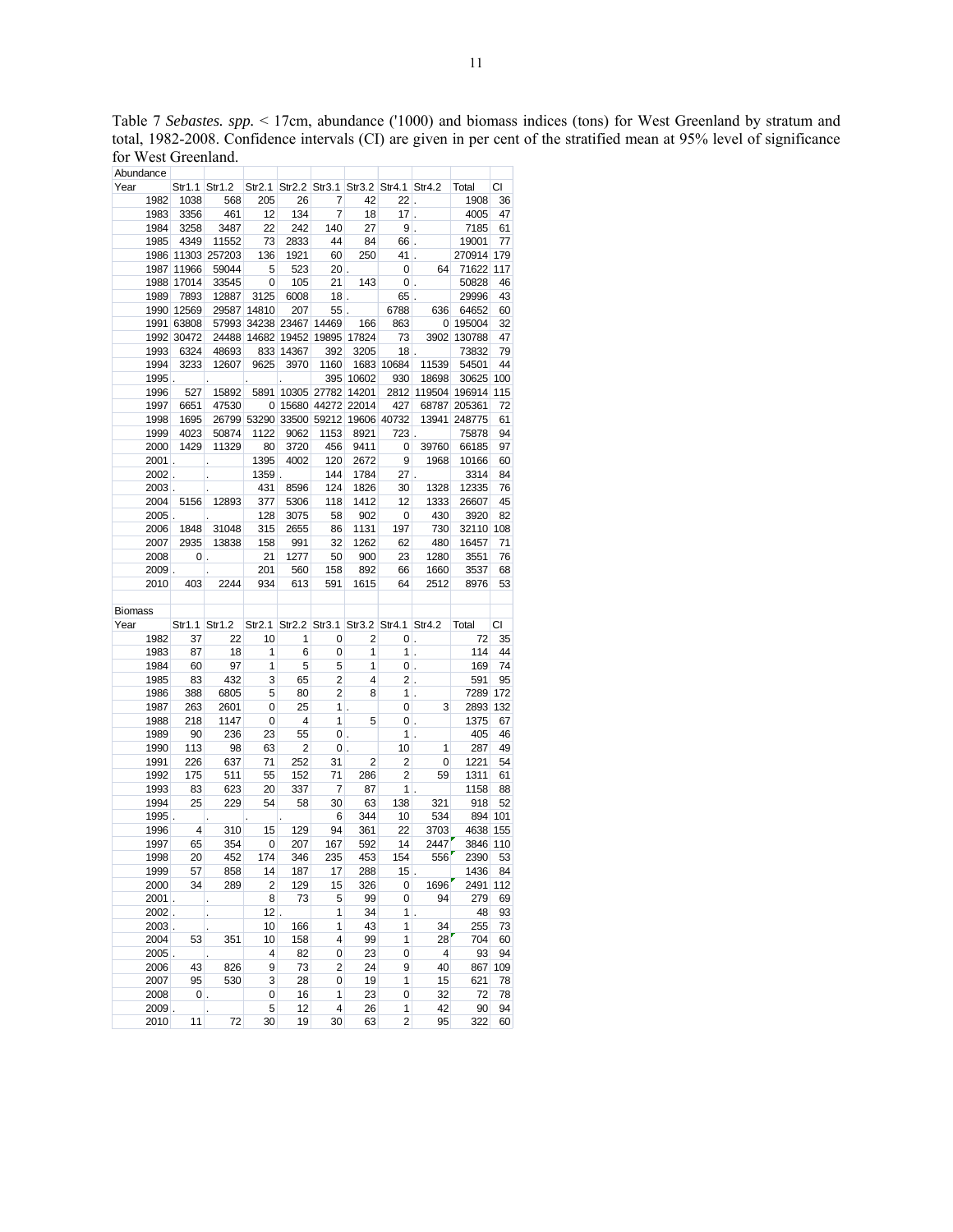Table 7 *Sebastes. spp.* < 17cm, abundance ('1000) and biomass indices (tons) for West Greenland by stratum and total, 1982-2008. Confidence intervals (CI) are given in per cent of the stratified mean at 95% level of significance for West Greenland.

| Abundance | | | | | | | | | | |
|---|---|---|---|---|---|---|---|---|---|---|
| Year | Str1.1 | Str1.2 | Str2.1 | Str2.2 | Str3.1 | Str3.2 | Str4.1 | Str4.2 | Total | CI |
| 1982 | 1038 | 568 | 205 | 26 | 7 | 42 | 22 | . | 1908 | 36 |
| 1983 | 3356 | 461 | 12 | 134 | 7 | 18 | 17 | . | 4005 | 47 |
| 1984 | 3258 | 3487 | 22 | 242 | 140 | 27 | 9 | . | 7185 | 61 |
| 1985 | 4349 | 11552 | 73 | 2833 | 44 | 84 | 66 | . | 19001 | 77 |
| 1986 | 11303 | 257203 | 136 | 1921 | 60 | 250 | 41 | . | 270914 | 179 |
| 1987 | 11966 | 59044 | 5 | 523 | 20 | . | 0 | 64 | 71622 | 117 |
| 1988 | 17014 | 33545 | 0 | 105 | 21 | 143 | 0 | . | 50828 | 46 |
| 1989 | 7893 | 12887 | 3125 | 6008 | 18 | . | 65 | . | 29996 | 43 |
| 1990 | 12569 | 29587 | 14810 | 207 | 55 | . | 6788 | 636 | 64652 | 60 |
| 1991 | 63808 | 57993 | 34238 | 23467 | 14469 | 166 | 863 | 0 | 195004 | 32 |
| 1992 | 30472 | 24488 | 14682 | 19452 | 19895 | 17824 | 73 | 3902 | 130788 | 47 |
| 1993 | 6324 | 48693 | 833 | 14367 | 392 | 3205 | 18 | . | 73832 | 79 |
| 1994 | 3233 | 12607 | 9625 | 3970 | 1160 | 1683 | 10684 | 11539 | 54501 | 44 |
| 1995 | . | . | . | . | 395 | 10602 | 930 | 18698 | 30625 | 100 |
| 1996 | 527 | 15892 | 5891 | 10305 | 27782 | 14201 | 2812 | 119504 | 196914 | 115 |
| 1997 | 6651 | 47530 | 0 | 15680 | 44272 | 22014 | 427 | 68787 | 205361 | 72 |
| 1998 | 1695 | 26799 | 53290 | 33500 | 59212 | 19606 | 40732 | 13941 | 248775 | 61 |
| 1999 | 4023 | 50874 | 1122 | 9062 | 1153 | 8921 | 723 | . | 75878 | 94 |
| 2000 | 1429 | 11329 | 80 | 3720 | 456 | 9411 | 0 | 39760 | 66185 | 97 |
| 2001 | . | . | 1395 | 4002 | 120 | 2672 | 9 | 1968 | 10166 | 60 |
| 2002 | . | . | 1359 | . | 144 | 1784 | 27 | . | 3314 | 84 |
| 2003 | . | . | 431 | 8596 | 124 | 1826 | 30 | 1328 | 12335 | 76 |
| 2004 | 5156 | 12893 | 377 | 5306 | 118 | 1412 | 12 | 1333 | 26607 | 45 |
| 2005 | . | . | 128 | 3075 | 58 | 902 | 0 | 430 | 3920 | 82 |
| 2006 | 1848 | 31048 | 315 | 2655 | 86 | 1131 | 197 | 730 | 32110 | 108 |
| 2007 | 2935 | 13838 | 158 | 991 | 32 | 1262 | 62 | 480 | 16457 | 71 |
| 2008 | 0 | . | 21 | 1277 | 50 | 900 | 23 | 1280 | 3551 | 76 |
| 2009 | . | . | 201 | 560 | 158 | 892 | 66 | 1660 | 3537 | 68 |
| 2010 | 403 | 2244 | 934 | 613 | 591 | 1615 | 64 | 2512 | 8976 | 53 |

| Biomass | | | | | | | | | | |
|---|---|---|---|---|---|---|---|---|---|---|
| Year | Str1.1 | Str1.2 | Str2.1 | Str2.2 | Str3.1 | Str3.2 | Str4.1 | Str4.2 | Total | CI |
| 1982 | 37 | 22 | 10 | 1 | 0 | 2 | 0 | . | 72 | 35 |
| 1983 | 87 | 18 | 1 | 6 | 0 | 1 | 1 | . | 114 | 44 |
| 1984 | 60 | 97 | 1 | 5 | 5 | 1 | 0 | . | 169 | 74 |
| 1985 | 83 | 432 | 3 | 65 | 2 | 4 | 2 | . | 591 | 95 |
| 1986 | 388 | 6805 | 5 | 80 | 2 | 8 | 1 | . | 7289 | 172 |
| 1987 | 263 | 2601 | 0 | 25 | 1 | . | 0 | 3 | 2893 | 132 |
| 1988 | 218 | 1147 | 0 | 4 | 1 | 5 | 0 | . | 1375 | 67 |
| 1989 | 90 | 236 | 23 | 55 | 0 | . | 1 | . | 405 | 46 |
| 1990 | 113 | 98 | 63 | 2 | 0 | . | 10 | 1 | 287 | 49 |
| 1991 | 226 | 637 | 71 | 252 | 31 | 2 | 2 | 0 | 1221 | 54 |
| 1992 | 175 | 511 | 55 | 152 | 71 | 286 | 2 | 59 | 1311 | 61 |
| 1993 | 83 | 623 | 20 | 337 | 7 | 87 | 1 | . | 1158 | 88 |
| 1994 | 25 | 229 | 54 | 58 | 30 | 63 | 138 | 321 | 918 | 52 |
| 1995 | . | . | . | . | 6 | 344 | 10 | 534 | 894 | 101 |
| 1996 | 4 | 310 | 15 | 129 | 94 | 361 | 22 | 3703 | 4638 | 155 |
| 1997 | 65 | 354 | 0 | 207 | 167 | 592 | 14 | 2447 | 3846 | 110 |
| 1998 | 20 | 452 | 174 | 346 | 235 | 453 | 154 | 556 | 2390 | 53 |
| 1999 | 57 | 858 | 14 | 187 | 17 | 288 | 15 | . | 1436 | 84 |
| 2000 | 34 | 289 | 2 | 129 | 15 | 326 | 0 | 1696 | 2491 | 112 |
| 2001 | . | . | 8 | 73 | 5 | 99 | 0 | 94 | 279 | 69 |
| 2002 | . | . | 12 | . | 1 | 34 | 1 | . | 48 | 93 |
| 2003 | . | . | 10 | 166 | 1 | 43 | 1 | 34 | 255 | 73 |
| 2004 | 53 | 351 | 10 | 158 | 4 | 99 | 1 | 28 | 704 | 60 |
| 2005 | . | . | 4 | 82 | 0 | 23 | 0 | 4 | 93 | 94 |
| 2006 | 43 | 826 | 9 | 73 | 2 | 24 | 9 | 40 | 867 | 109 |
| 2007 | 95 | 530 | 3 | 28 | 0 | 19 | 1 | 15 | 621 | 78 |
| 2008 | 0 | . | 0 | 16 | 1 | 23 | 0 | 32 | 72 | 78 |
| 2009 | . | . | 5 | 12 | 4 | 26 | 1 | 42 | 90 | 94 |
| 2010 | 11 | 72 | 30 | 19 | 30 | 63 | 2 | 95 | 322 | 60 |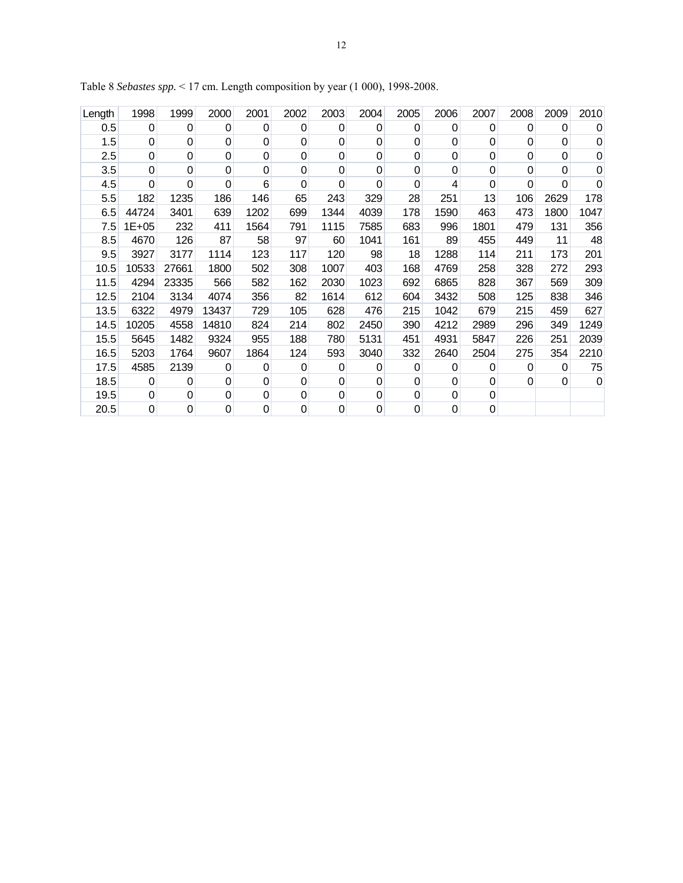Table 8 *Sebastes spp.* < 17 cm. Length composition by year (1 000), 1998-2008.

| Length | 1998 | 1999 | 2000 | 2001 | 2002 | 2003 | 2004 | 2005 | 2006 | 2007 | 2008 | 2009 | 2010 |
|---|---|---|---|---|---|---|---|---|---|---|---|---|---|
| 0.5 | 0 | 0 | 0 | 0 | 0 | 0 | 0 | 0 | 0 | 0 | 0 | 0 | 0 |
| 1.5 | 0 | 0 | 0 | 0 | 0 | 0 | 0 | 0 | 0 | 0 | 0 | 0 | 0 |
| 2.5 | 0 | 0 | 0 | 0 | 0 | 0 | 0 | 0 | 0 | 0 | 0 | 0 | 0 |
| 3.5 | 0 | 0 | 0 | 0 | 0 | 0 | 0 | 0 | 0 | 0 | 0 | 0 | 0 |
| 4.5 | 0 | 0 | 0 | 6 | 0 | 0 | 0 | 0 | 4 | 0 | 0 | 0 | 0 |
| 5.5 | 182 | 1235 | 186 | 146 | 65 | 243 | 329 | 28 | 251 | 13 | 106 | 2629 | 178 |
| 6.5 | 44724 | 3401 | 639 | 1202 | 699 | 1344 | 4039 | 178 | 1590 | 463 | 473 | 1800 | 1047 |
| 7.5 | 1E+05 | 232 | 411 | 1564 | 791 | 1115 | 7585 | 683 | 996 | 1801 | 479 | 131 | 356 |
| 8.5 | 4670 | 126 | 87 | 58 | 97 | 60 | 1041 | 161 | 89 | 455 | 449 | 11 | 48 |
| 9.5 | 3927 | 3177 | 1114 | 123 | 117 | 120 | 98 | 18 | 1288 | 114 | 211 | 173 | 201 |
| 10.5 | 10533 | 27661 | 1800 | 502 | 308 | 1007 | 403 | 168 | 4769 | 258 | 328 | 272 | 293 |
| 11.5 | 4294 | 23335 | 566 | 582 | 162 | 2030 | 1023 | 692 | 6865 | 828 | 367 | 569 | 309 |
| 12.5 | 2104 | 3134 | 4074 | 356 | 82 | 1614 | 612 | 604 | 3432 | 508 | 125 | 838 | 346 |
| 13.5 | 6322 | 4979 | 13437 | 729 | 105 | 628 | 476 | 215 | 1042 | 679 | 215 | 459 | 627 |
| 14.5 | 10205 | 4558 | 14810 | 824 | 214 | 802 | 2450 | 390 | 4212 | 2989 | 296 | 349 | 1249 |
| 15.5 | 5645 | 1482 | 9324 | 955 | 188 | 780 | 5131 | 451 | 4931 | 5847 | 226 | 251 | 2039 |
| 16.5 | 5203 | 1764 | 9607 | 1864 | 124 | 593 | 3040 | 332 | 2640 | 2504 | 275 | 354 | 2210 |
| 17.5 | 4585 | 2139 | 0 | 0 | 0 | 0 | 0 | 0 | 0 | 0 | 0 | 0 | 75 |
| 18.5 | 0 | 0 | 0 | 0 | 0 | 0 | 0 | 0 | 0 | 0 | 0 | 0 | 0 |
| 19.5 | 0 | 0 | 0 | 0 | 0 | 0 | 0 | 0 | 0 | 0 | | | |
| 20.5 | 0 | 0 | 0 | 0 | 0 | 0 | 0 | 0 | 0 | 0 | | | |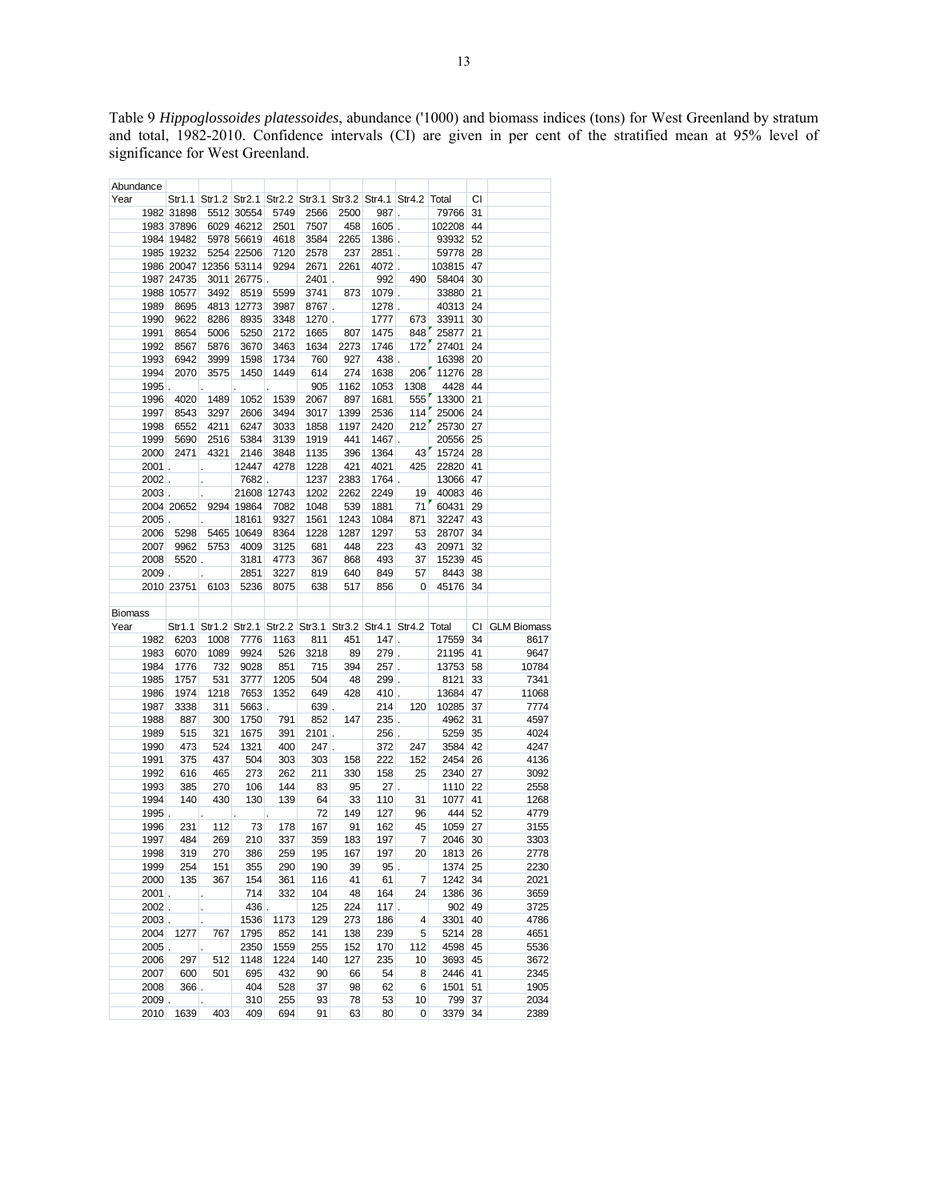Table 9 *Hippoglossoides platessoides*, abundance ('1000) and biomass indices (tons) for West Greenland by stratum and total, 1982-2010. Confidence intervals (CI) are given in per cent of the stratified mean at 95% level of significance for West Greenland.

| Abundance | | | | | | | | | | | |
|---|---|---|---|---|---|---|---|---|---|---|---|
| Year | Str1.1 | Str1.2 | Str2.1 | Str2.2 | Str3.1 | Str3.2 | Str4.1 | Str4.2 | Total | CI | |
| 1982 | 31898 | 5512 | 30554 | 5749 | 2566 | 2500 | 987 | . | 79766 | 31 | |
| 1983 | 37896 | 6029 | 46212 | 2501 | 7507 | 458 | 1605 | . | 102208 | 44 | |
| 1984 | 19482 | 5978 | 56619 | 4618 | 3584 | 2265 | 1386 | . | 93932 | 52 | |
| 1985 | 19232 | 5254 | 22506 | 7120 | 2578 | 237 | 2851 | . | 59778 | 28 | |
| 1986 | 20047 | 12356 | 53114 | 9294 | 2671 | 2261 | 4072 | . | 103815 | 47 | |
| 1987 | 24735 | 3011 | 26775 | . | 2401 | . | 992 | 490 | 58404 | 30 | |
| 1988 | 10577 | 3492 | 8519 | 5599 | 3741 | 873 | 1079 | . | 33880 | 21 | |
| 1989 | 8695 | 4813 | 12773 | 3987 | 8767 | . | 1278 | . | 40313 | 24 | |
| 1990 | 9622 | 8286 | 8935 | 3348 | 1270 | . | 1777 | 673 | 33911 | 30 | |
| 1991 | 8654 | 5006 | 5250 | 2172 | 1665 | 807 | 1475 | 848 | 25877 | 21 | |
| 1992 | 8567 | 5876 | 3670 | 3463 | 1634 | 2273 | 1746 | 172 | 27401 | 24 | |
| 1993 | 6942 | 3999 | 1598 | 1734 | 760 | 927 | 438 | . | 16398 | 20 | |
| 1994 | 2070 | 3575 | 1450 | 1449 | 614 | 274 | 1638 | 206 | 11276 | 28 | |
| 1995 | . | . | . | . | 905 | 1162 | 1053 | 1308 | 4428 | 44 | |
| 1996 | 4020 | 1489 | 1052 | 1539 | 2067 | 897 | 1681 | 555 | 13300 | 21 | |
| 1997 | 8543 | 3297 | 2606 | 3494 | 3017 | 1399 | 2536 | 114 | 25006 | 24 | |
| 1998 | 6552 | 4211 | 6247 | 3033 | 1858 | 1197 | 2420 | 212 | 25730 | 27 | |
| 1999 | 5690 | 2516 | 5384 | 3139 | 1919 | 441 | 1467 | . | 20556 | 25 | |
| 2000 | 2471 | 4321 | 2146 | 3848 | 1135 | 396 | 1364 | 43 | 15724 | 28 | |
| 2001 | . | . | 12447 | 4278 | 1228 | 421 | 4021 | 425 | 22820 | 41 | |
| 2002 | . | . | 7682 | . | 1237 | 2383 | 1764 | . | 13066 | 47 | |
| 2003 | . | . | 21608 | 12743 | 1202 | 2262 | 2249 | 19 | 40083 | 46 | |
| 2004 | 20652 | 9294 | 19864 | 7082 | 1048 | 539 | 1881 | 71 | 60431 | 29 | |
| 2005 | . | . | 18161 | 9327 | 1561 | 1243 | 1084 | 871 | 32247 | 43 | |
| 2006 | 5298 | 5465 | 10649 | 8364 | 1228 | 1287 | 1297 | 53 | 28707 | 34 | |
| 2007 | 9962 | 5753 | 4009 | 3125 | 681 | 448 | 223 | 43 | 20971 | 32 | |
| 2008 | 5520 | . | 3181 | 4773 | 367 | 868 | 493 | 37 | 15239 | 45 | |
| 2009 | . | . | 2851 | 3227 | 819 | 640 | 849 | 57 | 8443 | 38 | |
| 2010 | 23751 | 6103 | 5236 | 8075 | 638 | 517 | 856 | 0 | 45176 | 34 | |
| | | | | | | | | | | | |
| **Biomass** | | | | | | | | | | | |
| Year | Str1.1 | Str1.2 | Str2.1 | Str2.2 | Str3.1 | Str3.2 | Str4.1 | Str4.2 | Total | CI | GLM Biomass |
| 1982 | 6203 | 1008 | 7776 | 1163 | 811 | 451 | 147 | . | 17559 | 34 | 8617 |
| 1983 | 6070 | 1089 | 9924 | 526 | 3218 | 89 | 279 | . | 21195 | 41 | 9647 |
| 1984 | 1776 | 732 | 9028 | 851 | 715 | 394 | 257 | . | 13753 | 58 | 10784 |
| 1985 | 1757 | 531 | 3777 | 1205 | 504 | 48 | 299 | . | 8121 | 33 | 7341 |
| 1986 | 1974 | 1218 | 7653 | 1352 | 649 | 428 | 410 | . | 13684 | 47 | 11068 |
| 1987 | 3338 | 311 | 5663 | . | 639 | . | 214 | 120 | 10285 | 37 | 7774 |
| 1988 | 887 | 300 | 1750 | 791 | 852 | 147 | 235 | . | 4962 | 31 | 4597 |
| 1989 | 515 | 321 | 1675 | 391 | 2101 | . | 256 | . | 5259 | 35 | 4024 |
| 1990 | 473 | 524 | 1321 | 400 | 247 | . | 372 | 247 | 3584 | 42 | 4247 |
| 1991 | 375 | 437 | 504 | 303 | 303 | 158 | 222 | 152 | 2454 | 26 | 4136 |
| 1992 | 616 | 465 | 273 | 262 | 211 | 330 | 158 | 25 | 2340 | 27 | 3092 |
| 1993 | 385 | 270 | 106 | 144 | 83 | 95 | 27 | . | 1110 | 22 | 2558 |
| 1994 | 140 | 430 | 130 | 139 | 64 | 33 | 110 | 31 | 1077 | 41 | 1268 |
| 1995 | . | . | . | . | 72 | 149 | 127 | 96 | 444 | 52 | 4779 |
| 1996 | 231 | 112 | 73 | 178 | 167 | 91 | 162 | 45 | 1059 | 27 | 3155 |
| 1997 | 484 | 269 | 210 | 337 | 359 | 183 | 197 | 7 | 2046 | 30 | 3303 |
| 1998 | 319 | 270 | 386 | 259 | 195 | 167 | 197 | 20 | 1813 | 26 | 2778 |
| 1999 | 254 | 151 | 355 | 290 | 190 | 39 | 95 | . | 1374 | 25 | 2230 |
| 2000 | 135 | 367 | 154 | 361 | 116 | 41 | 61 | 7 | 1242 | 34 | 2021 |
| 2001 | . | . | 714 | 332 | 104 | 48 | 164 | 24 | 1386 | 36 | 3659 |
| 2002 | . | . | 436 | . | 125 | 224 | 117 | . | 902 | 49 | 3725 |
| 2003 | . | . | 1536 | 1173 | 129 | 273 | 186 | 4 | 3301 | 40 | 4786 |
| 2004 | 1277 | 767 | 1795 | 852 | 141 | 138 | 239 | 5 | 5214 | 28 | 4651 |
| 2005 | . | . | 2350 | 1559 | 255 | 152 | 170 | 112 | 4598 | 45 | 5536 |
| 2006 | 297 | 512 | 1148 | 1224 | 140 | 127 | 235 | 10 | 3693 | 45 | 3672 |
| 2007 | 600 | 501 | 695 | 432 | 90 | 66 | 54 | 8 | 2446 | 41 | 2345 |
| 2008 | 366 | . | 404 | 528 | 37 | 98 | 62 | 6 | 1501 | 51 | 1905 |
| 2009 | . | . | 310 | 255 | 93 | 78 | 53 | 10 | 799 | 37 | 2034 |
| 2010 | 1639 | 403 | 409 | 694 | 91 | 63 | 80 | 0 | 3379 | 34 | 2389 |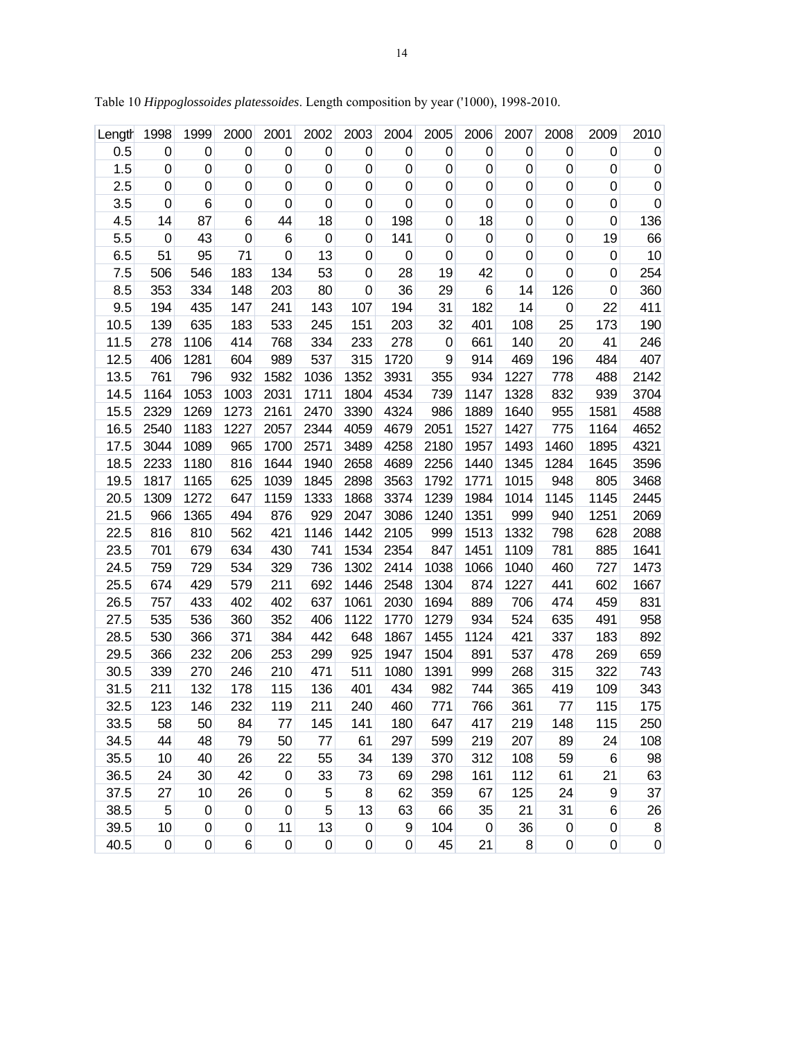Table 10 *Hippoglossoides platessoides*. Length composition by year ('1000), 1998-2010.

| Length | 1998 | 1999 | 2000 | 2001 | 2002 | 2003 | 2004 | 2005 | 2006 | 2007 | 2008 | 2009 | 2010 |
|---|---|---|---|---|---|---|---|---|---|---|---|---|---|
| 0.5 | 0 | 0 | 0 | 0 | 0 | 0 | 0 | 0 | 0 | 0 | 0 | 0 | 0 |
| 1.5 | 0 | 0 | 0 | 0 | 0 | 0 | 0 | 0 | 0 | 0 | 0 | 0 | 0 |
| 2.5 | 0 | 0 | 0 | 0 | 0 | 0 | 0 | 0 | 0 | 0 | 0 | 0 | 0 |
| 3.5 | 0 | 6 | 0 | 0 | 0 | 0 | 0 | 0 | 0 | 0 | 0 | 0 | 0 |
| 4.5 | 14 | 87 | 6 | 44 | 18 | 0 | 198 | 0 | 18 | 0 | 0 | 0 | 136 |
| 5.5 | 0 | 43 | 0 | 6 | 0 | 0 | 141 | 0 | 0 | 0 | 0 | 19 | 66 |
| 6.5 | 51 | 95 | 71 | 0 | 13 | 0 | 0 | 0 | 0 | 0 | 0 | 0 | 10 |
| 7.5 | 506 | 546 | 183 | 134 | 53 | 0 | 28 | 19 | 42 | 0 | 0 | 0 | 254 |
| 8.5 | 353 | 334 | 148 | 203 | 80 | 0 | 36 | 29 | 6 | 14 | 126 | 0 | 360 |
| 9.5 | 194 | 435 | 147 | 241 | 143 | 107 | 194 | 31 | 182 | 14 | 0 | 22 | 411 |
| 10.5 | 139 | 635 | 183 | 533 | 245 | 151 | 203 | 32 | 401 | 108 | 25 | 173 | 190 |
| 11.5 | 278 | 1106 | 414 | 768 | 334 | 233 | 278 | 0 | 661 | 140 | 20 | 41 | 246 |
| 12.5 | 406 | 1281 | 604 | 989 | 537 | 315 | 1720 | 9 | 914 | 469 | 196 | 484 | 407 |
| 13.5 | 761 | 796 | 932 | 1582 | 1036 | 1352 | 3931 | 355 | 934 | 1227 | 778 | 488 | 2142 |
| 14.5 | 1164 | 1053 | 1003 | 2031 | 1711 | 1804 | 4534 | 739 | 1147 | 1328 | 832 | 939 | 3704 |
| 15.5 | 2329 | 1269 | 1273 | 2161 | 2470 | 3390 | 4324 | 986 | 1889 | 1640 | 955 | 1581 | 4588 |
| 16.5 | 2540 | 1183 | 1227 | 2057 | 2344 | 4059 | 4679 | 2051 | 1527 | 1427 | 775 | 1164 | 4652 |
| 17.5 | 3044 | 1089 | 965 | 1700 | 2571 | 3489 | 4258 | 2180 | 1957 | 1493 | 1460 | 1895 | 4321 |
| 18.5 | 2233 | 1180 | 816 | 1644 | 1940 | 2658 | 4689 | 2256 | 1440 | 1345 | 1284 | 1645 | 3596 |
| 19.5 | 1817 | 1165 | 625 | 1039 | 1845 | 2898 | 3563 | 1792 | 1771 | 1015 | 948 | 805 | 3468 |
| 20.5 | 1309 | 1272 | 647 | 1159 | 1333 | 1868 | 3374 | 1239 | 1984 | 1014 | 1145 | 1145 | 2445 |
| 21.5 | 966 | 1365 | 494 | 876 | 929 | 2047 | 3086 | 1240 | 1351 | 999 | 940 | 1251 | 2069 |
| 22.5 | 816 | 810 | 562 | 421 | 1146 | 1442 | 2105 | 999 | 1513 | 1332 | 798 | 628 | 2088 |
| 23.5 | 701 | 679 | 634 | 430 | 741 | 1534 | 2354 | 847 | 1451 | 1109 | 781 | 885 | 1641 |
| 24.5 | 759 | 729 | 534 | 329 | 736 | 1302 | 2414 | 1038 | 1066 | 1040 | 460 | 727 | 1473 |
| 25.5 | 674 | 429 | 579 | 211 | 692 | 1446 | 2548 | 1304 | 874 | 1227 | 441 | 602 | 1667 |
| 26.5 | 757 | 433 | 402 | 402 | 637 | 1061 | 2030 | 1694 | 889 | 706 | 474 | 459 | 831 |
| 27.5 | 535 | 536 | 360 | 352 | 406 | 1122 | 1770 | 1279 | 934 | 524 | 635 | 491 | 958 |
| 28.5 | 530 | 366 | 371 | 384 | 442 | 648 | 1867 | 1455 | 1124 | 421 | 337 | 183 | 892 |
| 29.5 | 366 | 232 | 206 | 253 | 299 | 925 | 1947 | 1504 | 891 | 537 | 478 | 269 | 659 |
| 30.5 | 339 | 270 | 246 | 210 | 471 | 511 | 1080 | 1391 | 999 | 268 | 315 | 322 | 743 |
| 31.5 | 211 | 132 | 178 | 115 | 136 | 401 | 434 | 982 | 744 | 365 | 419 | 109 | 343 |
| 32.5 | 123 | 146 | 232 | 119 | 211 | 240 | 460 | 771 | 766 | 361 | 77 | 115 | 175 |
| 33.5 | 58 | 50 | 84 | 77 | 145 | 141 | 180 | 647 | 417 | 219 | 148 | 115 | 250 |
| 34.5 | 44 | 48 | 79 | 50 | 77 | 61 | 297 | 599 | 219 | 207 | 89 | 24 | 108 |
| 35.5 | 10 | 40 | 26 | 22 | 55 | 34 | 139 | 370 | 312 | 108 | 59 | 6 | 98 |
| 36.5 | 24 | 30 | 42 | 0 | 33 | 73 | 69 | 298 | 161 | 112 | 61 | 21 | 63 |
| 37.5 | 27 | 10 | 26 | 0 | 5 | 8 | 62 | 359 | 67 | 125 | 24 | 9 | 37 |
| 38.5 | 5 | 0 | 0 | 0 | 5 | 13 | 63 | 66 | 35 | 21 | 31 | 6 | 26 |
| 39.5 | 10 | 0 | 0 | 11 | 13 | 0 | 9 | 104 | 0 | 36 | 0 | 0 | 8 |
| 40.5 | 0 | 0 | 6 | 0 | 0 | 0 | 0 | 45 | 21 | 8 | 0 | 0 | 0 |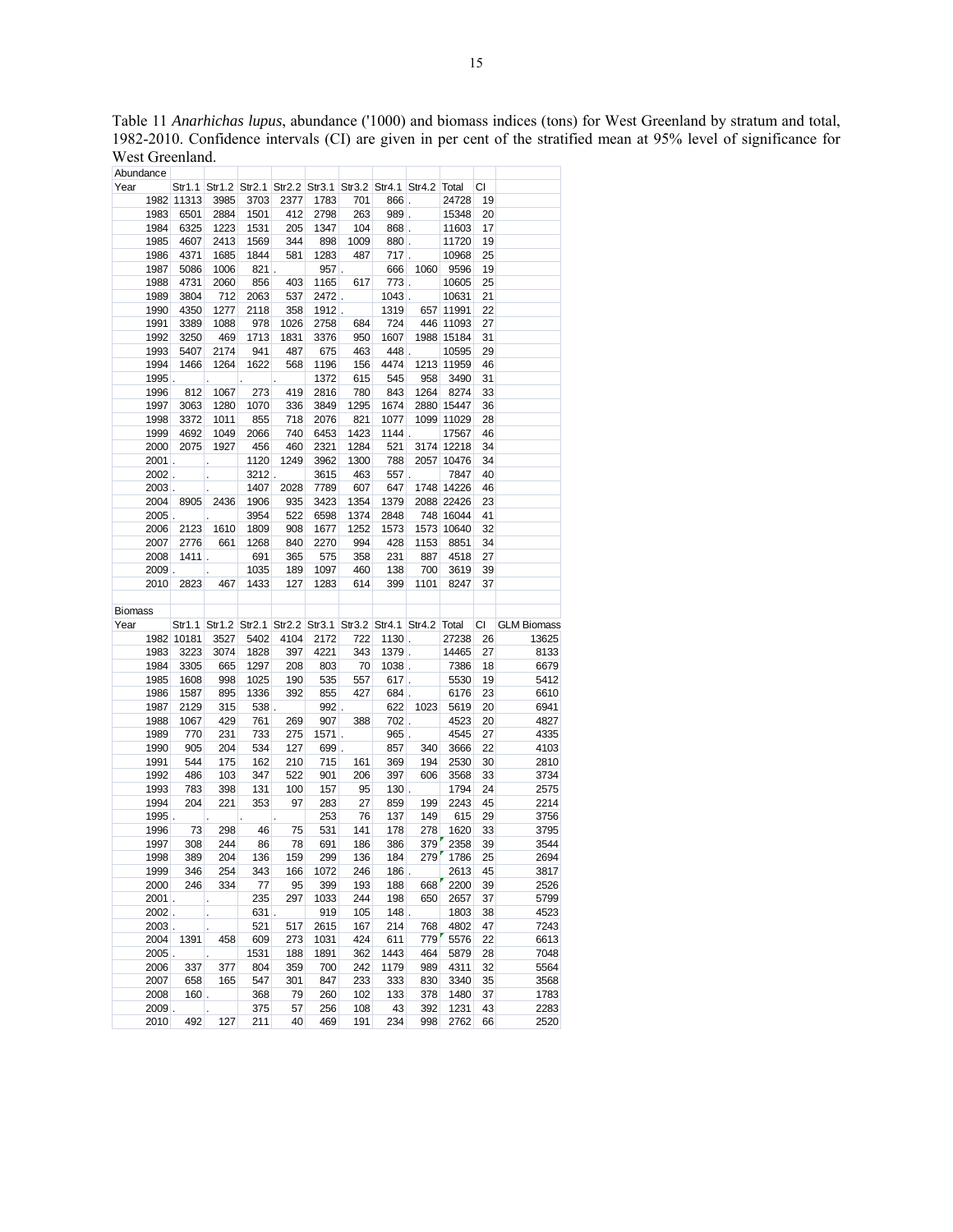Table 11 *Anarhichas lupus*, abundance ('1000) and biomass indices (tons) for West Greenland by stratum and total, 1982-2010. Confidence intervals (CI) are given in per cent of the stratified mean at 95% level of significance for West Greenland.

| Abundance | | | | | | | | | | | |
|---|---|---|---|---|---|---|---|---|---|---|---|
| Year | Str1.1 | Str1.2 | Str2.1 | Str2.2 | Str3.1 | Str3.2 | Str4.1 | Str4.2 | Total | CI | |
| 1982 | 11313 | 3985 | 3703 | 2377 | 1783 | 701 | 866 | . | 24728 | 19 | |
| 1983 | 6501 | 2884 | 1501 | 412 | 2798 | 263 | 989 | . | 15348 | 20 | |
| 1984 | 6325 | 1223 | 1531 | 205 | 1347 | 104 | 868 | . | 11603 | 17 | |
| 1985 | 4607 | 2413 | 1569 | 344 | 898 | 1009 | 880 | . | 11720 | 19 | |
| 1986 | 4371 | 1685 | 1844 | 581 | 1283 | 487 | 717 | . | 10968 | 25 | |
| 1987 | 5086 | 1006 | 821 | . | 957 | . | 666 | 1060 | 9596 | 19 | |
| 1988 | 4731 | 2060 | 856 | 403 | 1165 | 617 | 773 | . | 10605 | 25 | |
| 1989 | 3804 | 712 | 2063 | 537 | 2472 | . | 1043 | . | 10631 | 21 | |
| 1990 | 4350 | 1277 | 2118 | 358 | 1912 | . | 1319 | 657 | 11991 | 22 | |
| 1991 | 3389 | 1088 | 978 | 1026 | 2758 | 684 | 724 | 446 | 11093 | 27 | |
| 1992 | 3250 | 469 | 1713 | 1831 | 3376 | 950 | 1607 | 1988 | 15184 | 31 | |
| 1993 | 5407 | 2174 | 941 | 487 | 675 | 463 | 448 | . | 10595 | 29 | |
| 1994 | 1466 | 1264 | 1622 | 568 | 1196 | 156 | 4474 | 1213 | 11959 | 46 | |
| 1995 | . | . | . | . | 1372 | 615 | 545 | 958 | 3490 | 31 | |
| 1996 | 812 | 1067 | 273 | 419 | 2816 | 780 | 843 | 1264 | 8274 | 33 | |
| 1997 | 3063 | 1280 | 1070 | 336 | 3849 | 1295 | 1674 | 2880 | 15447 | 36 | |
| 1998 | 3372 | 1011 | 855 | 718 | 2076 | 821 | 1077 | 1099 | 11029 | 28 | |
| 1999 | 4692 | 1049 | 2066 | 740 | 6453 | 1423 | 1144 | . | 17567 | 46 | |
| 2000 | 2075 | 1927 | 456 | 460 | 2321 | 1284 | 521 | 3174 | 12218 | 34 | |
| 2001 | . | . | 1120 | 1249 | 3962 | 1300 | 788 | 2057 | 10476 | 34 | |
| 2002 | . | . | 3212 | . | 3615 | 463 | 557 | . | 7847 | 40 | |
| 2003 | . | . | 1407 | 2028 | 7789 | 607 | 647 | 1748 | 14226 | 46 | |
| 2004 | 8905 | 2436 | 1906 | 935 | 3423 | 1354 | 1379 | 2088 | 22426 | 23 | |
| 2005 | . | . | 3954 | 522 | 6598 | 1374 | 2848 | 748 | 16044 | 41 | |
| 2006 | 2123 | 1610 | 1809 | 908 | 1677 | 1252 | 1573 | 1573 | 10640 | 32 | |
| 2007 | 2776 | 661 | 1268 | 840 | 2270 | 994 | 428 | 1153 | 8851 | 34 | |
| 2008 | 1411 | . | 691 | 365 | 575 | 358 | 231 | 887 | 4518 | 27 | |
| 2009 | . | . | 1035 | 189 | 1097 | 460 | 138 | 700 | 3619 | 39 | |
| 2010 | 2823 | 467 | 1433 | 127 | 1283 | 614 | 399 | 1101 | 8247 | 37 | |
| | | | | | | | | | | | |
| Biomass | | | | | | | | | | | |
| Year | Str1.1 | Str1.2 | Str2.1 | Str2.2 | Str3.1 | Str3.2 | Str4.1 | Str4.2 | Total | CI | GLM Biomass |
| 1982 | 10181 | 3527 | 5402 | 4104 | 2172 | 722 | 1130 | . | 27238 | 26 | 13625 |
| 1983 | 3223 | 3074 | 1828 | 397 | 4221 | 343 | 1379 | . | 14465 | 27 | 8133 |
| 1984 | 3305 | 665 | 1297 | 208 | 803 | 70 | 1038 | . | 7386 | 18 | 6679 |
| 1985 | 1608 | 998 | 1025 | 190 | 535 | 557 | 617 | . | 5530 | 19 | 5412 |
| 1986 | 1587 | 895 | 1336 | 392 | 855 | 427 | 684 | . | 6176 | 23 | 6610 |
| 1987 | 2129 | 315 | 538 | . | 992 | . | 622 | 1023 | 5619 | 20 | 6941 |
| 1988 | 1067 | 429 | 761 | 269 | 907 | 388 | 702 | . | 4523 | 20 | 4827 |
| 1989 | 770 | 231 | 733 | 275 | 1571 | . | 965 | . | 4545 | 27 | 4335 |
| 1990 | 905 | 204 | 534 | 127 | 699 | . | 857 | 340 | 3666 | 22 | 4103 |
| 1991 | 544 | 175 | 162 | 210 | 715 | 161 | 369 | 194 | 2530 | 30 | 2810 |
| 1992 | 486 | 103 | 347 | 522 | 901 | 206 | 397 | 606 | 3568 | 33 | 3734 |
| 1993 | 783 | 398 | 131 | 100 | 157 | 95 | 130 | . | 1794 | 24 | 2575 |
| 1994 | 204 | 221 | 353 | 97 | 283 | 27 | 859 | 199 | 2243 | 45 | 2214 |
| 1995 | . | . | . | . | 253 | 76 | 137 | 149 | 615 | 29 | 3756 |
| 1996 | 73 | 298 | 46 | 75 | 531 | 141 | 178 | 278 | 1620 | 33 | 3795 |
| 1997 | 308 | 244 | 86 | 78 | 691 | 186 | 386 | 379 | 2358 | 39 | 3544 |
| 1998 | 389 | 204 | 136 | 159 | 299 | 136 | 184 | 279 | 1786 | 25 | 2694 |
| 1999 | 346 | 254 | 343 | 166 | 1072 | 246 | 186 | . | 2613 | 45 | 3817 |
| 2000 | 246 | 334 | 77 | 95 | 399 | 193 | 188 | 668 | 2200 | 39 | 2526 |
| 2001 | . | . | 235 | 297 | 1033 | 244 | 198 | 650 | 2657 | 37 | 5799 |
| 2002 | . | . | 631 | . | 919 | 105 | 148 | . | 1803 | 38 | 4523 |
| 2003 | . | . | 521 | 517 | 2615 | 167 | 214 | 768 | 4802 | 47 | 7243 |
| 2004 | 1391 | 458 | 609 | 273 | 1031 | 424 | 611 | 779 | 5576 | 22 | 6613 |
| 2005 | . | . | 1531 | 188 | 1891 | 362 | 1443 | 464 | 5879 | 28 | 7048 |
| 2006 | 337 | 377 | 804 | 359 | 700 | 242 | 1179 | 989 | 4311 | 32 | 5564 |
| 2007 | 658 | 165 | 547 | 301 | 847 | 233 | 333 | 830 | 3340 | 35 | 3568 |
| 2008 | 160 | . | 368 | 79 | 260 | 102 | 133 | 378 | 1480 | 37 | 1783 |
| 2009 | . | . | 375 | 57 | 256 | 108 | 43 | 392 | 1231 | 43 | 2283 |
| 2010 | 492 | 127 | 211 | 40 | 469 | 191 | 234 | 998 | 2762 | 66 | 2520 |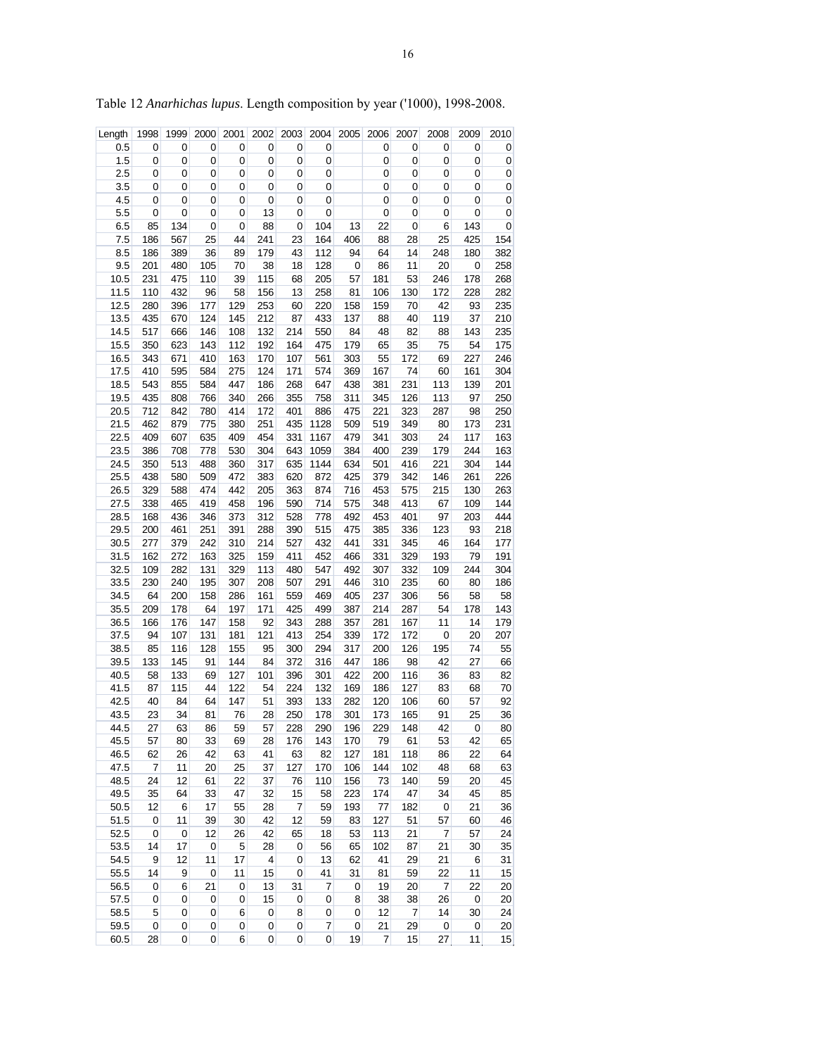Table 12 *Anarhichas lupus*. Length composition by year ('1000), 1998-2008.

| Length | 1998 | 1999 | 2000 | 2001 | 2002 | 2003 | 2004 | 2005 | 2006 | 2007 | 2008 | 2009 | 2010 |
|---|---|---|---|---|---|---|---|---|---|---|---|---|---|
| 0.5 | 0 | 0 | 0 | 0 | 0 | 0 | 0 | | 0 | 0 | 0 | 0 | 0 |
| 1.5 | 0 | 0 | 0 | 0 | 0 | 0 | 0 | | 0 | 0 | 0 | 0 | 0 |
| 2.5 | 0 | 0 | 0 | 0 | 0 | 0 | 0 | | 0 | 0 | 0 | 0 | 0 |
| 3.5 | 0 | 0 | 0 | 0 | 0 | 0 | 0 | | 0 | 0 | 0 | 0 | 0 |
| 4.5 | 0 | 0 | 0 | 0 | 0 | 0 | 0 | | 0 | 0 | 0 | 0 | 0 |
| 5.5 | 0 | 0 | 0 | 0 | 13 | 0 | 0 | | 0 | 0 | 0 | 0 | 0 |
| 6.5 | 85 | 134 | 0 | 0 | 88 | 0 | 104 | 13 | 22 | 0 | 6 | 143 | 0 |
| 7.5 | 186 | 567 | 25 | 44 | 241 | 23 | 164 | 406 | 88 | 28 | 25 | 425 | 154 |
| 8.5 | 186 | 389 | 36 | 89 | 179 | 43 | 112 | 94 | 64 | 14 | 248 | 180 | 382 |
| 9.5 | 201 | 480 | 105 | 70 | 38 | 18 | 128 | 0 | 86 | 11 | 20 | 0 | 258 |
| 10.5 | 231 | 475 | 110 | 39 | 115 | 68 | 205 | 57 | 181 | 53 | 246 | 178 | 268 |
| 11.5 | 110 | 432 | 96 | 58 | 156 | 13 | 258 | 81 | 106 | 130 | 172 | 228 | 282 |
| 12.5 | 280 | 396 | 177 | 129 | 253 | 60 | 220 | 158 | 159 | 70 | 42 | 93 | 235 |
| 13.5 | 435 | 670 | 124 | 145 | 212 | 87 | 433 | 137 | 88 | 40 | 119 | 37 | 210 |
| 14.5 | 517 | 666 | 146 | 108 | 132 | 214 | 550 | 84 | 48 | 82 | 88 | 143 | 235 |
| 15.5 | 350 | 623 | 143 | 112 | 192 | 164 | 475 | 179 | 65 | 35 | 75 | 54 | 175 |
| 16.5 | 343 | 671 | 410 | 163 | 170 | 107 | 561 | 303 | 55 | 172 | 69 | 227 | 246 |
| 17.5 | 410 | 595 | 584 | 275 | 124 | 171 | 574 | 369 | 167 | 74 | 60 | 161 | 304 |
| 18.5 | 543 | 855 | 584 | 447 | 186 | 268 | 647 | 438 | 381 | 231 | 113 | 139 | 201 |
| 19.5 | 435 | 808 | 766 | 340 | 266 | 355 | 758 | 311 | 345 | 126 | 113 | 97 | 250 |
| 20.5 | 712 | 842 | 780 | 414 | 172 | 401 | 886 | 475 | 221 | 323 | 287 | 98 | 250 |
| 21.5 | 462 | 879 | 775 | 380 | 251 | 435 | 1128 | 509 | 519 | 349 | 80 | 173 | 231 |
| 22.5 | 409 | 607 | 635 | 409 | 454 | 331 | 1167 | 479 | 341 | 303 | 24 | 117 | 163 |
| 23.5 | 386 | 708 | 778 | 530 | 304 | 643 | 1059 | 384 | 400 | 239 | 179 | 244 | 163 |
| 24.5 | 350 | 513 | 488 | 360 | 317 | 635 | 1144 | 634 | 501 | 416 | 221 | 304 | 144 |
| 25.5 | 438 | 580 | 509 | 472 | 383 | 620 | 872 | 425 | 379 | 342 | 146 | 261 | 226 |
| 26.5 | 329 | 588 | 474 | 442 | 205 | 363 | 874 | 716 | 453 | 575 | 215 | 130 | 263 |
| 27.5 | 338 | 465 | 419 | 458 | 196 | 590 | 714 | 575 | 348 | 413 | 67 | 109 | 144 |
| 28.5 | 168 | 436 | 346 | 373 | 312 | 528 | 778 | 492 | 453 | 401 | 97 | 203 | 444 |
| 29.5 | 200 | 461 | 251 | 391 | 288 | 390 | 515 | 475 | 385 | 336 | 123 | 93 | 218 |
| 30.5 | 277 | 379 | 242 | 310 | 214 | 527 | 432 | 441 | 331 | 345 | 46 | 164 | 177 |
| 31.5 | 162 | 272 | 163 | 325 | 159 | 411 | 452 | 466 | 331 | 329 | 193 | 79 | 191 |
| 32.5 | 109 | 282 | 131 | 329 | 113 | 480 | 547 | 492 | 307 | 332 | 109 | 244 | 304 |
| 33.5 | 230 | 240 | 195 | 307 | 208 | 507 | 291 | 446 | 310 | 235 | 60 | 80 | 186 |
| 34.5 | 64 | 200 | 158 | 286 | 161 | 559 | 469 | 405 | 237 | 306 | 56 | 58 | 58 |
| 35.5 | 209 | 178 | 64 | 197 | 171 | 425 | 499 | 387 | 214 | 287 | 54 | 178 | 143 |
| 36.5 | 166 | 176 | 147 | 158 | 92 | 343 | 288 | 357 | 281 | 167 | 11 | 14 | 179 |
| 37.5 | 94 | 107 | 131 | 181 | 121 | 413 | 254 | 339 | 172 | 172 | 0 | 20 | 207 |
| 38.5 | 85 | 116 | 128 | 155 | 95 | 300 | 294 | 317 | 200 | 126 | 195 | 74 | 55 |
| 39.5 | 133 | 145 | 91 | 144 | 84 | 372 | 316 | 447 | 186 | 98 | 42 | 27 | 66 |
| 40.5 | 58 | 133 | 69 | 127 | 101 | 396 | 301 | 422 | 200 | 116 | 36 | 83 | 82 |
| 41.5 | 87 | 115 | 44 | 122 | 54 | 224 | 132 | 169 | 186 | 127 | 83 | 68 | 70 |
| 42.5 | 40 | 84 | 64 | 147 | 51 | 393 | 133 | 282 | 120 | 106 | 60 | 57 | 92 |
| 43.5 | 23 | 34 | 81 | 76 | 28 | 250 | 178 | 301 | 173 | 165 | 91 | 25 | 36 |
| 44.5 | 27 | 63 | 86 | 59 | 57 | 228 | 290 | 196 | 229 | 148 | 42 | 0 | 80 |
| 45.5 | 57 | 80 | 33 | 69 | 28 | 176 | 143 | 170 | 79 | 61 | 53 | 42 | 65 |
| 46.5 | 62 | 26 | 42 | 63 | 41 | 63 | 82 | 127 | 181 | 118 | 86 | 22 | 64 |
| 47.5 | 7 | 11 | 20 | 25 | 37 | 127 | 170 | 106 | 144 | 102 | 48 | 68 | 63 |
| 48.5 | 24 | 12 | 61 | 22 | 37 | 76 | 110 | 156 | 73 | 140 | 59 | 20 | 45 |
| 49.5 | 35 | 64 | 33 | 47 | 32 | 15 | 58 | 223 | 174 | 47 | 34 | 45 | 85 |
| 50.5 | 12 | 6 | 17 | 55 | 28 | 7 | 59 | 193 | 77 | 182 | 0 | 21 | 36 |
| 51.5 | 0 | 11 | 39 | 30 | 42 | 12 | 59 | 83 | 127 | 51 | 57 | 60 | 46 |
| 52.5 | 0 | 0 | 12 | 26 | 42 | 65 | 18 | 53 | 113 | 21 | 7 | 57 | 24 |
| 53.5 | 14 | 17 | 0 | 5 | 28 | 0 | 56 | 65 | 102 | 87 | 21 | 30 | 35 |
| 54.5 | 9 | 12 | 11 | 17 | 4 | 0 | 13 | 62 | 41 | 29 | 21 | 6 | 31 |
| 55.5 | 14 | 9 | 0 | 11 | 15 | 0 | 41 | 31 | 81 | 59 | 22 | 11 | 15 |
| 56.5 | 0 | 6 | 21 | 0 | 13 | 31 | 7 | 0 | 19 | 20 | 7 | 22 | 20 |
| 57.5 | 0 | 0 | 0 | 0 | 15 | 0 | 0 | 8 | 38 | 38 | 26 | 0 | 20 |
| 58.5 | 5 | 0 | 0 | 6 | 0 | 8 | 0 | 0 | 12 | 7 | 14 | 30 | 24 |
| 59.5 | 0 | 0 | 0 | 0 | 0 | 0 | 7 | 0 | 21 | 29 | 0 | 0 | 20 |
| 60.5 | 28 | 0 | 0 | 6 | 0 | 0 | 0 | 19 | 7 | 15 | 27 | 11 | 15 |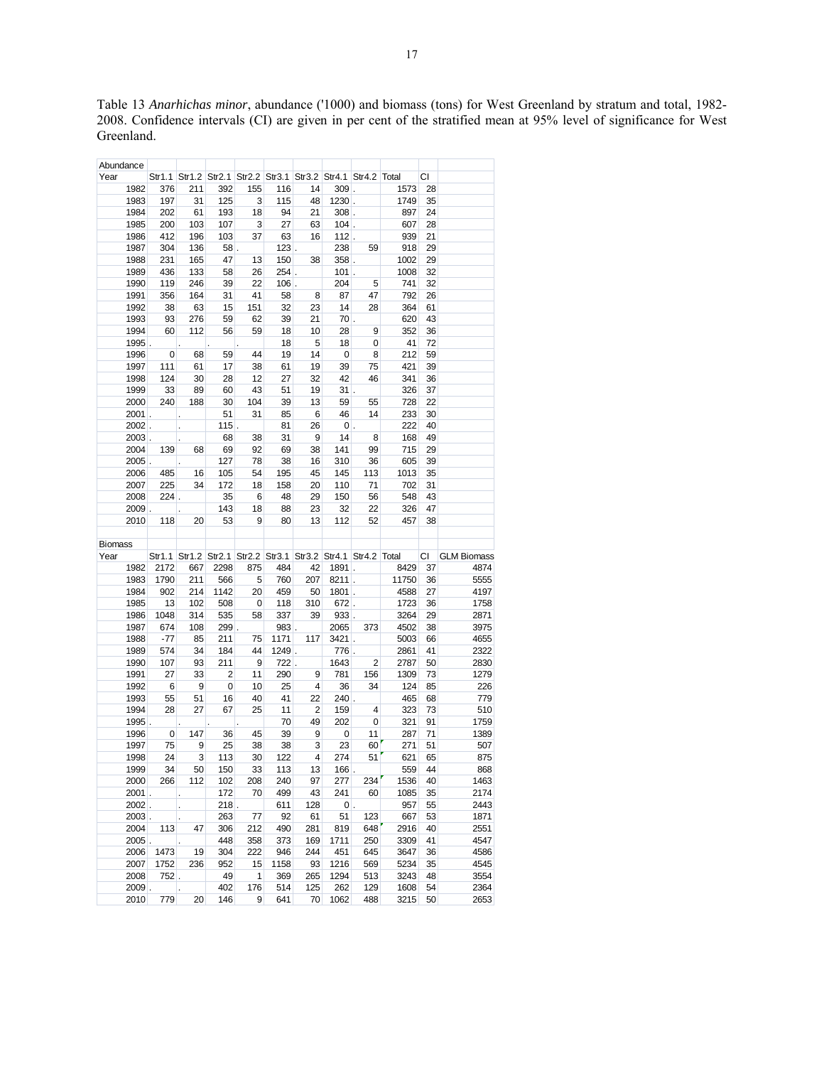Table 13 *Anarhichas minor*, abundance ('1000) and biomass (tons) for West Greenland by stratum and total, 1982-2008. Confidence intervals (CI) are given in per cent of the stratified mean at 95% level of significance for West Greenland.

| Abundance | | | | | | | | | | | |
|---|---|---|---|---|---|---|---|---|---|---|---|
| Year | Str1.1 | Str1.2 | Str2.1 | Str2.2 | Str3.1 | Str3.2 | Str4.1 | Str4.2 | Total | CI | |
| 1982 | 376 | 211 | 392 | 155 | 116 | 14 | 309 | . | 1573 | 28 | |
| 1983 | 197 | 31 | 125 | 3 | 115 | 48 | 1230 | . | 1749 | 35 | |
| 1984 | 202 | 61 | 193 | 18 | 94 | 21 | 308 | . | 897 | 24 | |
| 1985 | 200 | 103 | 107 | 3 | 27 | 63 | 104 | . | 607 | 28 | |
| 1986 | 412 | 196 | 103 | 37 | 63 | 16 | 112 | . | 939 | 21 | |
| 1987 | 304 | 136 | 58 | . | 123 | . | 238 | 59 | 918 | 29 | |
| 1988 | 231 | 165 | 47 | 13 | 150 | 38 | 358 | . | 1002 | 29 | |
| 1989 | 436 | 133 | 58 | 26 | 254 | . | 101 | . | 1008 | 32 | |
| 1990 | 119 | 246 | 39 | 22 | 106 | . | 204 | 5 | 741 | 32 | |
| 1991 | 356 | 164 | 31 | 41 | 58 | 8 | 87 | 47 | 792 | 26 | |
| 1992 | 38 | 63 | 15 | 151 | 32 | 23 | 14 | 28 | 364 | 61 | |
| 1993 | 93 | 276 | 59 | 62 | 39 | 21 | 70 | . | 620 | 43 | |
| 1994 | 60 | 112 | 56 | 59 | 18 | 10 | 28 | 9 | 352 | 36 | |
| 1995 | . | . | . | . | 18 | 5 | 18 | 0 | 41 | 72 | |
| 1996 | 0 | 68 | 59 | 44 | 19 | 14 | 0 | 8 | 212 | 59 | |
| 1997 | 111 | 61 | 17 | 38 | 61 | 19 | 39 | 75 | 421 | 39 | |
| 1998 | 124 | 30 | 28 | 12 | 27 | 32 | 42 | 46 | 341 | 36 | |
| 1999 | 33 | 89 | 60 | 43 | 51 | 19 | 31 | . | 326 | 37 | |
| 2000 | 240 | 188 | 30 | 104 | 39 | 13 | 59 | 55 | 728 | 22 | |
| 2001 | . | . | 51 | 31 | 85 | 6 | 46 | 14 | 233 | 30 | |
| 2002 | . | . | 115 | . | 81 | 26 | 0 | . | 222 | 40 | |
| 2003 | . | . | 68 | 38 | 31 | 9 | 14 | 8 | 168 | 49 | |
| 2004 | 139 | 68 | 69 | 92 | 69 | 38 | 141 | 99 | 715 | 29 | |
| 2005 | . | . | 127 | 78 | 38 | 16 | 310 | 36 | 605 | 39 | |
| 2006 | 485 | 16 | 105 | 54 | 195 | 45 | 145 | 113 | 1013 | 35 | |
| 2007 | 225 | 34 | 172 | 18 | 158 | 20 | 110 | 71 | 702 | 31 | |
| 2008 | 224 | . | 35 | 6 | 48 | 29 | 150 | 56 | 548 | 43 | |
| 2009 | . | . | 143 | 18 | 88 | 23 | 32 | 22 | 326 | 47 | |
| 2010 | 118 | 20 | 53 | 9 | 80 | 13 | 112 | 52 | 457 | 38 | |
| | | | | | | | | | | | |
| Biomass | | | | | | | | | | | |
| Year | Str1.1 | Str1.2 | Str2.1 | Str2.2 | Str3.1 | Str3.2 | Str4.1 | Str4.2 | Total | CI | GLM Biomass |
| 1982 | 2172 | 667 | 2298 | 875 | 484 | 42 | 1891 | . | 8429 | 37 | 4874 |
| 1983 | 1790 | 211 | 566 | 5 | 760 | 207 | 8211 | . | 11750 | 36 | 5555 |
| 1984 | 902 | 214 | 1142 | 20 | 459 | 50 | 1801 | . | 4588 | 27 | 4197 |
| 1985 | 13 | 102 | 508 | 0 | 118 | 310 | 672 | . | 1723 | 36 | 1758 |
| 1986 | 1048 | 314 | 535 | 58 | 337 | 39 | 933 | . | 3264 | 29 | 2871 |
| 1987 | 674 | 108 | 299 | . | 983 | . | 2065 | 373 | 4502 | 38 | 3975 |
| 1988 | -77 | 85 | 211 | 75 | 1171 | 117 | 3421 | . | 5003 | 66 | 4655 |
| 1989 | 574 | 34 | 184 | 44 | 1249 | . | 776 | . | 2861 | 41 | 2322 |
| 1990 | 107 | 93 | 211 | 9 | 722 | . | 1643 | 2 | 2787 | 50 | 2830 |
| 1991 | 27 | 33 | 2 | 11 | 290 | 9 | 781 | 156 | 1309 | 73 | 1279 |
| 1992 | 6 | 9 | 0 | 10 | 25 | 4 | 36 | 34 | 124 | 85 | 226 |
| 1993 | 55 | 51 | 16 | 40 | 41 | 22 | 240 | . | 465 | 68 | 779 |
| 1994 | 28 | 27 | 67 | 25 | 11 | 2 | 159 | 4 | 323 | 73 | 510 |
| 1995 | . | . | . | . | 70 | 49 | 202 | 0 | 321 | 91 | 1759 |
| 1996 | 0 | 147 | 36 | 45 | 39 | 9 | 0 | 11 | 287 | 71 | 1389 |
| 1997 | 75 | 9 | 25 | 38 | 38 | 3 | 23 | 60 | 271 | 51 | 507 |
| 1998 | 24 | 3 | 113 | 30 | 122 | 4 | 274 | 51 | 621 | 65 | 875 |
| 1999 | 34 | 50 | 150 | 33 | 113 | 13 | 166 | . | 559 | 44 | 868 |
| 2000 | 266 | 112 | 102 | 208 | 240 | 97 | 277 | 234 | 1536 | 40 | 1463 |
| 2001 | . | . | 172 | 70 | 499 | 43 | 241 | 60 | 1085 | 35 | 2174 |
| 2002 | . | . | 218 | . | 611 | 128 | 0 | . | 957 | 55 | 2443 |
| 2003 | . | . | 263 | 77 | 92 | 61 | 51 | 123 | 667 | 53 | 1871 |
| 2004 | 113 | 47 | 306 | 212 | 490 | 281 | 819 | 648 | 2916 | 40 | 2551 |
| 2005 | . | . | 448 | 358 | 373 | 169 | 1711 | 250 | 3309 | 41 | 4547 |
| 2006 | 1473 | 19 | 304 | 222 | 946 | 244 | 451 | 645 | 3647 | 36 | 4586 |
| 2007 | 1752 | 236 | 952 | 15 | 1158 | 93 | 1216 | 569 | 5234 | 35 | 4545 |
| 2008 | 752 | . | 49 | 1 | 369 | 265 | 1294 | 513 | 3243 | 48 | 3554 |
| 2009 | . | . | 402 | 176 | 514 | 125 | 262 | 129 | 1608 | 54 | 2364 |
| 2010 | 779 | 20 | 146 | 9 | 641 | 70 | 1062 | 488 | 3215 | 50 | 2653 |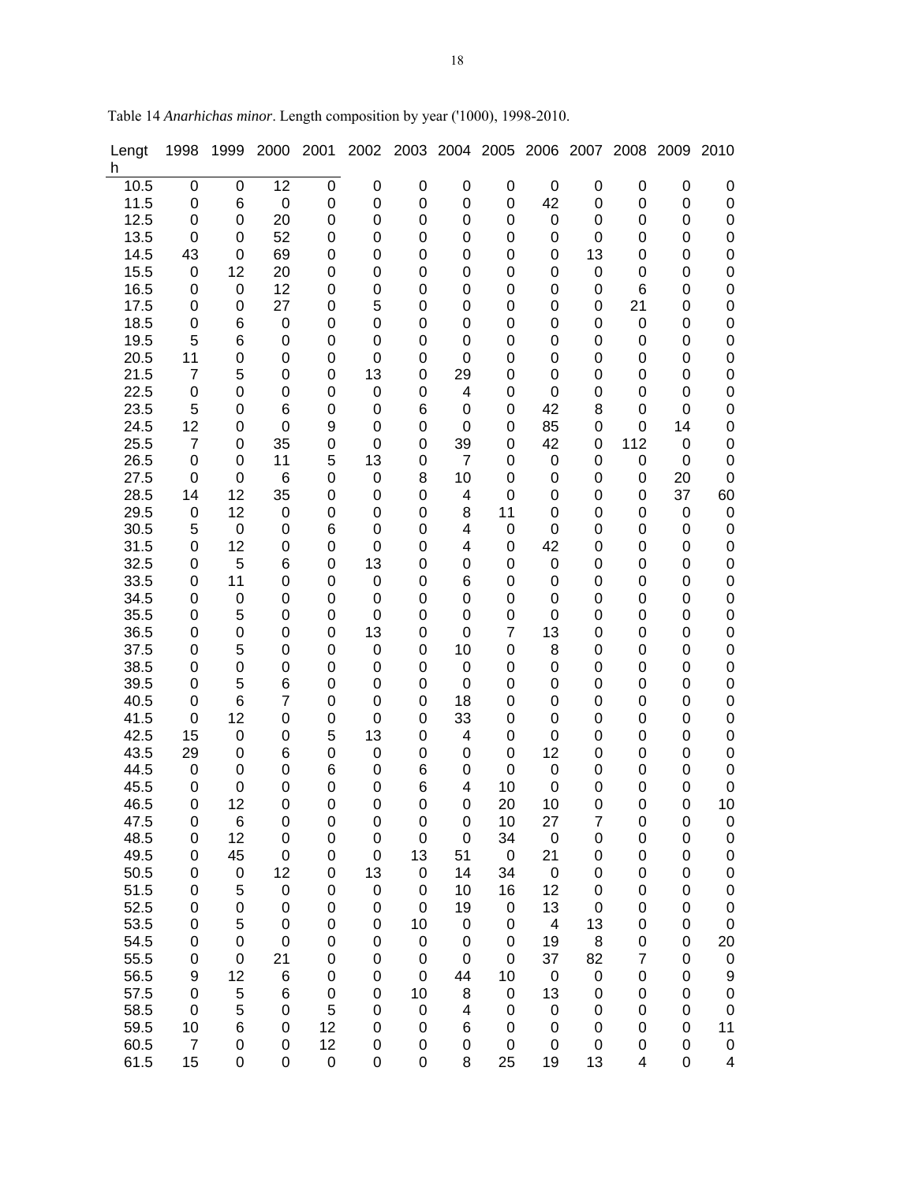Table 14 *Anarhichas minor*. Length composition by year ('1000), 1998-2010.

| Length | 1998 | 1999 | 2000 | 2001 | 2002 | 2003 | 2004 | 2005 | 2006 | 2007 | 2008 | 2009 | 2010 |
|---|---|---|---|---|---|---|---|---|---|---|---|---|---|
| 10.5 | 0 | 0 | 12 | 0 | 0 | 0 | 0 | 0 | 0 | 0 | 0 | 0 | 0 |
| 11.5 | 0 | 6 | 0 | 0 | 0 | 0 | 0 | 0 | 42 | 0 | 0 | 0 | 0 |
| 12.5 | 0 | 0 | 20 | 0 | 0 | 0 | 0 | 0 | 0 | 0 | 0 | 0 | 0 |
| 13.5 | 0 | 0 | 52 | 0 | 0 | 0 | 0 | 0 | 0 | 0 | 0 | 0 | 0 |
| 14.5 | 43 | 0 | 69 | 0 | 0 | 0 | 0 | 0 | 0 | 13 | 0 | 0 | 0 |
| 15.5 | 0 | 12 | 20 | 0 | 0 | 0 | 0 | 0 | 0 | 0 | 0 | 0 | 0 |
| 16.5 | 0 | 0 | 12 | 0 | 0 | 0 | 0 | 0 | 0 | 0 | 6 | 0 | 0 |
| 17.5 | 0 | 0 | 27 | 0 | 5 | 0 | 0 | 0 | 0 | 0 | 21 | 0 | 0 |
| 18.5 | 0 | 6 | 0 | 0 | 0 | 0 | 0 | 0 | 0 | 0 | 0 | 0 | 0 |
| 19.5 | 5 | 6 | 0 | 0 | 0 | 0 | 0 | 0 | 0 | 0 | 0 | 0 | 0 |
| 20.5 | 11 | 0 | 0 | 0 | 0 | 0 | 0 | 0 | 0 | 0 | 0 | 0 | 0 |
| 21.5 | 7 | 5 | 0 | 0 | 13 | 0 | 29 | 0 | 0 | 0 | 0 | 0 | 0 |
| 22.5 | 0 | 0 | 0 | 0 | 0 | 0 | 4 | 0 | 0 | 0 | 0 | 0 | 0 |
| 23.5 | 5 | 0 | 6 | 0 | 0 | 6 | 0 | 0 | 42 | 8 | 0 | 0 | 0 |
| 24.5 | 12 | 0 | 0 | 9 | 0 | 0 | 0 | 0 | 85 | 0 | 0 | 14 | 0 |
| 25.5 | 7 | 0 | 35 | 0 | 0 | 0 | 39 | 0 | 42 | 0 | 112 | 0 | 0 |
| 26.5 | 0 | 0 | 11 | 5 | 13 | 0 | 7 | 0 | 0 | 0 | 0 | 0 | 0 |
| 27.5 | 0 | 0 | 6 | 0 | 0 | 8 | 10 | 0 | 0 | 0 | 0 | 20 | 0 |
| 28.5 | 14 | 12 | 35 | 0 | 0 | 0 | 4 | 0 | 0 | 0 | 0 | 37 | 60 |
| 29.5 | 0 | 12 | 0 | 0 | 0 | 0 | 8 | 11 | 0 | 0 | 0 | 0 | 0 |
| 30.5 | 5 | 0 | 0 | 6 | 0 | 0 | 4 | 0 | 0 | 0 | 0 | 0 | 0 |
| 31.5 | 0 | 12 | 0 | 0 | 0 | 0 | 4 | 0 | 42 | 0 | 0 | 0 | 0 |
| 32.5 | 0 | 5 | 6 | 0 | 13 | 0 | 0 | 0 | 0 | 0 | 0 | 0 | 0 |
| 33.5 | 0 | 11 | 0 | 0 | 0 | 0 | 6 | 0 | 0 | 0 | 0 | 0 | 0 |
| 34.5 | 0 | 0 | 0 | 0 | 0 | 0 | 0 | 0 | 0 | 0 | 0 | 0 | 0 |
| 35.5 | 0 | 5 | 0 | 0 | 0 | 0 | 0 | 0 | 0 | 0 | 0 | 0 | 0 |
| 36.5 | 0 | 0 | 0 | 0 | 13 | 0 | 0 | 7 | 13 | 0 | 0 | 0 | 0 |
| 37.5 | 0 | 5 | 0 | 0 | 0 | 0 | 10 | 0 | 8 | 0 | 0 | 0 | 0 |
| 38.5 | 0 | 0 | 0 | 0 | 0 | 0 | 0 | 0 | 0 | 0 | 0 | 0 | 0 |
| 39.5 | 0 | 5 | 6 | 0 | 0 | 0 | 0 | 0 | 0 | 0 | 0 | 0 | 0 |
| 40.5 | 0 | 6 | 7 | 0 | 0 | 0 | 18 | 0 | 0 | 0 | 0 | 0 | 0 |
| 41.5 | 0 | 12 | 0 | 0 | 0 | 0 | 33 | 0 | 0 | 0 | 0 | 0 | 0 |
| 42.5 | 15 | 0 | 0 | 5 | 13 | 0 | 4 | 0 | 0 | 0 | 0 | 0 | 0 |
| 43.5 | 29 | 0 | 6 | 0 | 0 | 0 | 0 | 0 | 12 | 0 | 0 | 0 | 0 |
| 44.5 | 0 | 0 | 0 | 6 | 0 | 6 | 0 | 0 | 0 | 0 | 0 | 0 | 0 |
| 45.5 | 0 | 0 | 0 | 0 | 0 | 6 | 4 | 10 | 0 | 0 | 0 | 0 | 0 |
| 46.5 | 0 | 12 | 0 | 0 | 0 | 0 | 0 | 20 | 10 | 0 | 0 | 0 | 10 |
| 47.5 | 0 | 6 | 0 | 0 | 0 | 0 | 0 | 10 | 27 | 7 | 0 | 0 | 0 |
| 48.5 | 0 | 12 | 0 | 0 | 0 | 0 | 0 | 34 | 0 | 0 | 0 | 0 | 0 |
| 49.5 | 0 | 45 | 0 | 0 | 0 | 13 | 51 | 0 | 21 | 0 | 0 | 0 | 0 |
| 50.5 | 0 | 0 | 12 | 0 | 13 | 0 | 14 | 34 | 0 | 0 | 0 | 0 | 0 |
| 51.5 | 0 | 5 | 0 | 0 | 0 | 0 | 10 | 16 | 12 | 0 | 0 | 0 | 0 |
| 52.5 | 0 | 0 | 0 | 0 | 0 | 0 | 19 | 0 | 13 | 0 | 0 | 0 | 0 |
| 53.5 | 0 | 5 | 0 | 0 | 0 | 10 | 0 | 0 | 4 | 13 | 0 | 0 | 0 |
| 54.5 | 0 | 0 | 0 | 0 | 0 | 0 | 0 | 0 | 19 | 8 | 0 | 0 | 20 |
| 55.5 | 0 | 0 | 21 | 0 | 0 | 0 | 0 | 0 | 37 | 82 | 7 | 0 | 0 |
| 56.5 | 9 | 12 | 6 | 0 | 0 | 0 | 44 | 10 | 0 | 0 | 0 | 0 | 9 |
| 57.5 | 0 | 5 | 6 | 0 | 0 | 10 | 8 | 0 | 13 | 0 | 0 | 0 | 0 |
| 58.5 | 0 | 5 | 0 | 5 | 0 | 0 | 4 | 0 | 0 | 0 | 0 | 0 | 0 |
| 59.5 | 10 | 6 | 0 | 12 | 0 | 0 | 6 | 0 | 0 | 0 | 0 | 0 | 11 |
| 60.5 | 7 | 0 | 0 | 12 | 0 | 0 | 0 | 0 | 0 | 0 | 0 | 0 | 0 |
| 61.5 | 15 | 0 | 0 | 0 | 0 | 0 | 8 | 25 | 19 | 13 | 4 | 0 | 4 |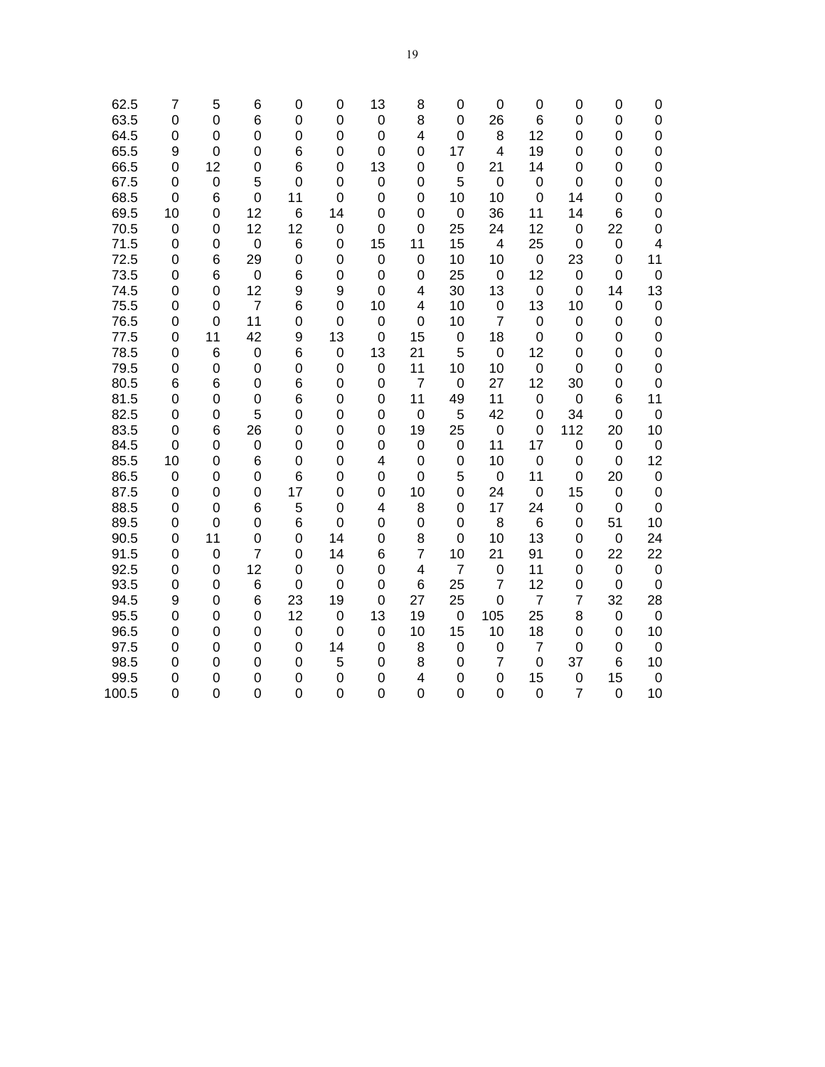| | | | | | | | | | | | | | |
|---|---|---|---|---|---|---|---|---|---|---|---|---|---|
| 62.5 | 7 | 5 | 6 | 0 | 0 | 13 | 8 | 0 | 0 | 0 | 0 | 0 | 0 |
| 63.5 | 0 | 0 | 6 | 0 | 0 | 0 | 8 | 0 | 26 | 6 | 0 | 0 | 0 |
| 64.5 | 0 | 0 | 0 | 0 | 0 | 0 | 4 | 0 | 8 | 12 | 0 | 0 | 0 |
| 65.5 | 9 | 0 | 0 | 6 | 0 | 0 | 0 | 17 | 4 | 19 | 0 | 0 | 0 |
| 66.5 | 0 | 12 | 0 | 6 | 0 | 13 | 0 | 0 | 21 | 14 | 0 | 0 | 0 |
| 67.5 | 0 | 0 | 5 | 0 | 0 | 0 | 0 | 5 | 0 | 0 | 0 | 0 | 0 |
| 68.5 | 0 | 6 | 0 | 11 | 0 | 0 | 0 | 10 | 10 | 0 | 14 | 0 | 0 |
| 69.5 | 10 | 0 | 12 | 6 | 14 | 0 | 0 | 0 | 36 | 11 | 14 | 6 | 0 |
| 70.5 | 0 | 0 | 12 | 12 | 0 | 0 | 0 | 25 | 24 | 12 | 0 | 22 | 0 |
| 71.5 | 0 | 0 | 0 | 6 | 0 | 15 | 11 | 15 | 4 | 25 | 0 | 0 | 4 |
| 72.5 | 0 | 6 | 29 | 0 | 0 | 0 | 0 | 10 | 10 | 0 | 23 | 0 | 11 |
| 73.5 | 0 | 6 | 0 | 6 | 0 | 0 | 0 | 25 | 0 | 12 | 0 | 0 | 0 |
| 74.5 | 0 | 0 | 12 | 9 | 9 | 0 | 4 | 30 | 13 | 0 | 0 | 14 | 13 |
| 75.5 | 0 | 0 | 7 | 6 | 0 | 10 | 4 | 10 | 0 | 13 | 10 | 0 | 0 |
| 76.5 | 0 | 0 | 11 | 0 | 0 | 0 | 0 | 10 | 7 | 0 | 0 | 0 | 0 |
| 77.5 | 0 | 11 | 42 | 9 | 13 | 0 | 15 | 0 | 18 | 0 | 0 | 0 | 0 |
| 78.5 | 0 | 6 | 0 | 6 | 0 | 13 | 21 | 5 | 0 | 12 | 0 | 0 | 0 |
| 79.5 | 0 | 0 | 0 | 0 | 0 | 0 | 11 | 10 | 10 | 0 | 0 | 0 | 0 |
| 80.5 | 6 | 6 | 0 | 6 | 0 | 0 | 7 | 0 | 27 | 12 | 30 | 0 | 0 |
| 81.5 | 0 | 0 | 0 | 6 | 0 | 0 | 11 | 49 | 11 | 0 | 0 | 6 | 11 |
| 82.5 | 0 | 0 | 5 | 0 | 0 | 0 | 0 | 5 | 42 | 0 | 34 | 0 | 0 |
| 83.5 | 0 | 6 | 26 | 0 | 0 | 0 | 19 | 25 | 0 | 0 | 112 | 20 | 10 |
| 84.5 | 0 | 0 | 0 | 0 | 0 | 0 | 0 | 0 | 11 | 17 | 0 | 0 | 0 |
| 85.5 | 10 | 0 | 6 | 0 | 0 | 4 | 0 | 0 | 10 | 0 | 0 | 0 | 12 |
| 86.5 | 0 | 0 | 0 | 6 | 0 | 0 | 0 | 5 | 0 | 11 | 0 | 20 | 0 |
| 87.5 | 0 | 0 | 0 | 17 | 0 | 0 | 10 | 0 | 24 | 0 | 15 | 0 | 0 |
| 88.5 | 0 | 0 | 6 | 5 | 0 | 4 | 8 | 0 | 17 | 24 | 0 | 0 | 0 |
| 89.5 | 0 | 0 | 0 | 6 | 0 | 0 | 0 | 0 | 8 | 6 | 0 | 51 | 10 |
| 90.5 | 0 | 11 | 0 | 0 | 14 | 0 | 8 | 0 | 10 | 13 | 0 | 0 | 24 |
| 91.5 | 0 | 0 | 7 | 0 | 14 | 6 | 7 | 10 | 21 | 91 | 0 | 22 | 22 |
| 92.5 | 0 | 0 | 12 | 0 | 0 | 0 | 4 | 7 | 0 | 11 | 0 | 0 | 0 |
| 93.5 | 0 | 0 | 6 | 0 | 0 | 0 | 6 | 25 | 7 | 12 | 0 | 0 | 0 |
| 94.5 | 9 | 0 | 6 | 23 | 19 | 0 | 27 | 25 | 0 | 7 | 7 | 32 | 28 |
| 95.5 | 0 | 0 | 0 | 12 | 0 | 13 | 19 | 0 | 105 | 25 | 8 | 0 | 0 |
| 96.5 | 0 | 0 | 0 | 0 | 0 | 0 | 10 | 15 | 10 | 18 | 0 | 0 | 10 |
| 97.5 | 0 | 0 | 0 | 0 | 14 | 0 | 8 | 0 | 0 | 7 | 0 | 0 | 0 |
| 98.5 | 0 | 0 | 0 | 0 | 5 | 0 | 8 | 0 | 7 | 0 | 37 | 6 | 10 |
| 99.5 | 0 | 0 | 0 | 0 | 0 | 0 | 4 | 0 | 0 | 15 | 0 | 15 | 0 |
| 100.5 | 0 | 0 | 0 | 0 | 0 | 0 | 0 | 0 | 0 | 0 | 7 | 0 | 10 |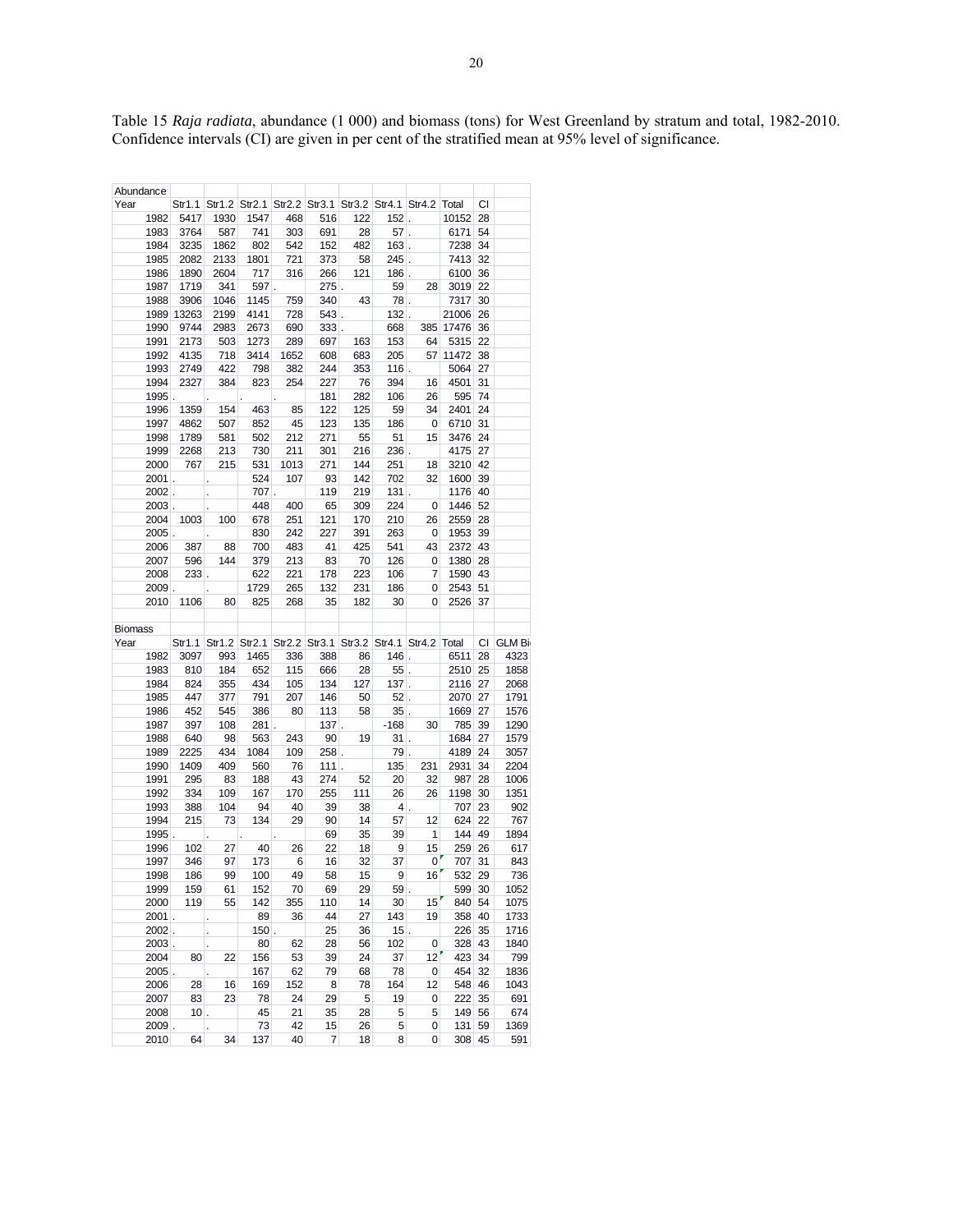Table 15 *Raja radiata*, abundance (1 000) and biomass (tons) for West Greenland by stratum and total, 1982-2010. Confidence intervals (CI) are given in per cent of the stratified mean at 95% level of significance.

| Abundance | | | | | | | | | | | |
|---|---|---|---|---|---|---|---|---|---|---|---|
| Year | Str1.1 | Str1.2 | Str2.1 | Str2.2 | Str3.1 | Str3.2 | Str4.1 | Str4.2 | Total | CI | |
| 1982 | 5417 | 1930 | 1547 | 468 | 516 | 122 | 152 | . | 10152 | 28 | |
| 1983 | 3764 | 587 | 741 | 303 | 691 | 28 | 57 | . | 6171 | 54 | |
| 1984 | 3235 | 1862 | 802 | 542 | 152 | 482 | 163 | . | 7238 | 34 | |
| 1985 | 2082 | 2133 | 1801 | 721 | 373 | 58 | 245 | . | 7413 | 32 | |
| 1986 | 1890 | 2604 | 717 | 316 | 266 | 121 | 186 | . | 6100 | 36 | |
| 1987 | 1719 | 341 | 597 | . | 275 | . | 59 | 28 | 3019 | 22 | |
| 1988 | 3906 | 1046 | 1145 | 759 | 340 | 43 | 78 | . | 7317 | 30 | |
| 1989 | 13263 | 2199 | 4141 | 728 | 543 | . | 132 | . | 21006 | 26 | |
| 1990 | 9744 | 2983 | 2673 | 690 | 333 | . | 668 | 385 | 17476 | 36 | |
| 1991 | 2173 | 503 | 1273 | 289 | 697 | 163 | 153 | 64 | 5315 | 22 | |
| 1992 | 4135 | 718 | 3414 | 1652 | 608 | 683 | 205 | 57 | 11472 | 38 | |
| 1993 | 2749 | 422 | 798 | 382 | 244 | 353 | 116 | . | 5064 | 27 | |
| 1994 | 2327 | 384 | 823 | 254 | 227 | 76 | 394 | 16 | 4501 | 31 | |
| 1995 | . | . | . | . | 181 | 282 | 106 | 26 | 595 | 74 | |
| 1996 | 1359 | 154 | 463 | 85 | 122 | 125 | 59 | 34 | 2401 | 24 | |
| 1997 | 4862 | 507 | 852 | 45 | 123 | 135 | 186 | 0 | 6710 | 31 | |
| 1998 | 1789 | 581 | 502 | 212 | 271 | 55 | 51 | 15 | 3476 | 24 | |
| 1999 | 2268 | 213 | 730 | 211 | 301 | 216 | 236 | . | 4175 | 27 | |
| 2000 | 767 | 215 | 531 | 1013 | 271 | 144 | 251 | 18 | 3210 | 42 | |
| 2001 | . | . | 524 | 107 | 93 | 142 | 702 | 32 | 1600 | 39 | |
| 2002 | . | . | 707 | . | 119 | 219 | 131 | . | 1176 | 40 | |
| 2003 | . | . | 448 | 400 | 65 | 309 | 224 | 0 | 1446 | 52 | |
| 2004 | 1003 | 100 | 678 | 251 | 121 | 170 | 210 | 26 | 2559 | 28 | |
| 2005 | . | . | 830 | 242 | 227 | 391 | 263 | 0 | 1953 | 39 | |
| 2006 | 387 | 88 | 700 | 483 | 41 | 425 | 541 | 43 | 2372 | 43 | |
| 2007 | 596 | 144 | 379 | 213 | 83 | 70 | 126 | 0 | 1380 | 28 | |
| 2008 | 233 | . | 622 | 221 | 178 | 223 | 106 | 7 | 1590 | 43 | |
| 2009 | . | . | 1729 | 265 | 132 | 231 | 186 | 0 | 2543 | 51 | |
| 2010 | 1106 | 80 | 825 | 268 | 35 | 182 | 30 | 0 | 2526 | 37 | |
| | | | | | | | | | | | |
| Biomass | | | | | | | | | | | |
| Year | Str1.1 | Str1.2 | Str2.1 | Str2.2 | Str3.1 | Str3.2 | Str4.1 | Str4.2 | Total | CI | GLM Bi |
| 1982 | 3097 | 993 | 1465 | 336 | 388 | 86 | 146 | . | 6511 | 28 | 4323 |
| 1983 | 810 | 184 | 652 | 115 | 666 | 28 | 55 | . | 2510 | 25 | 1858 |
| 1984 | 824 | 355 | 434 | 105 | 134 | 127 | 137 | . | 2116 | 27 | 2068 |
| 1985 | 447 | 377 | 791 | 207 | 146 | 50 | 52 | . | 2070 | 27 | 1791 |
| 1986 | 452 | 545 | 386 | 80 | 113 | 58 | 35 | . | 1669 | 27 | 1576 |
| 1987 | 397 | 108 | 281 | . | 137 | . | -168 | 30 | 785 | 39 | 1290 |
| 1988 | 640 | 98 | 563 | 243 | 90 | 19 | 31 | . | 1684 | 27 | 1579 |
| 1989 | 2225 | 434 | 1084 | 109 | 258 | . | 79 | . | 4189 | 24 | 3057 |
| 1990 | 1409 | 409 | 560 | 76 | 111 | . | 135 | 231 | 2931 | 34 | 2204 |
| 1991 | 295 | 83 | 188 | 43 | 274 | 52 | 20 | 32 | 987 | 28 | 1006 |
| 1992 | 334 | 109 | 167 | 170 | 255 | 111 | 26 | 26 | 1198 | 30 | 1351 |
| 1993 | 388 | 104 | 94 | 40 | 39 | 38 | 4 | . | 707 | 23 | 902 |
| 1994 | 215 | 73 | 134 | 29 | 90 | 14 | 57 | 12 | 624 | 22 | 767 |
| 1995 | . | . | . | . | 69 | 35 | 39 | 1 | 144 | 49 | 1894 |
| 1996 | 102 | 27 | 40 | 26 | 22 | 18 | 9 | 15 | 259 | 26 | 617 |
| 1997 | 346 | 97 | 173 | 6 | 16 | 32 | 37 | 0 | 707 | 31 | 843 |
| 1998 | 186 | 99 | 100 | 49 | 58 | 15 | 9 | 16 | 532 | 29 | 736 |
| 1999 | 159 | 61 | 152 | 70 | 69 | 29 | 59 | . | 599 | 30 | 1052 |
| 2000 | 119 | 55 | 142 | 355 | 110 | 14 | 30 | 15 | 840 | 54 | 1075 |
| 2001 | . | . | 89 | 36 | 44 | 27 | 143 | 19 | 358 | 40 | 1733 |
| 2002 | . | . | 150 | . | 25 | 36 | 15 | . | 226 | 35 | 1716 |
| 2003 | . | . | 80 | 62 | 28 | 56 | 102 | 0 | 328 | 43 | 1840 |
| 2004 | 80 | 22 | 156 | 53 | 39 | 24 | 37 | 12 | 423 | 34 | 799 |
| 2005 | . | . | 167 | 62 | 79 | 68 | 78 | 0 | 454 | 32 | 1836 |
| 2006 | 28 | 16 | 169 | 152 | 8 | 78 | 164 | 12 | 548 | 46 | 1043 |
| 2007 | 83 | 23 | 78 | 24 | 29 | 5 | 19 | 0 | 222 | 35 | 691 |
| 2008 | 10 | . | 45 | 21 | 35 | 28 | 5 | 5 | 149 | 56 | 674 |
| 2009 | . | . | 73 | 42 | 15 | 26 | 5 | 0 | 131 | 59 | 1369 |
| 2010 | 64 | 34 | 137 | 40 | 7 | 18 | 8 | 0 | 308 | 45 | 591 |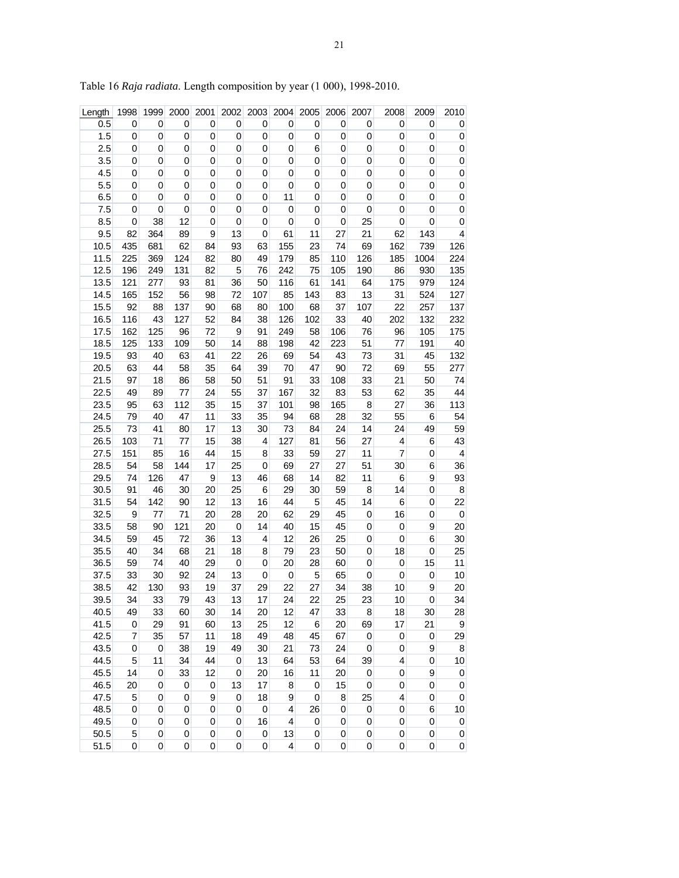Table 16 *Raja radiata*. Length composition by year (1 000), 1998-2010.

| Length | 1998 | 1999 | 2000 | 2001 | 2002 | 2003 | 2004 | 2005 | 2006 | 2007 | 2008 | 2009 | 2010 |
|---|---|---|---|---|---|---|---|---|---|---|---|---|---|
| 0.5 | 0 | 0 | 0 | 0 | 0 | 0 | 0 | 0 | 0 | 0 | 0 | 0 | 0 |
| 1.5 | 0 | 0 | 0 | 0 | 0 | 0 | 0 | 0 | 0 | 0 | 0 | 0 | 0 |
| 2.5 | 0 | 0 | 0 | 0 | 0 | 0 | 0 | 6 | 0 | 0 | 0 | 0 | 0 |
| 3.5 | 0 | 0 | 0 | 0 | 0 | 0 | 0 | 0 | 0 | 0 | 0 | 0 | 0 |
| 4.5 | 0 | 0 | 0 | 0 | 0 | 0 | 0 | 0 | 0 | 0 | 0 | 0 | 0 |
| 5.5 | 0 | 0 | 0 | 0 | 0 | 0 | 0 | 0 | 0 | 0 | 0 | 0 | 0 |
| 6.5 | 0 | 0 | 0 | 0 | 0 | 0 | 11 | 0 | 0 | 0 | 0 | 0 | 0 |
| 7.5 | 0 | 0 | 0 | 0 | 0 | 0 | 0 | 0 | 0 | 0 | 0 | 0 | 0 |
| 8.5 | 0 | 38 | 12 | 0 | 0 | 0 | 0 | 0 | 0 | 25 | 0 | 0 | 0 |
| 9.5 | 82 | 364 | 89 | 9 | 13 | 0 | 61 | 11 | 27 | 21 | 62 | 143 | 4 |
| 10.5 | 435 | 681 | 62 | 84 | 93 | 63 | 155 | 23 | 74 | 69 | 162 | 739 | 126 |
| 11.5 | 225 | 369 | 124 | 82 | 80 | 49 | 179 | 85 | 110 | 126 | 185 | 1004 | 224 |
| 12.5 | 196 | 249 | 131 | 82 | 5 | 76 | 242 | 75 | 105 | 190 | 86 | 930 | 135 |
| 13.5 | 121 | 277 | 93 | 81 | 36 | 50 | 116 | 61 | 141 | 64 | 175 | 979 | 124 |
| 14.5 | 165 | 152 | 56 | 98 | 72 | 107 | 85 | 143 | 83 | 13 | 31 | 524 | 127 |
| 15.5 | 92 | 88 | 137 | 90 | 68 | 80 | 100 | 68 | 37 | 107 | 22 | 257 | 137 |
| 16.5 | 116 | 43 | 127 | 52 | 84 | 38 | 126 | 102 | 33 | 40 | 202 | 132 | 232 |
| 17.5 | 162 | 125 | 96 | 72 | 9 | 91 | 249 | 58 | 106 | 76 | 96 | 105 | 175 |
| 18.5 | 125 | 133 | 109 | 50 | 14 | 88 | 198 | 42 | 223 | 51 | 77 | 191 | 40 |
| 19.5 | 93 | 40 | 63 | 41 | 22 | 26 | 69 | 54 | 43 | 73 | 31 | 45 | 132 |
| 20.5 | 63 | 44 | 58 | 35 | 64 | 39 | 70 | 47 | 90 | 72 | 69 | 55 | 277 |
| 21.5 | 97 | 18 | 86 | 58 | 50 | 51 | 91 | 33 | 108 | 33 | 21 | 50 | 74 |
| 22.5 | 49 | 89 | 77 | 24 | 55 | 37 | 167 | 32 | 83 | 53 | 62 | 35 | 44 |
| 23.5 | 95 | 63 | 112 | 35 | 15 | 37 | 101 | 98 | 165 | 8 | 27 | 36 | 113 |
| 24.5 | 79 | 40 | 47 | 11 | 33 | 35 | 94 | 68 | 28 | 32 | 55 | 6 | 54 |
| 25.5 | 73 | 41 | 80 | 17 | 13 | 30 | 73 | 84 | 24 | 14 | 24 | 49 | 59 |
| 26.5 | 103 | 71 | 77 | 15 | 38 | 4 | 127 | 81 | 56 | 27 | 4 | 6 | 43 |
| 27.5 | 151 | 85 | 16 | 44 | 15 | 8 | 33 | 59 | 27 | 11 | 7 | 0 | 4 |
| 28.5 | 54 | 58 | 144 | 17 | 25 | 0 | 69 | 27 | 27 | 51 | 30 | 6 | 36 |
| 29.5 | 74 | 126 | 47 | 9 | 13 | 46 | 68 | 14 | 82 | 11 | 6 | 9 | 93 |
| 30.5 | 91 | 46 | 30 | 20 | 25 | 6 | 29 | 30 | 59 | 8 | 14 | 0 | 8 |
| 31.5 | 54 | 142 | 90 | 12 | 13 | 16 | 44 | 5 | 45 | 14 | 6 | 0 | 22 |
| 32.5 | 9 | 77 | 71 | 20 | 28 | 20 | 62 | 29 | 45 | 0 | 16 | 0 | 0 |
| 33.5 | 58 | 90 | 121 | 20 | 0 | 14 | 40 | 15 | 45 | 0 | 0 | 9 | 20 |
| 34.5 | 59 | 45 | 72 | 36 | 13 | 4 | 12 | 26 | 25 | 0 | 0 | 6 | 30 |
| 35.5 | 40 | 34 | 68 | 21 | 18 | 8 | 79 | 23 | 50 | 0 | 18 | 0 | 25 |
| 36.5 | 59 | 74 | 40 | 29 | 0 | 0 | 20 | 28 | 60 | 0 | 0 | 15 | 11 |
| 37.5 | 33 | 30 | 92 | 24 | 13 | 0 | 0 | 5 | 65 | 0 | 0 | 0 | 10 |
| 38.5 | 42 | 130 | 93 | 19 | 37 | 29 | 22 | 27 | 34 | 38 | 10 | 9 | 20 |
| 39.5 | 34 | 33 | 79 | 43 | 13 | 17 | 24 | 22 | 25 | 23 | 10 | 0 | 34 |
| 40.5 | 49 | 33 | 60 | 30 | 14 | 20 | 12 | 47 | 33 | 8 | 18 | 30 | 28 |
| 41.5 | 0 | 29 | 91 | 60 | 13 | 25 | 12 | 6 | 20 | 69 | 17 | 21 | 9 |
| 42.5 | 7 | 35 | 57 | 11 | 18 | 49 | 48 | 45 | 67 | 0 | 0 | 0 | 29 |
| 43.5 | 0 | 0 | 38 | 19 | 49 | 30 | 21 | 73 | 24 | 0 | 0 | 9 | 8 |
| 44.5 | 5 | 11 | 34 | 44 | 0 | 13 | 64 | 53 | 64 | 39 | 4 | 0 | 10 |
| 45.5 | 14 | 0 | 33 | 12 | 0 | 20 | 16 | 11 | 20 | 0 | 0 | 9 | 0 |
| 46.5 | 20 | 0 | 0 | 0 | 13 | 17 | 8 | 0 | 15 | 0 | 0 | 0 | 0 |
| 47.5 | 5 | 0 | 0 | 9 | 0 | 18 | 9 | 0 | 8 | 25 | 4 | 0 | 0 |
| 48.5 | 0 | 0 | 0 | 0 | 0 | 0 | 4 | 26 | 0 | 0 | 0 | 6 | 10 |
| 49.5 | 0 | 0 | 0 | 0 | 0 | 16 | 4 | 0 | 0 | 0 | 0 | 0 | 0 |
| 50.5 | 5 | 0 | 0 | 0 | 0 | 0 | 13 | 0 | 0 | 0 | 0 | 0 | 0 |
| 51.5 | 0 | 0 | 0 | 0 | 0 | 0 | 4 | 0 | 0 | 0 | 0 | 0 | 0 |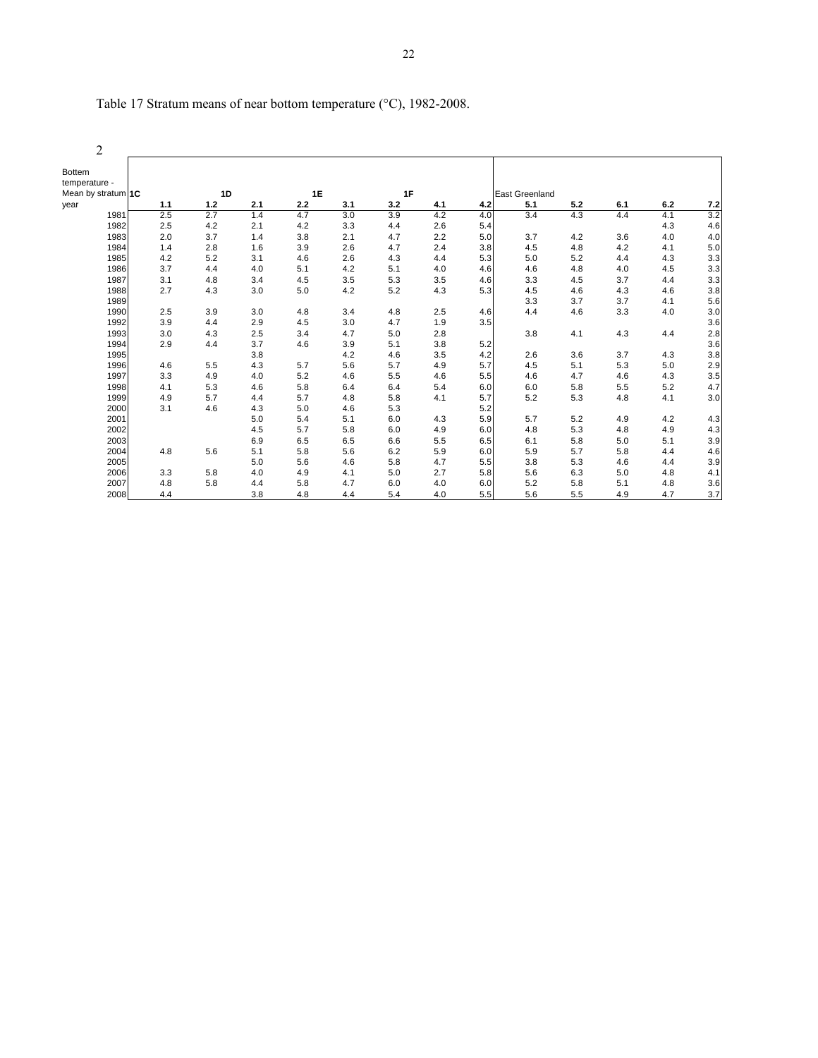Table 17 Stratum means of near bottom temperature (°C), 1982-2008.

2

| Bottom temperature - Mean by stratum | 1C | 1D | | 1E | | 1F | | | East Greenland | | | | |
|---|---|---|---|---|---|---|---|---|---|---|---|---|---|
| year | 1.1 | 1.2 | 2.1 | 2.2 | 3.1 | 3.2 | 4.1 | 4.2 | 5.1 | 5.2 | 6.1 | 6.2 | 7.2 |
| 1981 | 2.5 | 2.7 | 1.4 | 4.7 | 3.0 | 3.9 | 4.2 | 4.0 | 3.4 | 4.3 | 4.4 | 4.1 | 3.2 |
| 1982 | 2.5 | 4.2 | 2.1 | 4.2 | 3.3 | 4.4 | 2.6 | 5.4 | | | | 4.3 | 4.6 |
| 1983 | 2.0 | 3.7 | 1.4 | 3.8 | 2.1 | 4.7 | 2.2 | 5.0 | 3.7 | 4.2 | 3.6 | 4.0 | 4.0 |
| 1984 | 1.4 | 2.8 | 1.6 | 3.9 | 2.6 | 4.7 | 2.4 | 3.8 | 4.5 | 4.8 | 4.2 | 4.1 | 5.0 |
| 1985 | 4.2 | 5.2 | 3.1 | 4.6 | 2.6 | 4.3 | 4.4 | 5.3 | 5.0 | 5.2 | 4.4 | 4.3 | 3.3 |
| 1986 | 3.7 | 4.4 | 4.0 | 5.1 | 4.2 | 5.1 | 4.0 | 4.6 | 4.6 | 4.8 | 4.0 | 4.5 | 3.3 |
| 1987 | 3.1 | 4.8 | 3.4 | 4.5 | 3.5 | 5.3 | 3.5 | 4.6 | 3.3 | 4.5 | 3.7 | 4.4 | 3.3 |
| 1988 | 2.7 | 4.3 | 3.0 | 5.0 | 4.2 | 5.2 | 4.3 | 5.3 | 4.5 | 4.6 | 4.3 | 4.6 | 3.8 |
| 1989 | | | | | | | | | 3.3 | 3.7 | 3.7 | 4.1 | 5.6 |
| 1990 | 2.5 | 3.9 | 3.0 | 4.8 | 3.4 | 4.8 | 2.5 | 4.6 | 4.4 | 4.6 | 3.3 | 4.0 | 3.0 |
| 1992 | 3.9 | 4.4 | 2.9 | 4.5 | 3.0 | 4.7 | 1.9 | 3.5 | | | | | 3.6 |
| 1993 | 3.0 | 4.3 | 2.5 | 3.4 | 4.7 | 5.0 | 2.8 | | 3.8 | 4.1 | 4.3 | 4.4 | 2.8 |
| 1994 | 2.9 | 4.4 | 3.7 | 4.6 | 3.9 | 5.1 | 3.8 | 5.2 | | | | | 3.6 |
| 1995 | | | 3.8 | | 4.2 | 4.6 | 3.5 | 4.2 | 2.6 | 3.6 | 3.7 | 4.3 | 3.8 |
| 1996 | 4.6 | 5.5 | 4.3 | 5.7 | 5.6 | 5.7 | 4.9 | 5.7 | 4.5 | 5.1 | 5.3 | 5.0 | 2.9 |
| 1997 | 3.3 | 4.9 | 4.0 | 5.2 | 4.6 | 5.5 | 4.6 | 5.5 | 4.6 | 4.7 | 4.6 | 4.3 | 3.5 |
| 1998 | 4.1 | 5.3 | 4.6 | 5.8 | 6.4 | 6.4 | 5.4 | 6.0 | 6.0 | 5.8 | 5.5 | 5.2 | 4.7 |
| 1999 | 4.9 | 5.7 | 4.4 | 5.7 | 4.8 | 5.8 | 4.1 | 5.7 | 5.2 | 5.3 | 4.8 | 4.1 | 3.0 |
| 2000 | 3.1 | 4.6 | 4.3 | 5.0 | 4.6 | 5.3 | | 5.2 | | | | | |
| 2001 | | | 5.0 | 5.4 | 5.1 | 6.0 | 4.3 | 5.9 | 5.7 | 5.2 | 4.9 | 4.2 | 4.3 |
| 2002 | | | 4.5 | 5.7 | 5.8 | 6.0 | 4.9 | 6.0 | 4.8 | 5.3 | 4.8 | 4.9 | 4.3 |
| 2003 | | | 6.9 | 6.5 | 6.5 | 6.6 | 5.5 | 6.5 | 6.1 | 5.8 | 5.0 | 5.1 | 3.9 |
| 2004 | 4.8 | 5.6 | 5.1 | 5.8 | 5.6 | 6.2 | 5.9 | 6.0 | 5.9 | 5.7 | 5.8 | 4.4 | 4.6 |
| 2005 | | | 5.0 | 5.6 | 4.6 | 5.8 | 4.7 | 5.5 | 3.8 | 5.3 | 4.6 | 4.4 | 3.9 |
| 2006 | 3.3 | 5.8 | 4.0 | 4.9 | 4.1 | 5.0 | 2.7 | 5.8 | 5.6 | 6.3 | 5.0 | 4.8 | 4.1 |
| 2007 | 4.8 | 5.8 | 4.4 | 5.8 | 4.7 | 6.0 | 4.0 | 6.0 | 5.2 | 5.8 | 5.1 | 4.8 | 3.6 |
| 2008 | 4.4 | | 3.8 | 4.8 | 4.4 | 5.4 | 4.0 | 5.5 | 5.6 | 5.5 | 4.9 | 4.7 | 3.7 |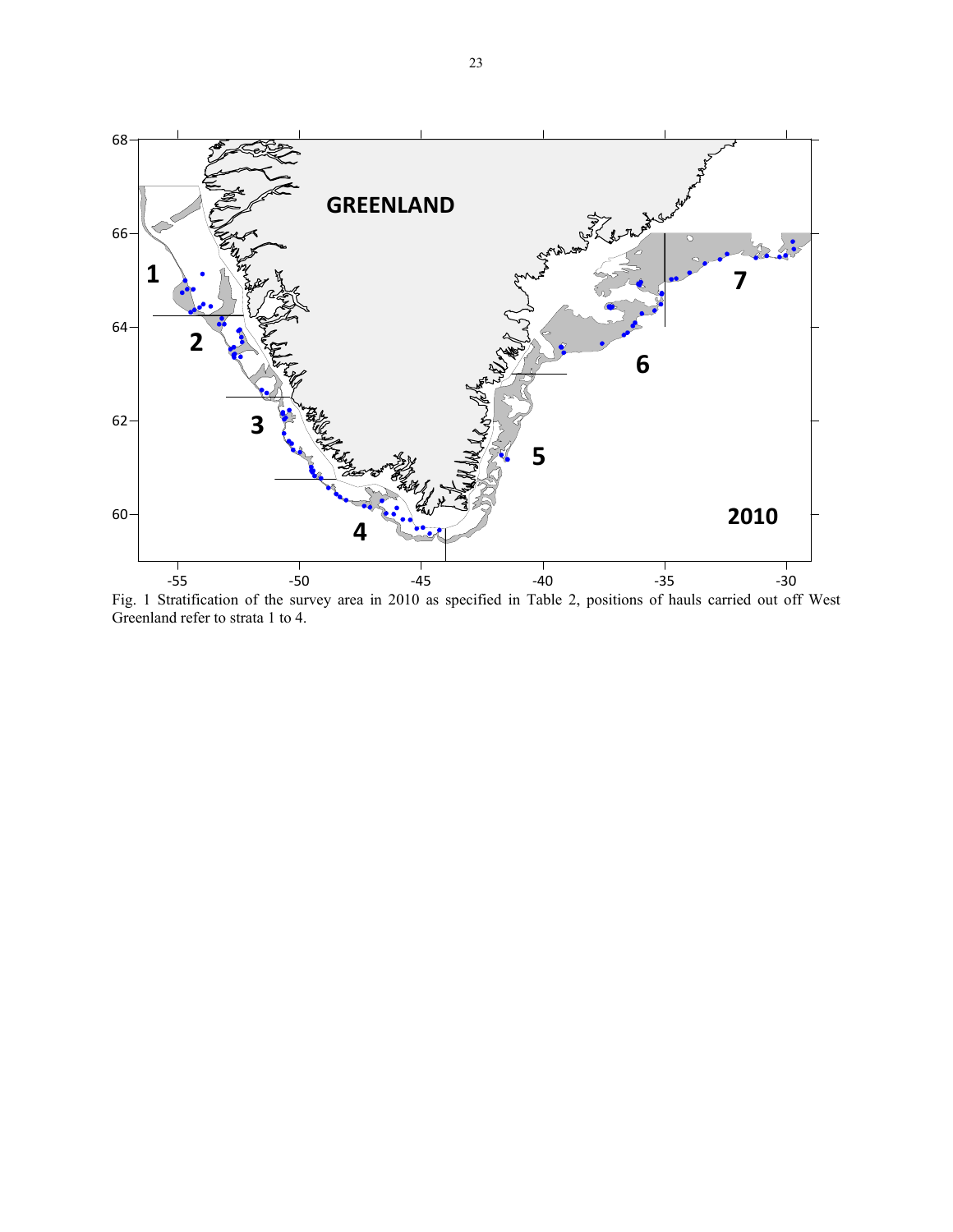Fig. 1 Stratification of the survey area in 2010 as specified in Table 2, positions of hauls carried out off West Greenland refer to strata 1 to 4.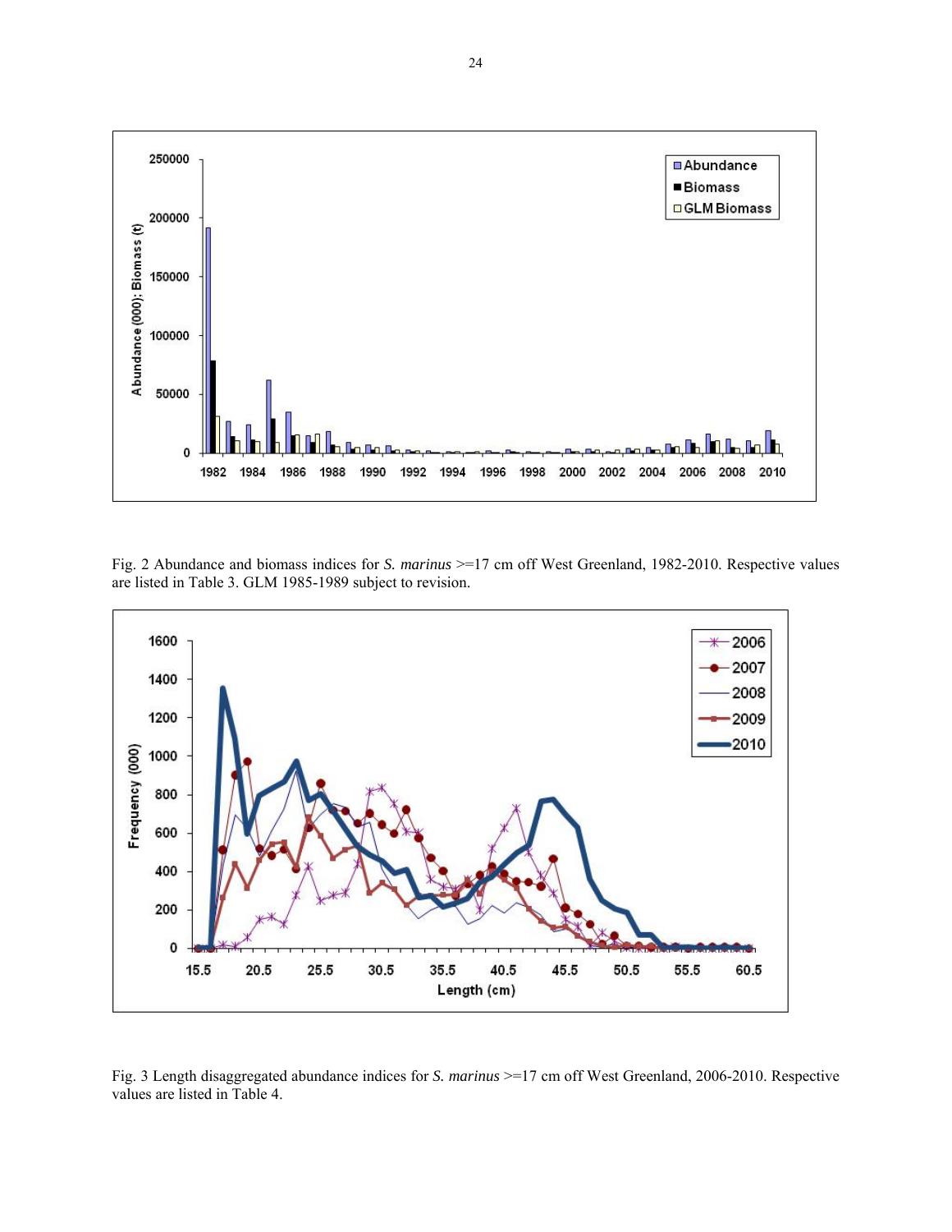Fig. 2 Abundance and biomass indices for *S. marinus* >=17 cm off West Greenland, 1982-2010. Respective values are listed in Table 3. GLM 1985-1989 subject to revision.

Fig. 3 Length disaggregated abundance indices for *S. marinus* >=17 cm off West Greenland, 2006-2010. Respective values are listed in Table 4.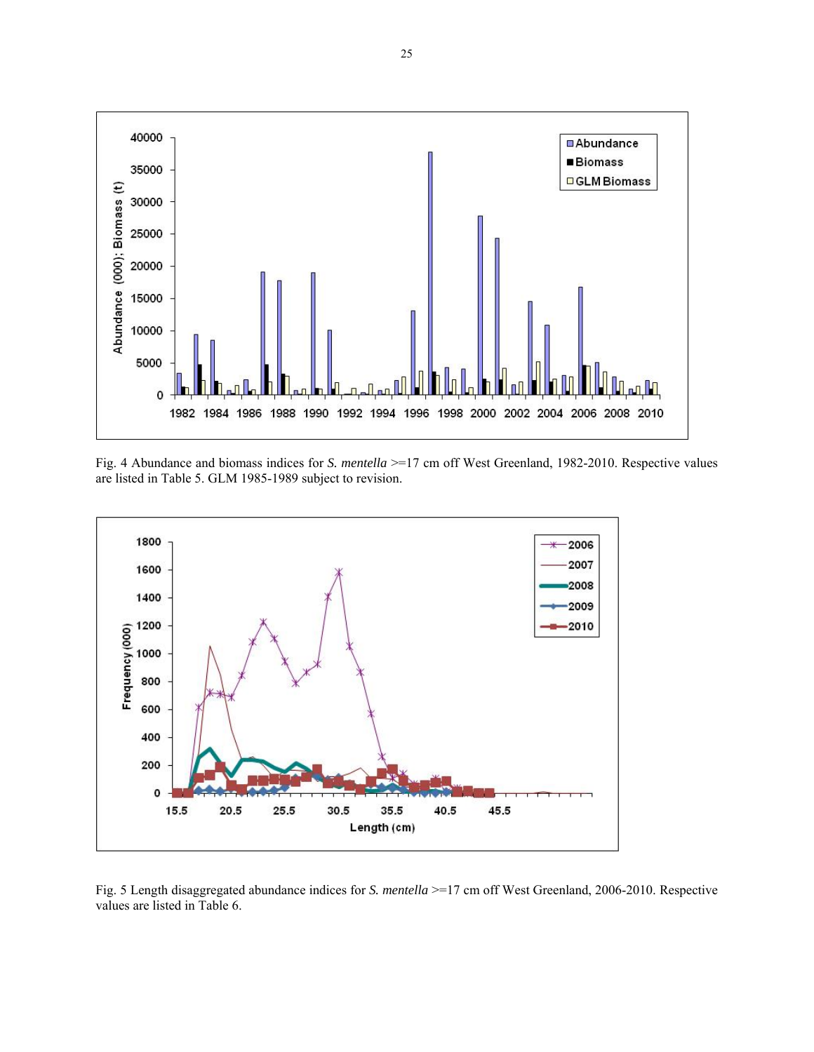Fig. 4 Abundance and biomass indices for *S. mentella* >=17 cm off West Greenland, 1982-2010. Respective values are listed in Table 5. GLM 1985-1989 subject to revision.

Fig. 5 Length disaggregated abundance indices for *S. mentella* >=17 cm off West Greenland, 2006-2010. Respective values are listed in Table 6.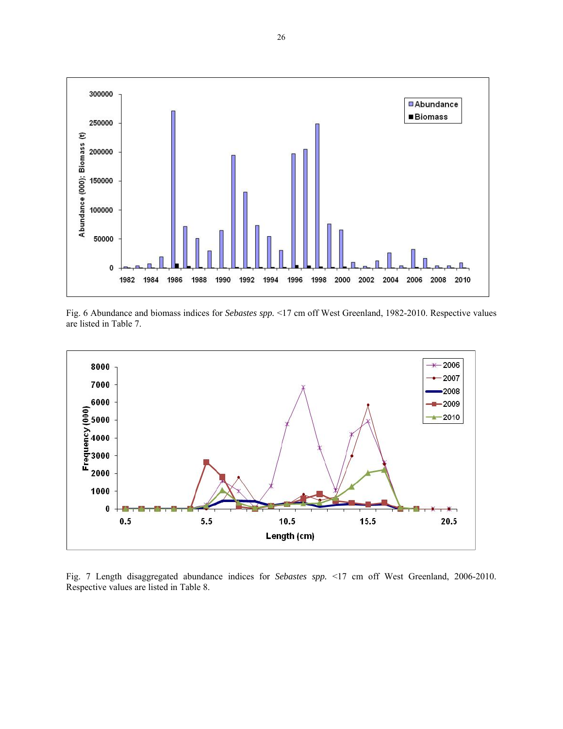Fig. 6 Abundance and biomass indices for *Sebastes spp.* <17 cm off West Greenland, 1982-2010. Respective values are listed in Table 7.

Fig. 7 Length disaggregated abundance indices for *Sebastes spp.* <17 cm off West Greenland, 2006-2010. Respective values are listed in Table 8.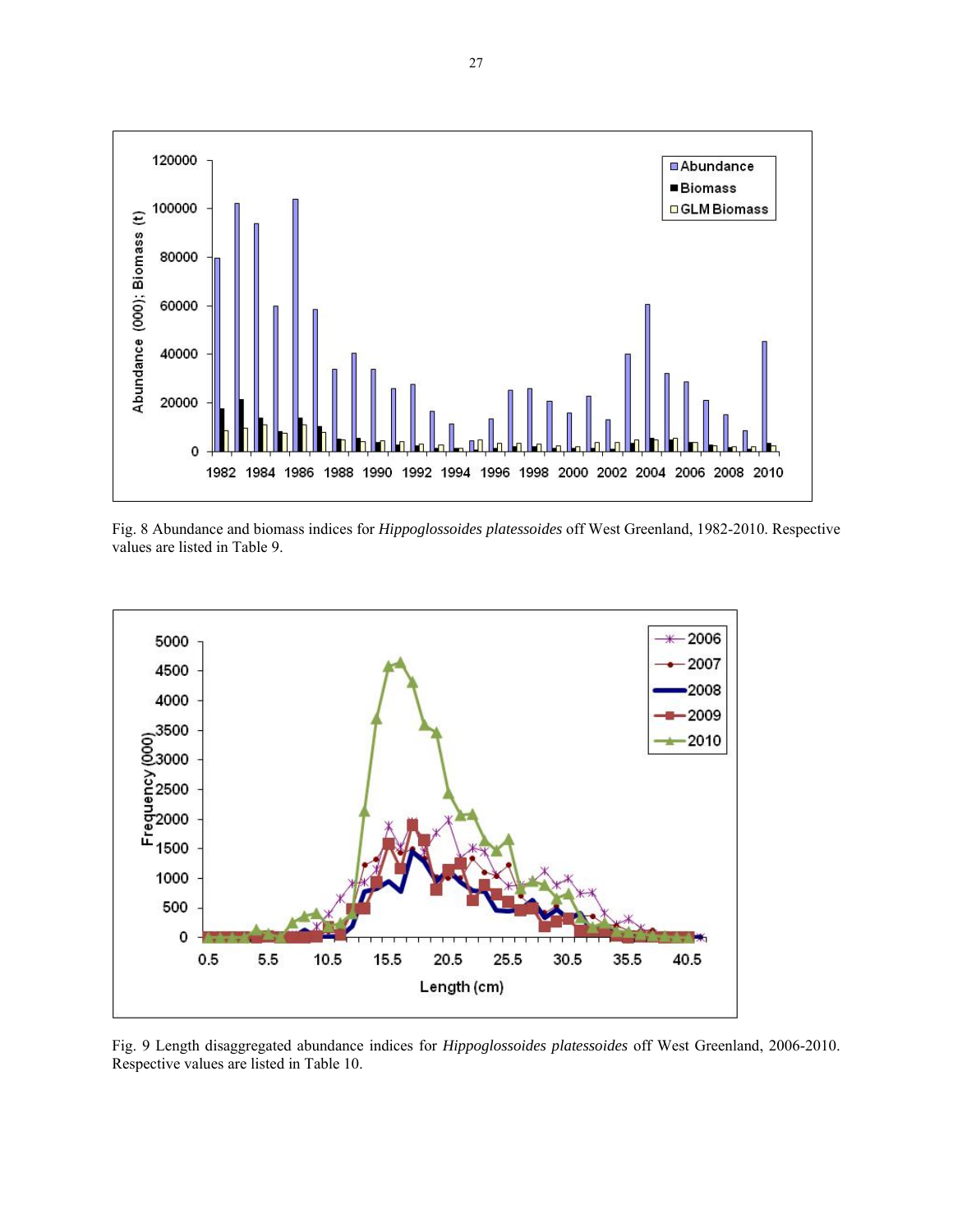Fig. 8 Abundance and biomass indices for *Hippoglossoides platessoides* off West Greenland, 1982-2010. Respective values are listed in Table 9.

Fig. 9 Length disaggregated abundance indices for *Hippoglossoides platessoides* off West Greenland, 2006-2010. Respective values are listed in Table 10.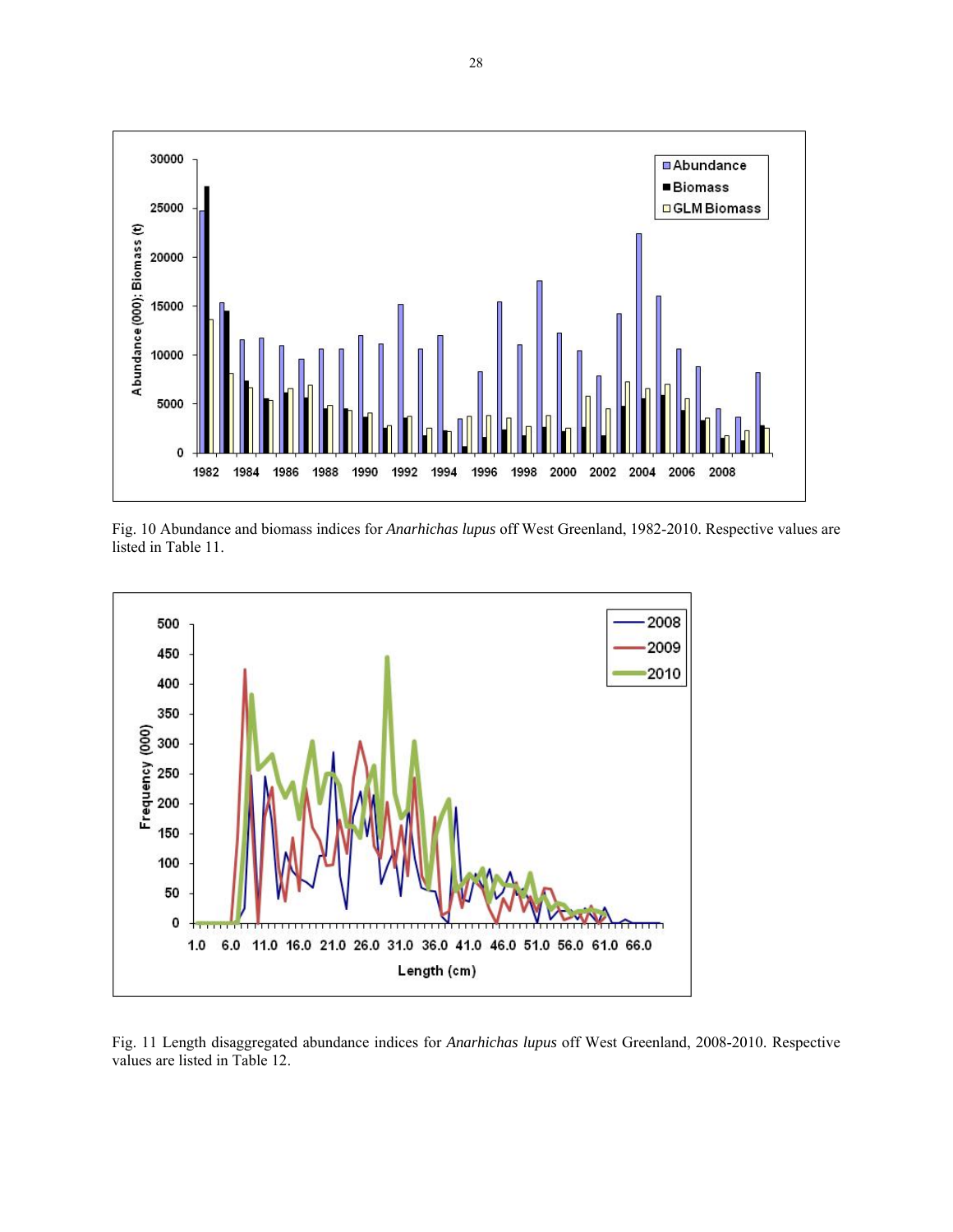Fig. 10 Abundance and biomass indices for *Anarhichas lupus* off West Greenland, 1982-2010. Respective values are listed in Table 11.

Fig. 11 Length disaggregated abundance indices for *Anarhichas lupus* off West Greenland, 2008-2010. Respective values are listed in Table 12.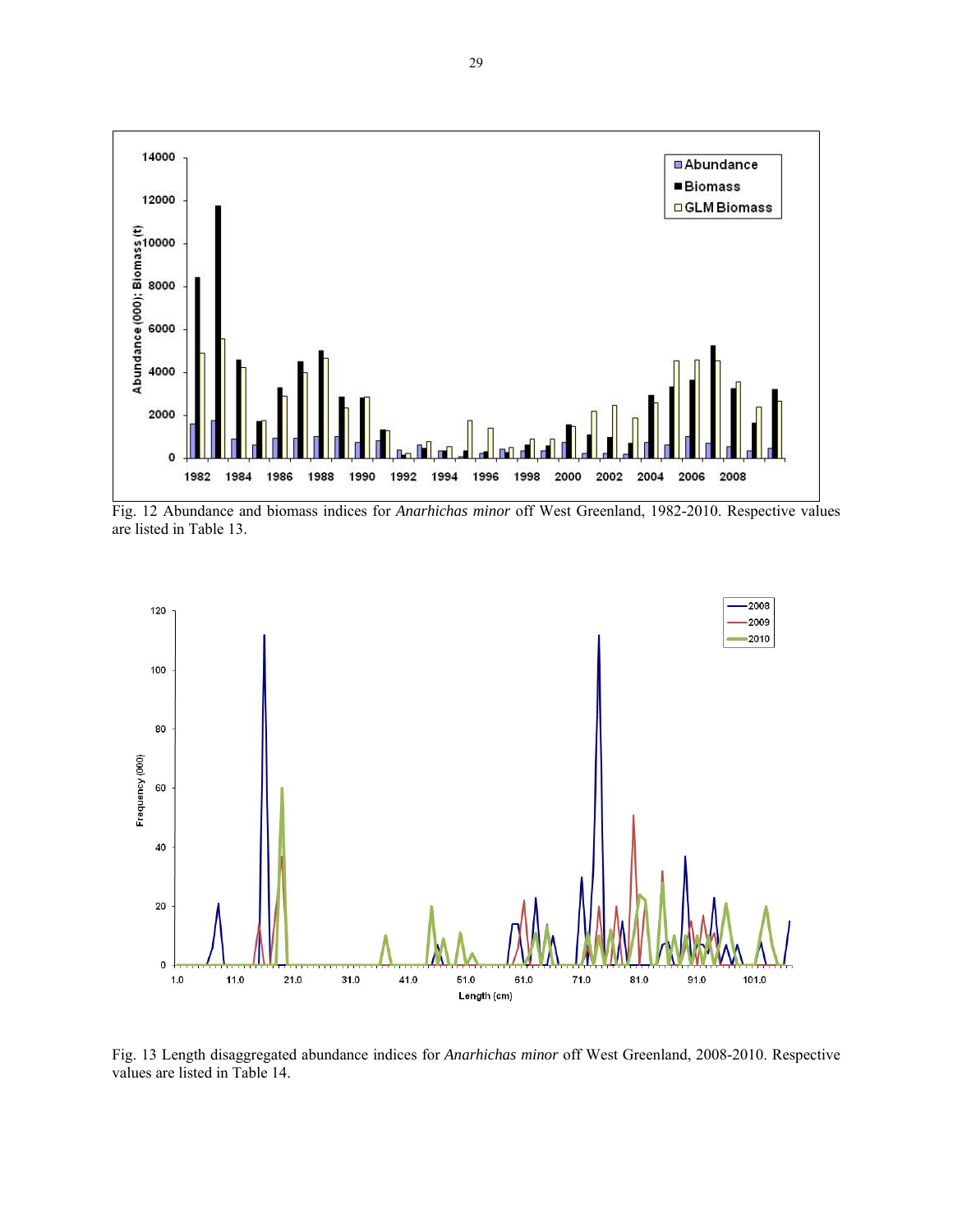Fig. 12 Abundance and biomass indices for *Anarhichas minor* off West Greenland, 1982-2010. Respective values are listed in Table 13.

Fig. 13 Length disaggregated abundance indices for *Anarhichas minor* off West Greenland, 2008-2010. Respective values are listed in Table 14.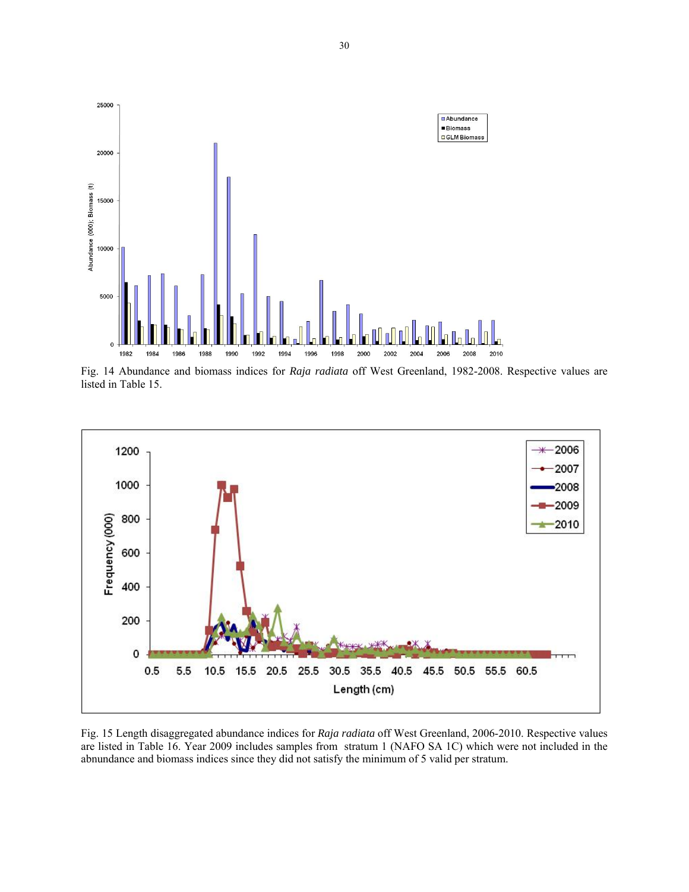Fig. 14 Abundance and biomass indices for *Raja radiata* off West Greenland, 1982-2008. Respective values are listed in Table 15.

Fig. 15 Length disaggregated abundance indices for *Raja radiata* off West Greenland, 2006-2010. Respective values are listed in Table 16. Year 2009 includes samples from stratum 1 (NAFO SA 1C) which were not included in the abnundance and biomass indices since they did not satisfy the minimum of 5 valid per stratum.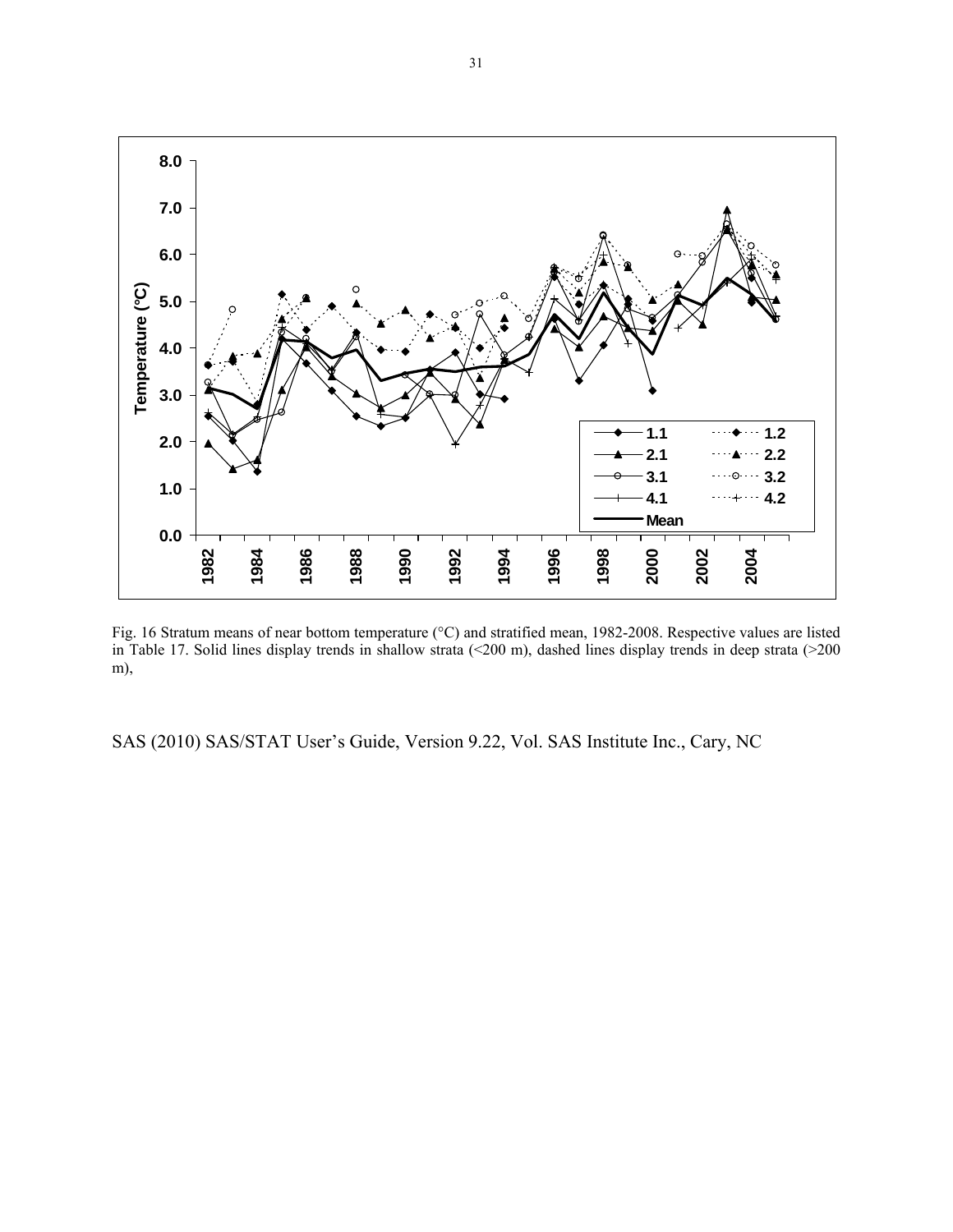8.0
7.0
6.0
5.0
4.0
3.0
2.0
1.0
0.0

Temperature (°C)

1982
1984
1986
1988
1990
1992
1994
1996
1998
2000
2002
2004

1.1
1.2
2.1
2.2
3.1
3.2
4.1
4.2
Mean

Fig. 16 Stratum means of near bottom temperature (°C) and stratified mean, 1982-2008. Respective values are listed in Table 17. Solid lines display trends in shallow strata (<200 m), dashed lines display trends in deep strata (>200 m),

SAS (2010) SAS/STAT User's Guide, Version 9.22, Vol. SAS Institute Inc., Cary, NC